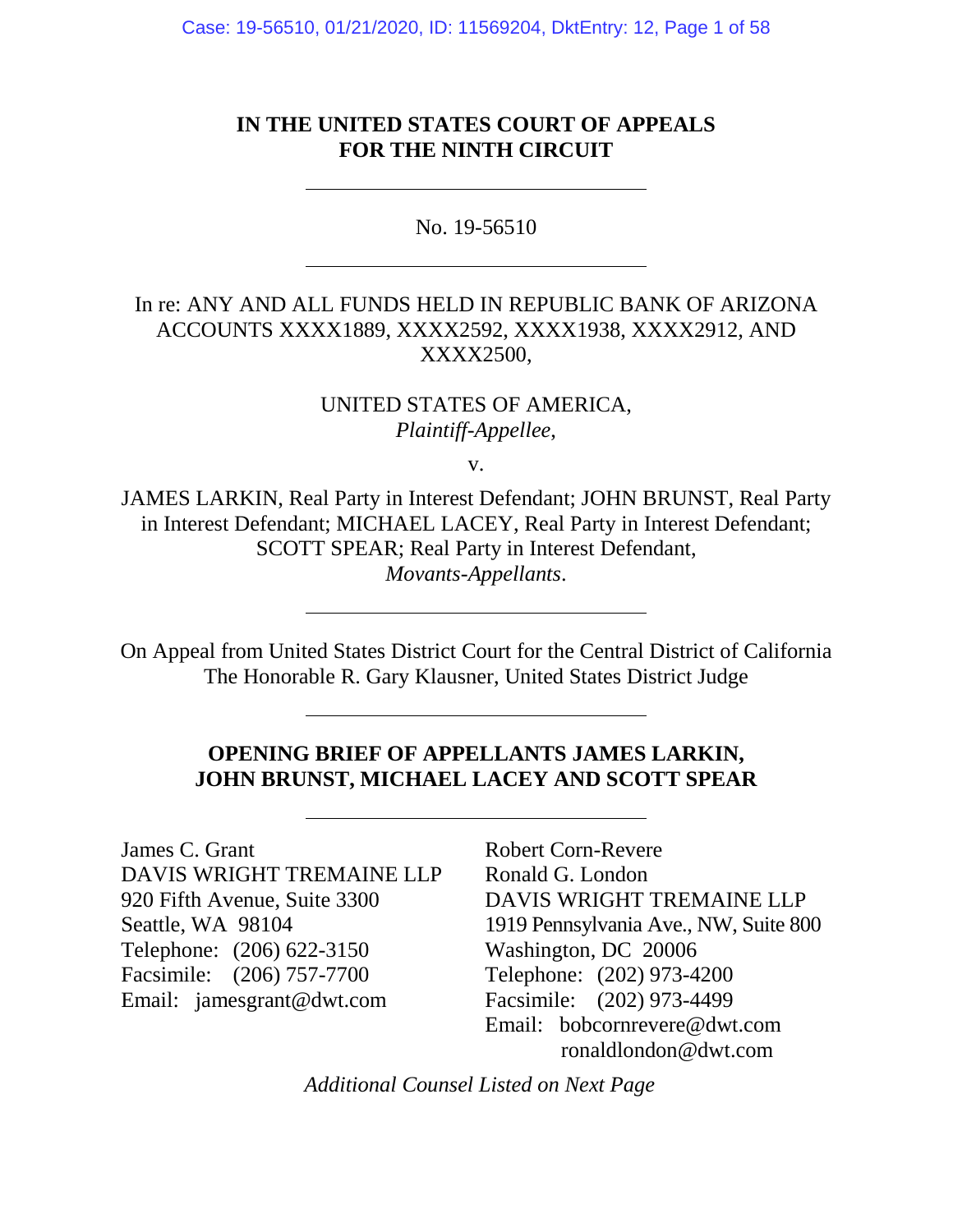**IN THE UNITED STATES COURT OF APPEALS**
**FOR THE NINTH CIRCUIT**

---

No. 19-56510

---

In re: ANY AND ALL FUNDS HELD IN REPUBLIC BANK OF ARIZONA ACCOUNTS XXXX1889, XXXX2592, XXXX1938, XXXX2912, AND XXXX2500,

UNITED STATES OF AMERICA,
*Plaintiff-Appellee*,

v.

JAMES LARKIN, Real Party in Interest Defendant; JOHN BRUNST, Real Party in Interest Defendant; MICHAEL LACEY, Real Party in Interest Defendant; SCOTT SPEAR; Real Party in Interest Defendant,
*Movants-Appellants*.

---

On Appeal from United States District Court for the Central District of California
The Honorable R. Gary Klausner, United States District Judge

---

**OPENING BRIEF OF APPELLANTS JAMES LARKIN, JOHN BRUNST, MICHAEL LACEY AND SCOTT SPEAR**

---

James C. Grant
DAVIS WRIGHT TREMAINE LLP
920 Fifth Avenue, Suite 3300
Seattle, WA 98104
Telephone: (206) 622-3150
Facsimile: (206) 757-7700
Email: jamesgrant@dwt.com

Robert Corn-Revere
Ronald G. London
DAVIS WRIGHT TREMAINE LLP
1919 Pennsylvania Ave., NW, Suite 800
Washington, DC 20006
Telephone: (202) 973-4200
Facsimile: (202) 973-4499
Email: bobcornrevere@dwt.com
ronaldlondon@dwt.com

*Additional Counsel Listed on Next Page*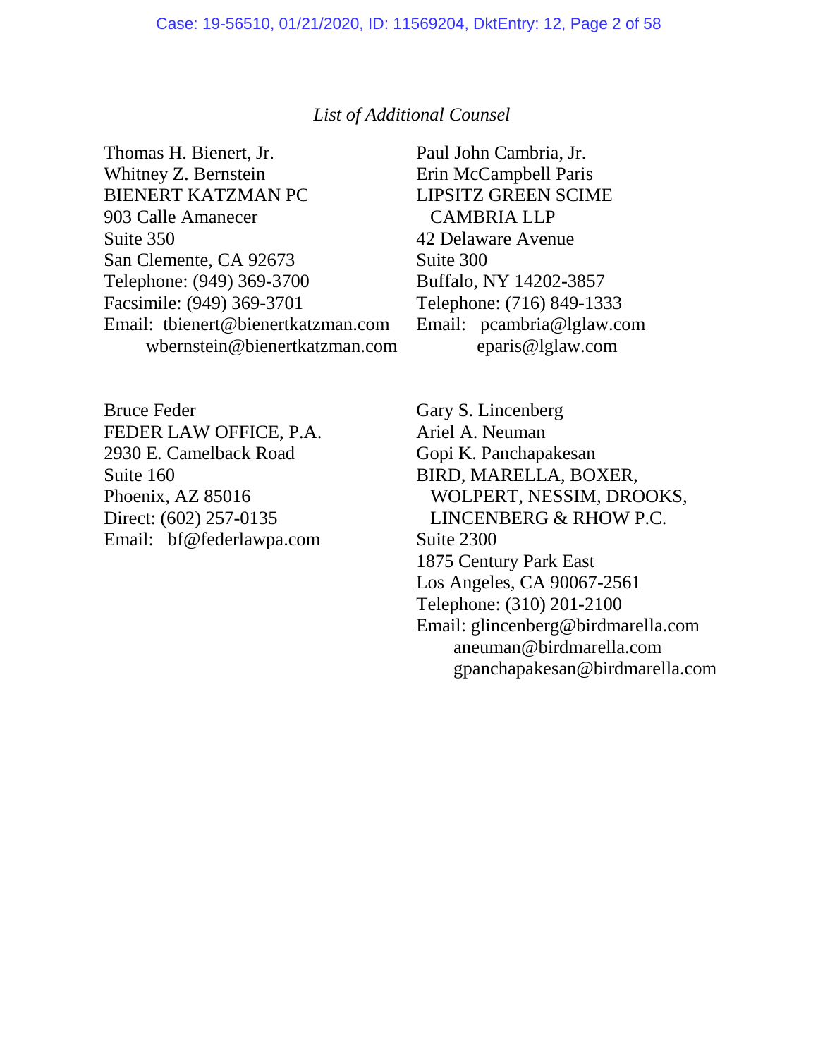*List of Additional Counsel*

Thomas H. Bienert, Jr.
Whitney Z. Bernstein
BIENERT KATZMAN PC
903 Calle Amanecer
Suite 350
San Clemente, CA 92673
Telephone: (949) 369-3700
Facsimile: (949) 369-3701
Email: tbienert@bienertkatzman.com
wbernstein@bienertkatzman.com

Paul John Cambria, Jr.
Erin McCampbell Paris
LIPSITZ GREEN SCIME CAMBRIA LLP
42 Delaware Avenue
Suite 300
Buffalo, NY 14202-3857
Telephone: (716) 849-1333
Email: pcambria@lglaw.com
eparis@lglaw.com

Bruce Feder
FEDER LAW OFFICE, P.A.
2930 E. Camelback Road
Suite 160
Phoenix, AZ 85016
Direct: (602) 257-0135
Email: bf@federlawpa.com

Gary S. Lincenberg
Ariel A. Neuman
Gopi K. Panchapakesan
BIRD, MARELLA, BOXER, WOLPERT, NESSIM, DROOKS, LINCENBERG & RHOW P.C.
Suite 2300
1875 Century Park East
Los Angeles, CA 90067-2561
Telephone: (310) 201-2100
Email: glincenberg@birdmarella.com
aneuman@birdmarella.com
gpanchapakesan@birdmarella.com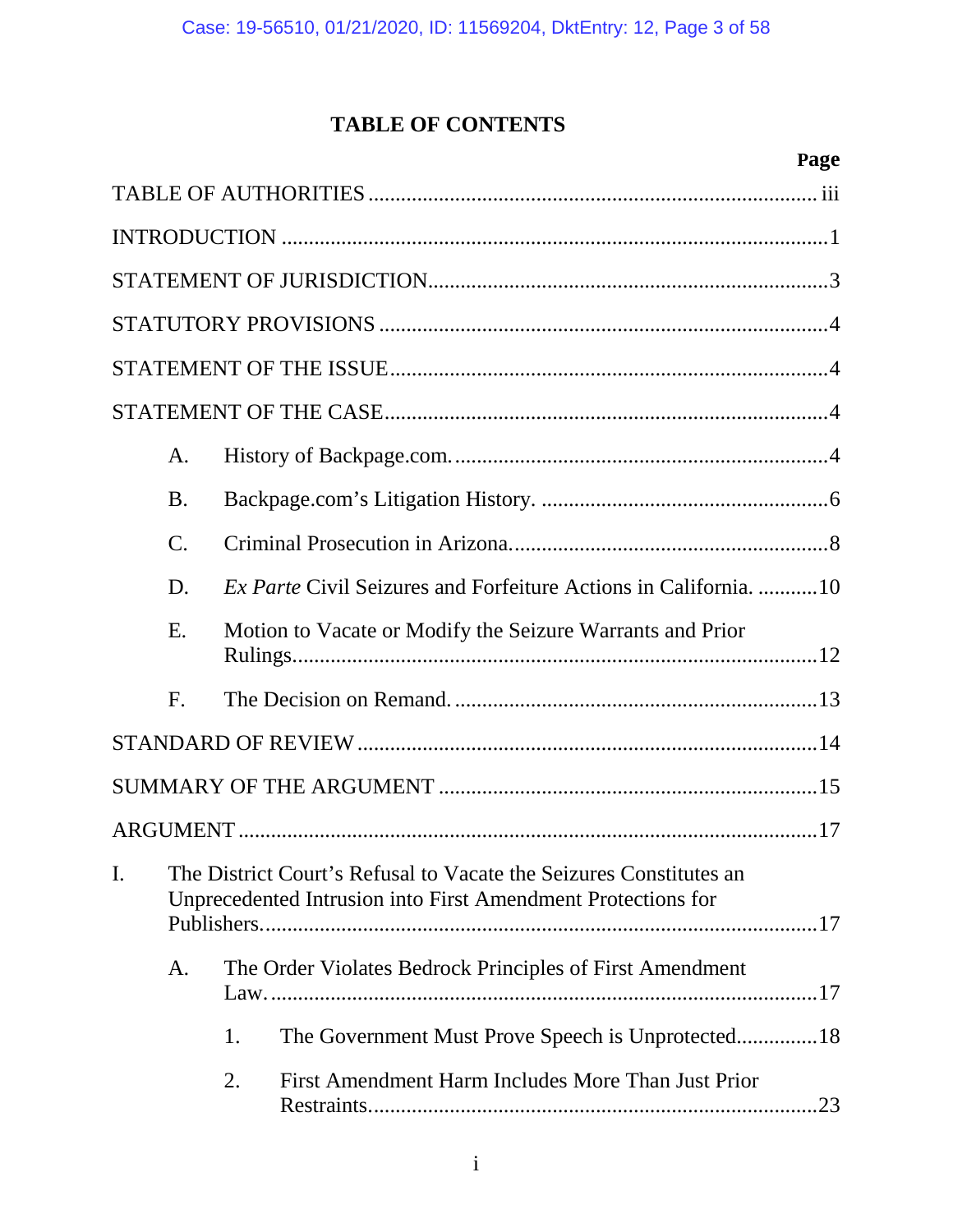# TABLE OF CONTENTS

| | Page |
|---|---|
| TABLE OF AUTHORITIES | iii |
| INTRODUCTION | 1 |
| STATEMENT OF JURISDICTION | 3 |
| STATUTORY PROVISIONS | 4 |
| STATEMENT OF THE ISSUE | 4 |
| STATEMENT OF THE CASE | 4 |
| A. History of Backpage.com. | 4 |
| B. Backpage.com's Litigation History. | 6 |
| C. Criminal Prosecution in Arizona. | 8 |
| D. *Ex Parte* Civil Seizures and Forfeiture Actions in California. | 10 |
| E. Motion to Vacate or Modify the Seizure Warrants and Prior Rulings | 12 |
| F. The Decision on Remand. | 13 |
| STANDARD OF REVIEW | 14 |
| SUMMARY OF THE ARGUMENT | 15 |
| ARGUMENT | 17 |
| I. The District Court's Refusal to Vacate the Seizures Constitutes an Unprecedented Intrusion into First Amendment Protections for Publishers. | 17 |
| A. The Order Violates Bedrock Principles of First Amendment Law. | 17 |
| 1. The Government Must Prove Speech is Unprotected | 18 |
| 2. First Amendment Harm Includes More Than Just Prior Restraints. | 23 |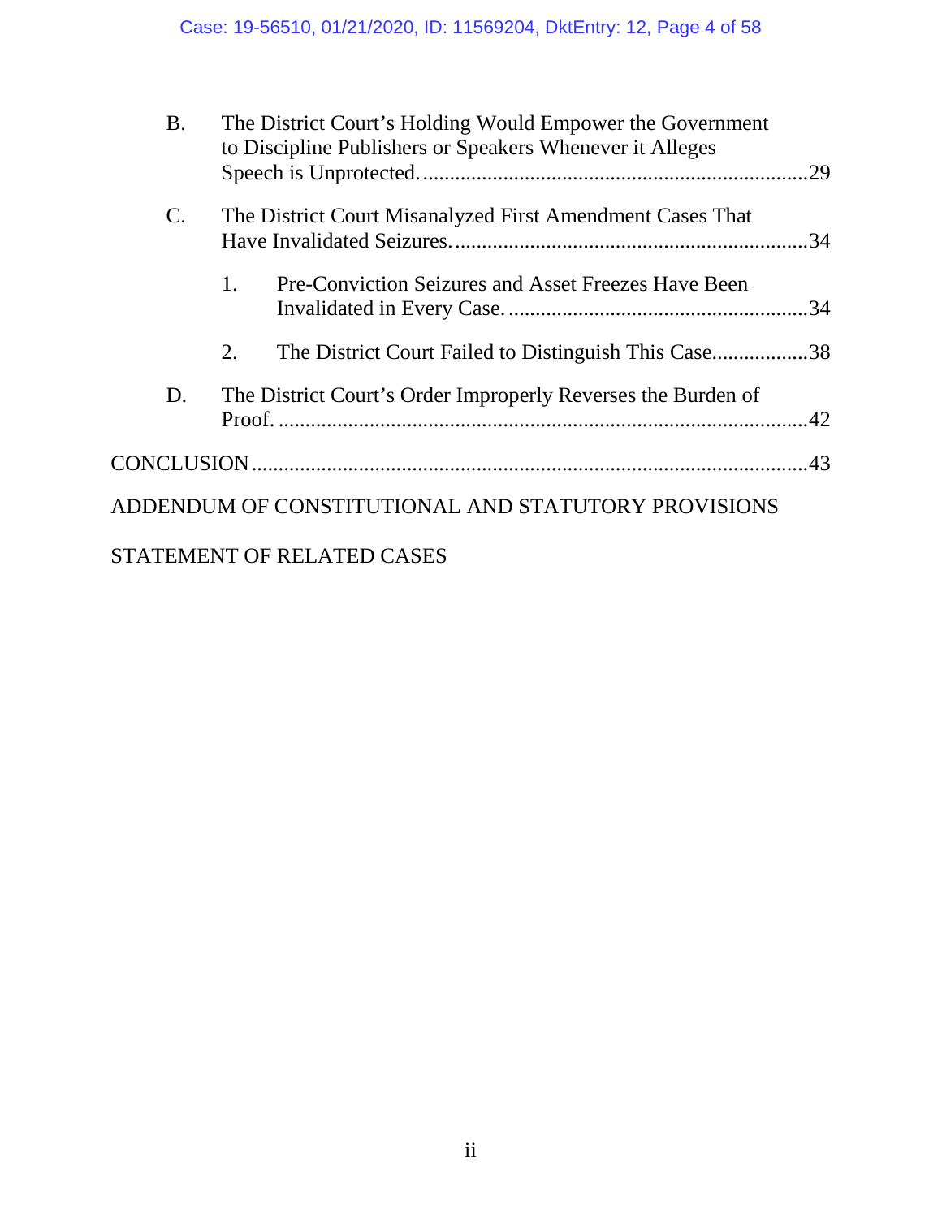- B. The District Court's Holding Would Empower the Government to Discipline Publishers or Speakers Whenever it Alleges Speech is Unprotected. ....29
- C. The District Court Misanalyzed First Amendment Cases That Have Invalidated Seizures. ....34
  - 1. Pre-Conviction Seizures and Asset Freezes Have Been Invalidated in Every Case. ....34
  - 2. The District Court Failed to Distinguish This Case ....38
- D. The District Court's Order Improperly Reverses the Burden of Proof. ....42

CONCLUSION ....43

ADDENDUM OF CONSTITUTIONAL AND STATUTORY PROVISIONS

STATEMENT OF RELATED CASES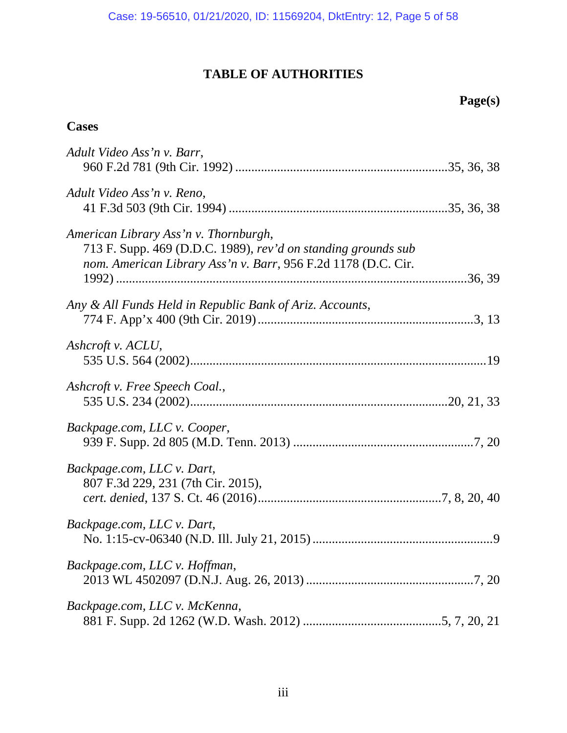# TABLE OF AUTHORITIES

**Page(s)**

## Cases

*Adult Video Ass'n v. Barr*,
960 F.2d 781 (9th Cir. 1992) ....................................................................35, 36, 38

*Adult Video Ass'n v. Reno*,
41 F.3d 503 (9th Cir. 1994) ......................................................................35, 36, 38

*American Library Ass'n v. Thornburgh*,
713 F. Supp. 469 (D.D.C. 1989), *rev'd on standing grounds sub nom. American Library Ass'n v. Barr*, 956 F.2d 1178 (D.C. Cir. 1992) ..............................................................................................................36, 39

*Any & All Funds Held in Republic Bank of Ariz. Accounts*,
774 F. App'x 400 (9th Cir. 2019) .....................................................................3, 13

*Ashcroft v. ACLU*,
535 U.S. 564 (2002)..............................................................................................19

*Ashcroft v. Free Speech Coal.*,
535 U.S. 234 (2002)...............................................................................20, 21, 33

*Backpage.com, LLC v. Cooper*,
939 F. Supp. 2d 805 (M.D. Tenn. 2013) .........................................................7, 20

*Backpage.com, LLC v. Dart*,
807 F.3d 229, 231 (7th Cir. 2015),
*cert. denied*, 137 S. Ct. 46 (2016).........................................................7, 8, 20, 40

*Backpage.com, LLC v. Dart*,
No. 1:15-cv-06340 (N.D. Ill. July 21, 2015) ..........................................................9

*Backpage.com, LLC v. Hoffman*,
2013 WL 4502097 (D.N.J. Aug. 26, 2013) .....................................................7, 20

*Backpage.com, LLC v. McKenna*,
881 F. Supp. 2d 1262 (W.D. Wash. 2012) ...........................................5, 7, 20, 21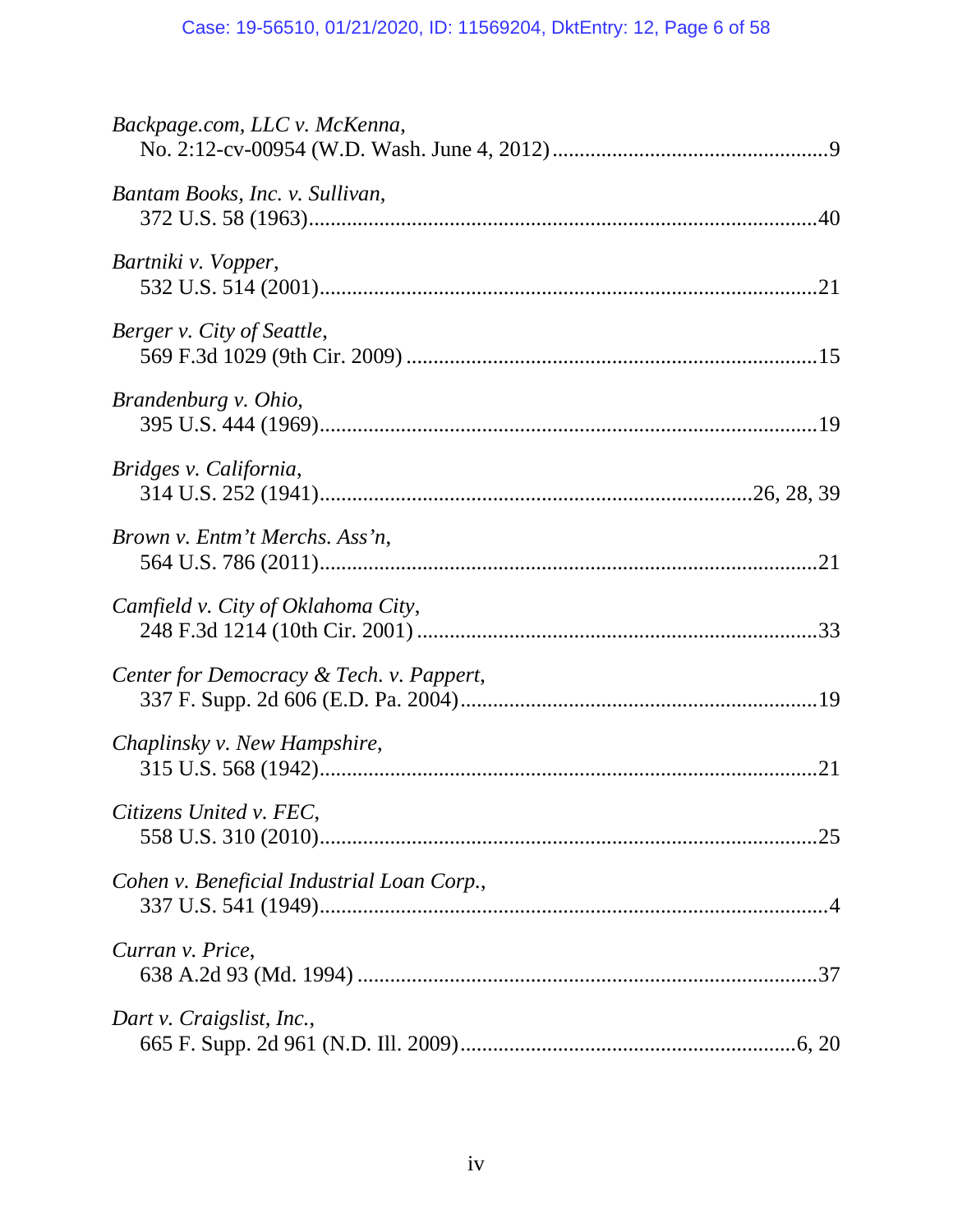*Backpage.com, LLC v. McKenna*,
No. 2:12-cv-00954 (W.D. Wash. June 4, 2012) .................................................9

*Bantam Books, Inc. v. Sullivan*,
372 U.S. 58 (1963)...........................................................................................40

*Bartniki v. Vopper*,
532 U.S. 514 (2001)..........................................................................................21

*Berger v. City of Seattle*,
569 F.3d 1029 (9th Cir. 2009) ..........................................................................15

*Brandenburg v. Ohio*,
395 U.S. 444 (1969)..........................................................................................19

*Bridges v. California*,
314 U.S. 252 (1941)..........................................................................26, 28, 39

*Brown v. Entm't Merchs. Ass'n*,
564 U.S. 786 (2011)..........................................................................................21

*Camfield v. City of Oklahoma City*,
248 F.3d 1214 (10th Cir. 2001) ........................................................................33

*Center for Democracy & Tech. v. Pappert*,
337 F. Supp. 2d 606 (E.D. Pa. 2004)................................................................19

*Chaplinsky v. New Hampshire*,
315 U.S. 568 (1942)..........................................................................................21

*Citizens United v. FEC*,
558 U.S. 310 (2010)..........................................................................................25

*Cohen v. Beneficial Industrial Loan Corp.*,
337 U.S. 541 (1949)............................................................................................4

*Curran v. Price*,
638 A.2d 93 (Md. 1994) ...................................................................................37

*Dart v. Craigslist, Inc.*,
665 F. Supp. 2d 961 (N.D. Ill. 2009).............................................................6, 20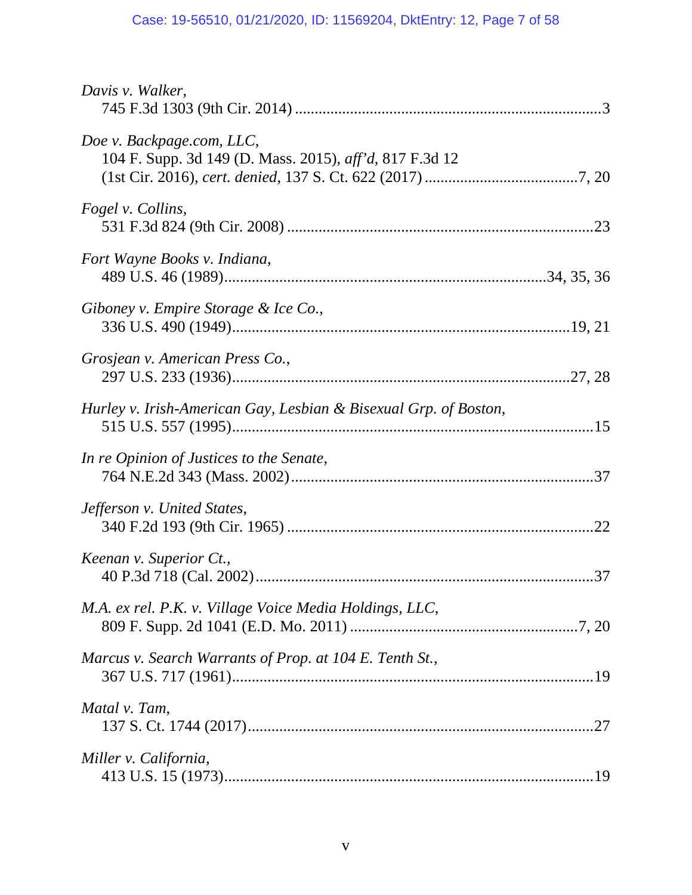*Davis v. Walker*,
745 F.3d 1303 (9th Cir. 2014) ....................................................................3

*Doe v. Backpage.com, LLC*,
104 F. Supp. 3d 149 (D. Mass. 2015), *aff'd*, 817 F.3d 12
(1st Cir. 2016), *cert. denied*, 137 S. Ct. 622 (2017) ....................................7, 20

*Fogel v. Collins*,
531 F.3d 824 (9th Cir. 2008) ....................................................................23

*Fort Wayne Books v. Indiana*,
489 U.S. 46 (1989)........................................................................34, 35, 36

*Giboney v. Empire Storage & Ice Co.*,
336 U.S. 490 (1949)........................................................................19, 21

*Grosjean v. American Press Co.*,
297 U.S. 233 (1936)........................................................................27, 28

*Hurley v. Irish-American Gay, Lesbian & Bisexual Grp. of Boston*,
515 U.S. 557 (1995)..............................................................................15

*In re Opinion of Justices to the Senate*,
764 N.E.2d 343 (Mass. 2002)..................................................................37

*Jefferson v. United States*,
340 F.2d 193 (9th Cir. 1965) ....................................................................22

*Keenan v. Superior Ct.*,
40 P.3d 718 (Cal. 2002)..........................................................................37

*M.A. ex rel. P.K. v. Village Voice Media Holdings, LLC*,
809 F. Supp. 2d 1041 (E.D. Mo. 2011) ...................................................7, 20

*Marcus v. Search Warrants of Prop. at 104 E. Tenth St.*,
367 U.S. 717 (1961)..............................................................................19

*Matal v. Tam*,
137 S. Ct. 1744 (2017)..........................................................................27

*Miller v. California*,
413 U.S. 15 (1973)................................................................................19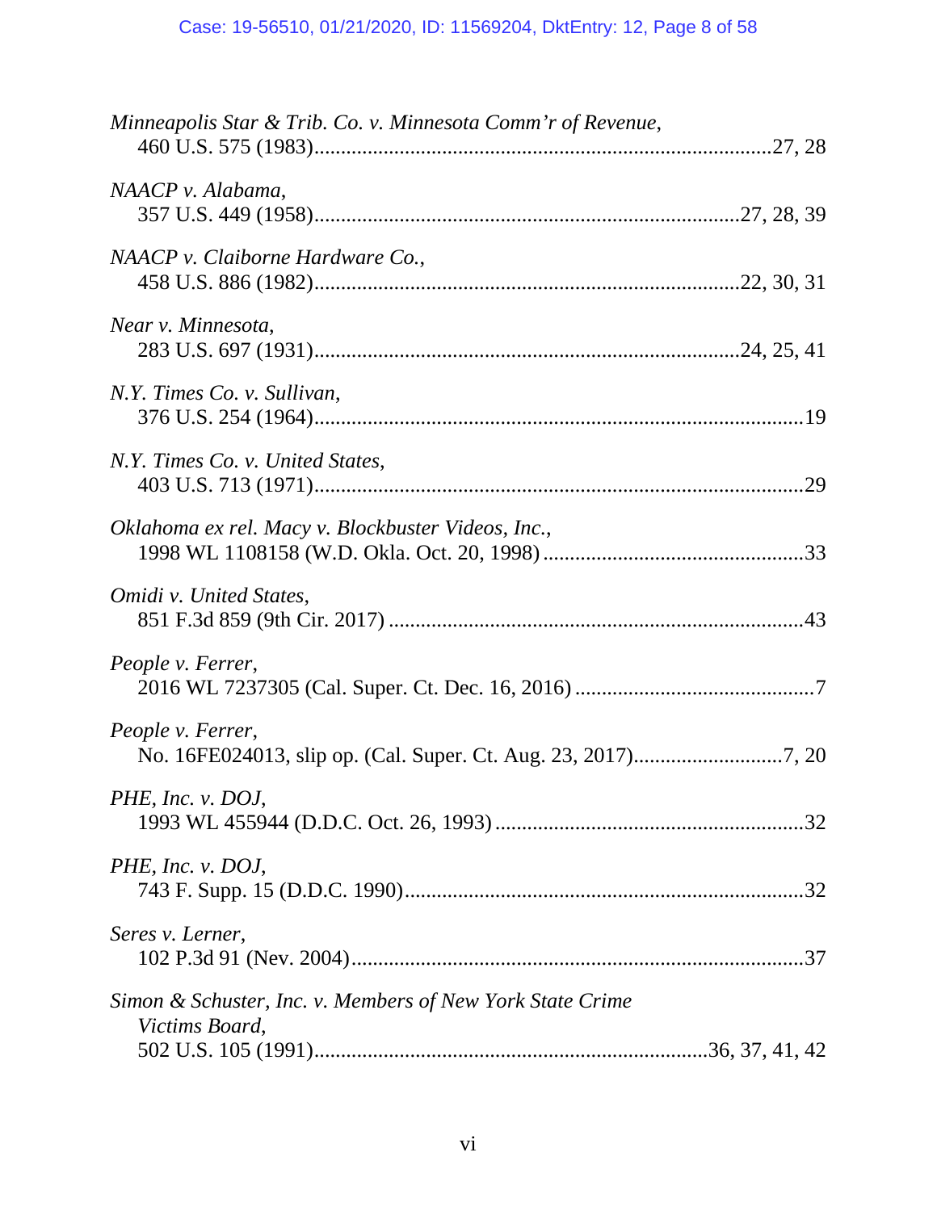*Minneapolis Star & Trib. Co. v. Minnesota Comm'r of Revenue*,
460 U.S. 575 (1983)....................................................................................27, 28

*NAACP v. Alabama*,
357 U.S. 449 (1958)..............................................................................27, 28, 39

*NAACP v. Claiborne Hardware Co.*,
458 U.S. 886 (1982)..............................................................................22, 30, 31

*Near v. Minnesota*,
283 U.S. 697 (1931)..............................................................................24, 25, 41

*N.Y. Times Co. v. Sullivan*,
376 U.S. 254 (1964)..........................................................................................19

*N.Y. Times Co. v. United States*,
403 U.S. 713 (1971)..........................................................................................29

*Oklahoma ex rel. Macy v. Blockbuster Videos, Inc.*,
1998 WL 1108158 (W.D. Okla. Oct. 20, 1998) ..................................................33

*Omidi v. United States*,
851 F.3d 859 (9th Cir. 2017) ..............................................................................43

*People v. Ferrer*,
2016 WL 7237305 (Cal. Super. Ct. Dec. 16, 2016) ..............................................7

*People v. Ferrer*,
No. 16FE024013, slip op. (Cal. Super. Ct. Aug. 23, 2017)............................7, 20

*PHE, Inc. v. DOJ*,
1993 WL 455944 (D.D.C. Oct. 26, 1993) ..........................................................32

*PHE, Inc. v. DOJ*,
743 F. Supp. 15 (D.D.C. 1990)...........................................................................32

*Seres v. Lerner*,
102 P.3d 91 (Nev. 2004).....................................................................................37

*Simon & Schuster, Inc. v. Members of New York State Crime Victims Board*,
502 U.S. 105 (1991).........................................................................36, 37, 41, 42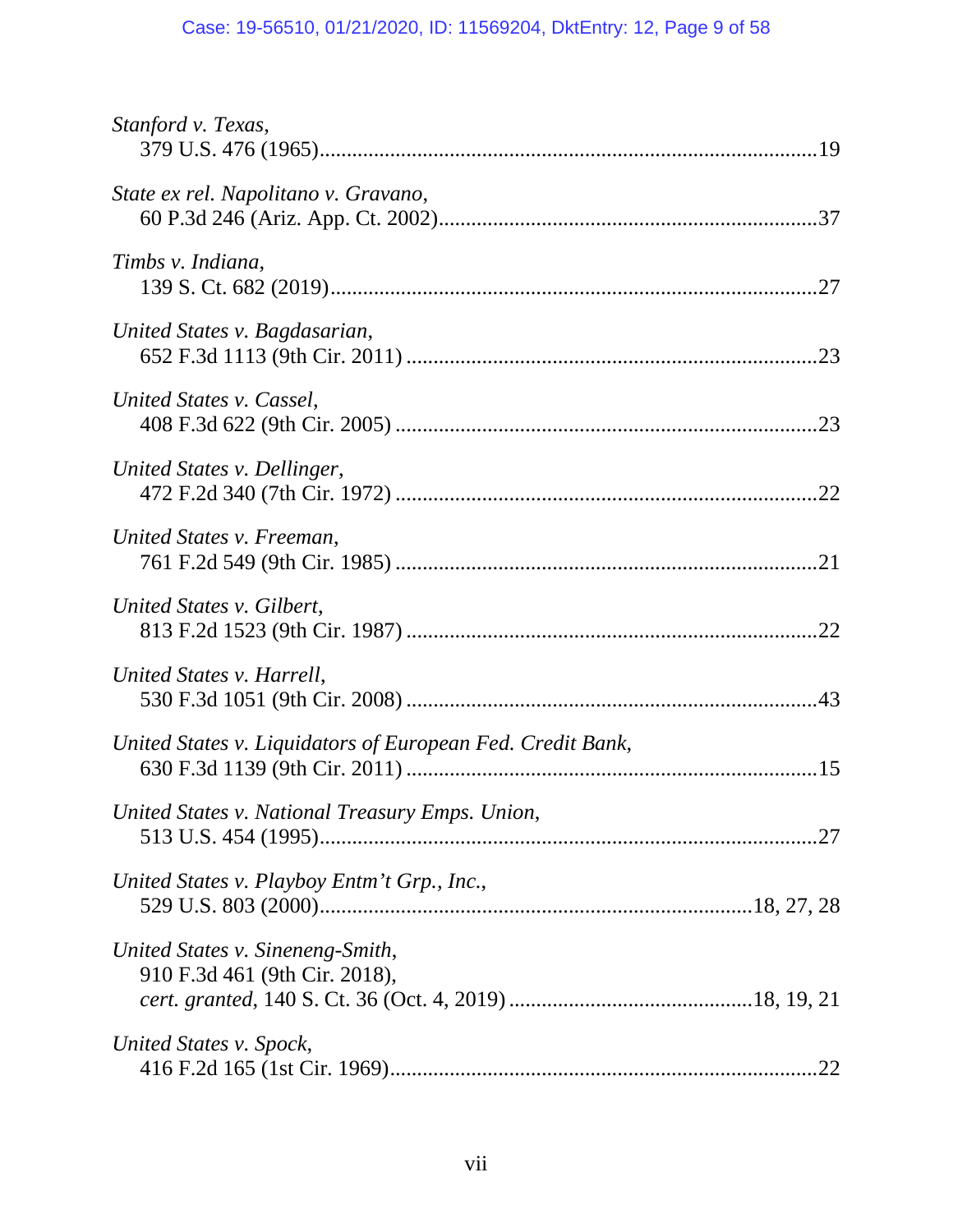*Stanford v. Texas*,
379 U.S. 476 (1965)........................................................................................19

*State ex rel. Napolitano v. Gravano*,
60 P.3d 246 (Ariz. App. Ct. 2002)...................................................................37

*Timbs v. Indiana*,
139 S. Ct. 682 (2019).......................................................................................27

*United States v. Bagdasarian*,
652 F.3d 1113 (9th Cir. 2011) .........................................................................23

*United States v. Cassel*,
408 F.3d 622 (9th Cir. 2005) ...........................................................................23

*United States v. Dellinger*,
472 F.2d 340 (7th Cir. 1972) ...........................................................................22

*United States v. Freeman*,
761 F.2d 549 (9th Cir. 1985) ...........................................................................21

*United States v. Gilbert*,
813 F.2d 1523 (9th Cir. 1987) .........................................................................22

*United States v. Harrell*,
530 F.3d 1051 (9th Cir. 2008) .........................................................................43

*United States v. Liquidators of European Fed. Credit Bank*,
630 F.3d 1139 (9th Cir. 2011) .........................................................................15

*United States v. National Treasury Emps. Union*,
513 U.S. 454 (1995)..........................................................................................27

*United States v. Playboy Entm't Grp., Inc.*,
529 U.S. 803 (2000).............................................................................18, 27, 28

*United States v. Sineneng-Smith*,
910 F.3d 461 (9th Cir. 2018),
*cert. granted*, 140 S. Ct. 36 (Oct. 4, 2019) ..........................................18, 19, 21

*United States v. Spock*,
416 F.2d 165 (1st Cir. 1969).............................................................................22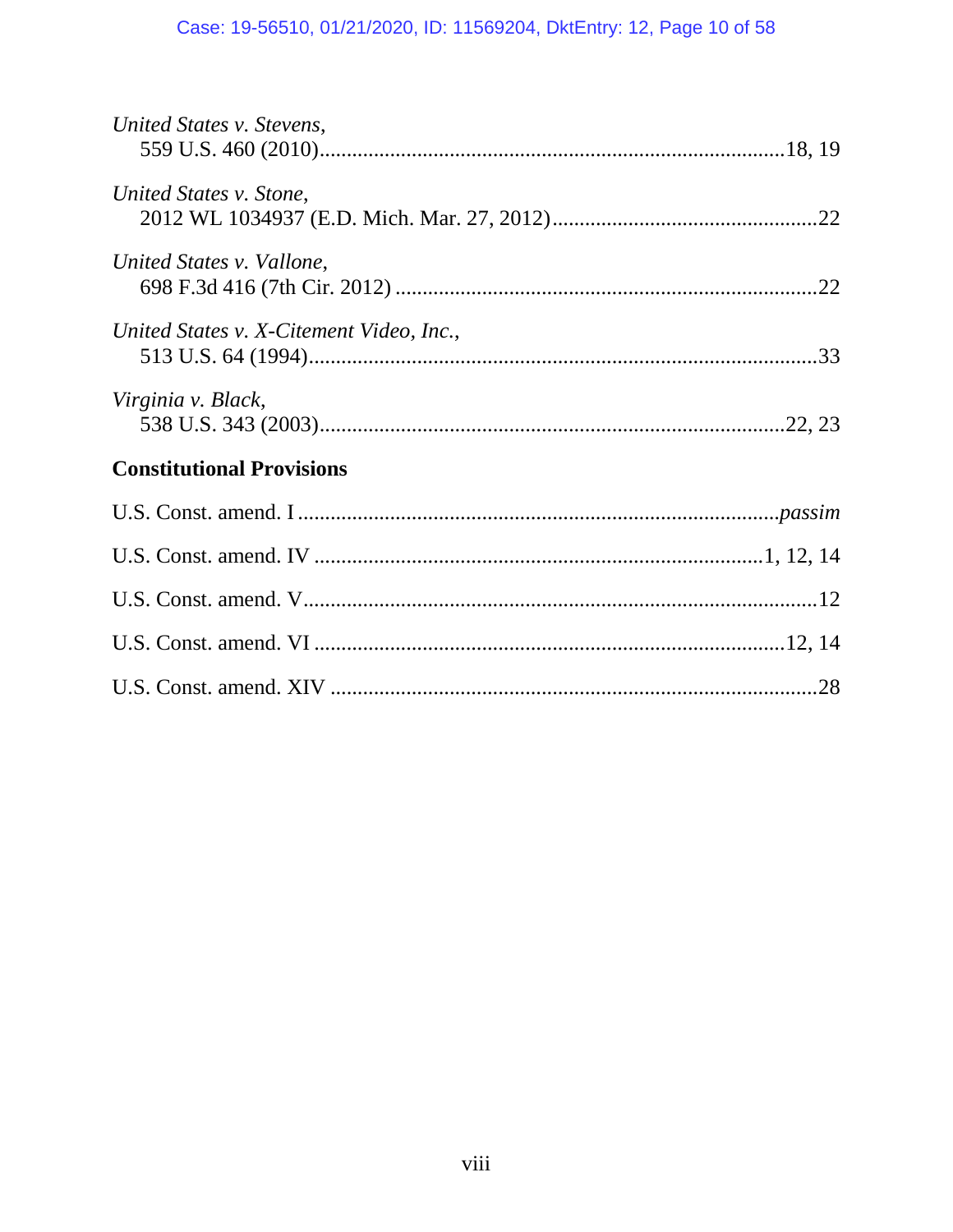*United States v. Stevens*,
559 U.S. 460 (2010)....................................................................................18, 19

*United States v. Stone*,
2012 WL 1034937 (E.D. Mich. Mar. 27, 2012)................................................22

*United States v. Vallone*,
698 F.3d 416 (7th Cir. 2012) ............................................................................22

*United States v. X-Citement Video, Inc.*,
513 U.S. 64 (1994)............................................................................................33

*Virginia v. Black*,
538 U.S. 343 (2003)......................................................................................22, 23

**Constitutional Provisions**

U.S. Const. amend. I ......................................................................................*passim*

U.S. Const. amend. IV ................................................................................1, 12, 14

U.S. Const. amend. V..............................................................................................12

U.S. Const. amend. VI .......................................................................................12, 14

U.S. Const. amend. XIV .........................................................................................28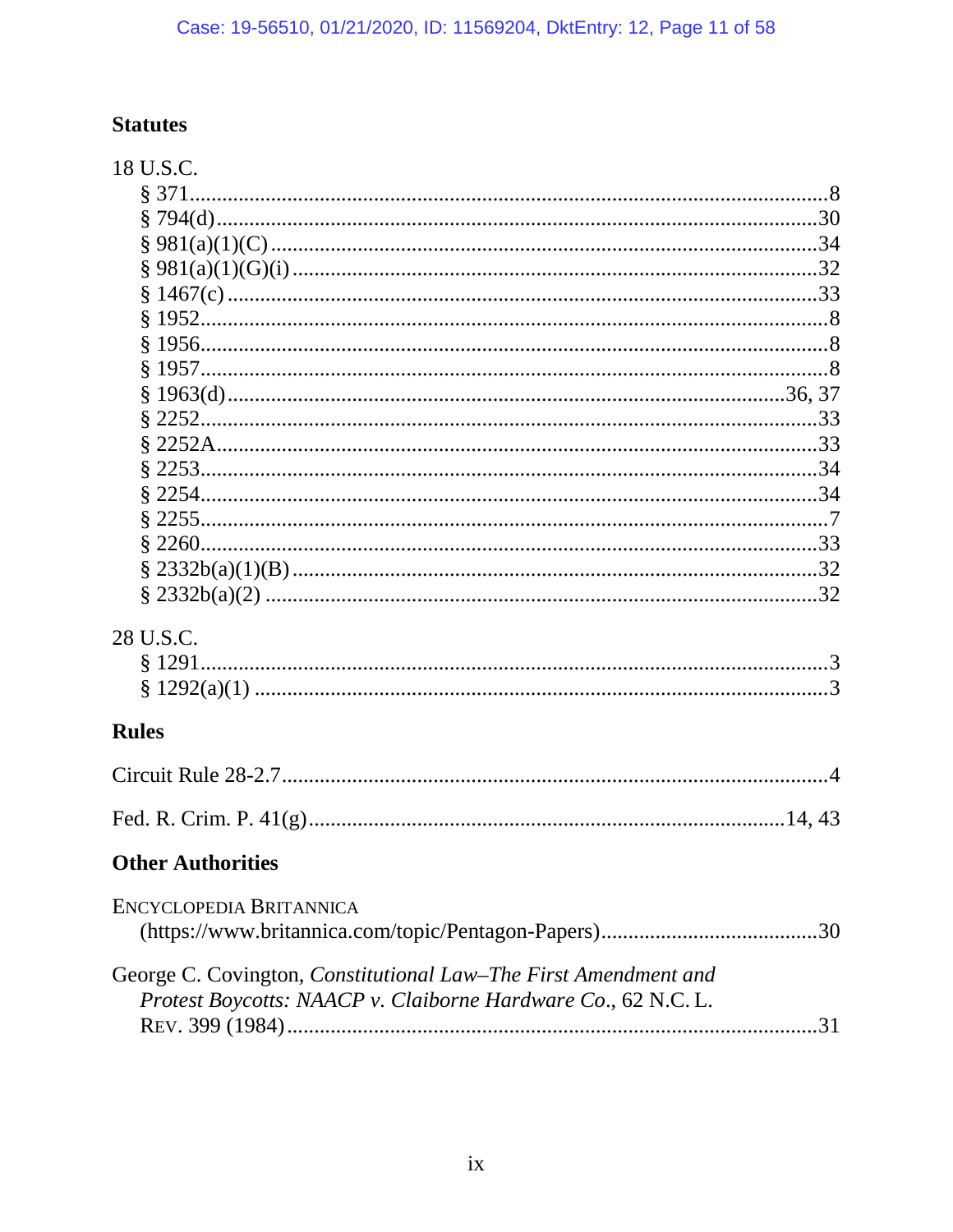## Statutes

18 U.S.C.

- § 371 ... 8
- § 794(d) ... 30
- § 981(a)(1)(C) ... 34
- § 981(a)(1)(G)(i) ... 32
- § 1467(c) ... 33
- § 1952 ... 8
- § 1956 ... 8
- § 1957 ... 8
- § 1963(d) ... 36, 37
- § 2252 ... 33
- § 2252A ... 33
- § 2253 ... 34
- § 2254 ... 34
- § 2255 ... 7
- § 2260 ... 33
- § 2332b(a)(1)(B) ... 32
- § 2332b(a)(2) ... 32

28 U.S.C.

- § 1291 ... 3
- § 1292(a)(1) ... 3

## Rules

Circuit Rule 28-2.7 ... 4

Fed. R. Crim. P. 41(g) ... 14, 43

## Other Authorities

ENCYCLOPEDIA BRITANNICA (https://www.britannica.com/topic/Pentagon-Papers) ... 30

George C. Covington, *Constitutional Law–The First Amendment and Protest Boycotts: NAACP v. Claiborne Hardware Co*., 62 N.C. L. REV. 399 (1984) ... 31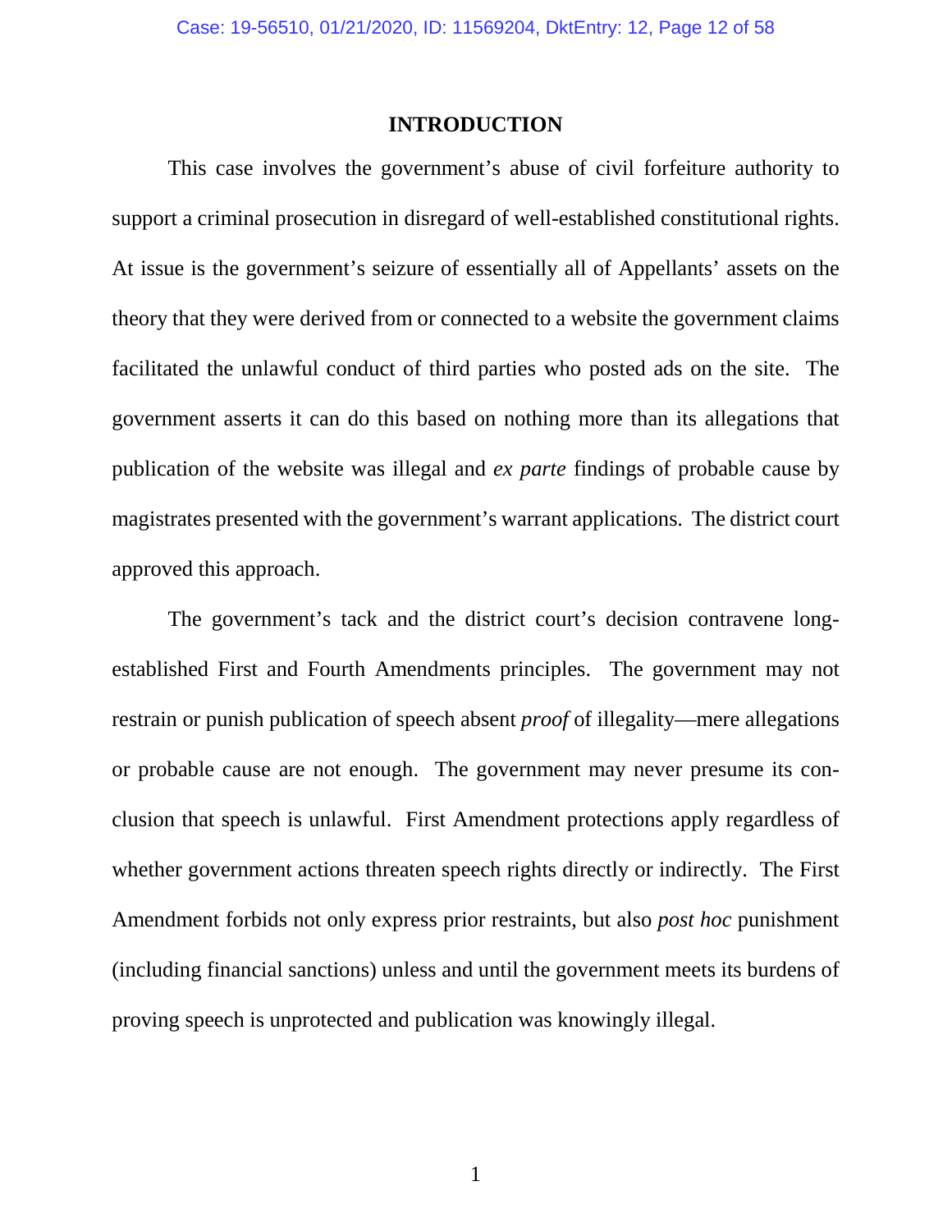# INTRODUCTION

This case involves the government's abuse of civil forfeiture authority to support a criminal prosecution in disregard of well-established constitutional rights. At issue is the government's seizure of essentially all of Appellants' assets on the theory that they were derived from or connected to a website the government claims facilitated the unlawful conduct of third parties who posted ads on the site. The government asserts it can do this based on nothing more than its allegations that publication of the website was illegal and *ex parte* findings of probable cause by magistrates presented with the government's warrant applications. The district court approved this approach.

The government's tack and the district court's decision contravene long-established First and Fourth Amendments principles. The government may not restrain or punish publication of speech absent *proof* of illegality—mere allegations or probable cause are not enough. The government may never presume its conclusion that speech is unlawful. First Amendment protections apply regardless of whether government actions threaten speech rights directly or indirectly. The First Amendment forbids not only express prior restraints, but also *post hoc* punishment (including financial sanctions) unless and until the government meets its burdens of proving speech is unprotected and publication was knowingly illegal.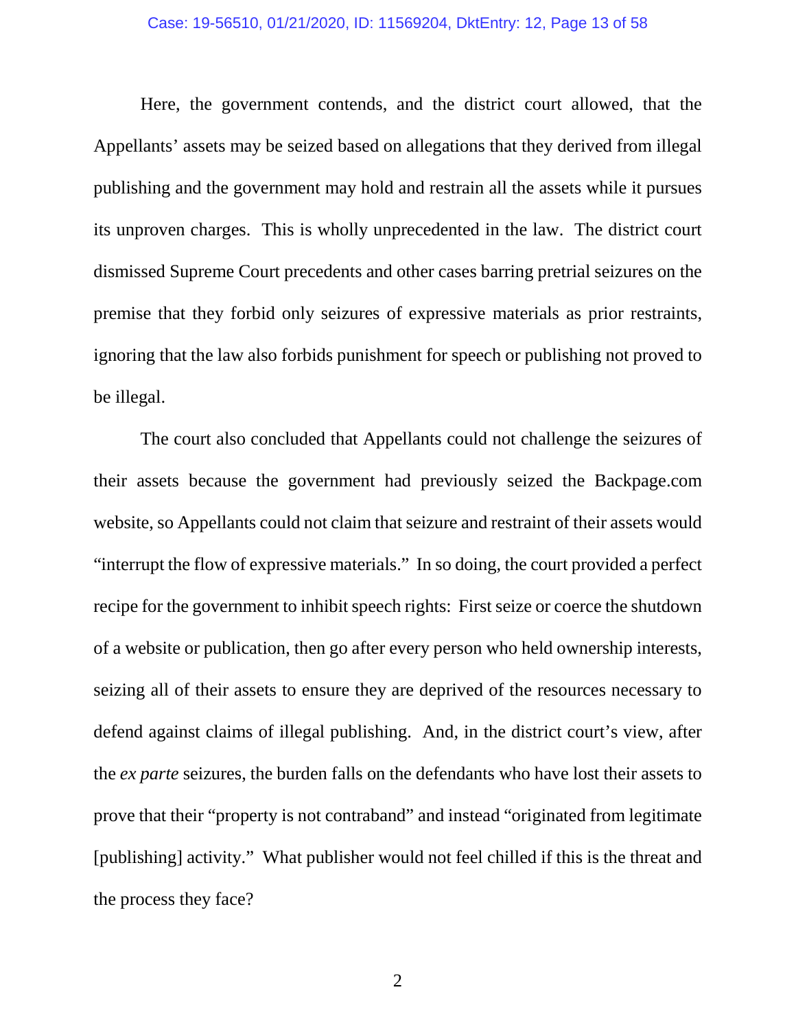Here, the government contends, and the district court allowed, that the Appellants' assets may be seized based on allegations that they derived from illegal publishing and the government may hold and restrain all the assets while it pursues its unproven charges. This is wholly unprecedented in the law. The district court dismissed Supreme Court precedents and other cases barring pretrial seizures on the premise that they forbid only seizures of expressive materials as prior restraints, ignoring that the law also forbids punishment for speech or publishing not proved to be illegal.

The court also concluded that Appellants could not challenge the seizures of their assets because the government had previously seized the Backpage.com website, so Appellants could not claim that seizure and restraint of their assets would "interrupt the flow of expressive materials." In so doing, the court provided a perfect recipe for the government to inhibit speech rights: First seize or coerce the shutdown of a website or publication, then go after every person who held ownership interests, seizing all of their assets to ensure they are deprived of the resources necessary to defend against claims of illegal publishing. And, in the district court's view, after the *ex parte* seizures, the burden falls on the defendants who have lost their assets to prove that their "property is not contraband" and instead "originated from legitimate [publishing] activity." What publisher would not feel chilled if this is the threat and the process they face?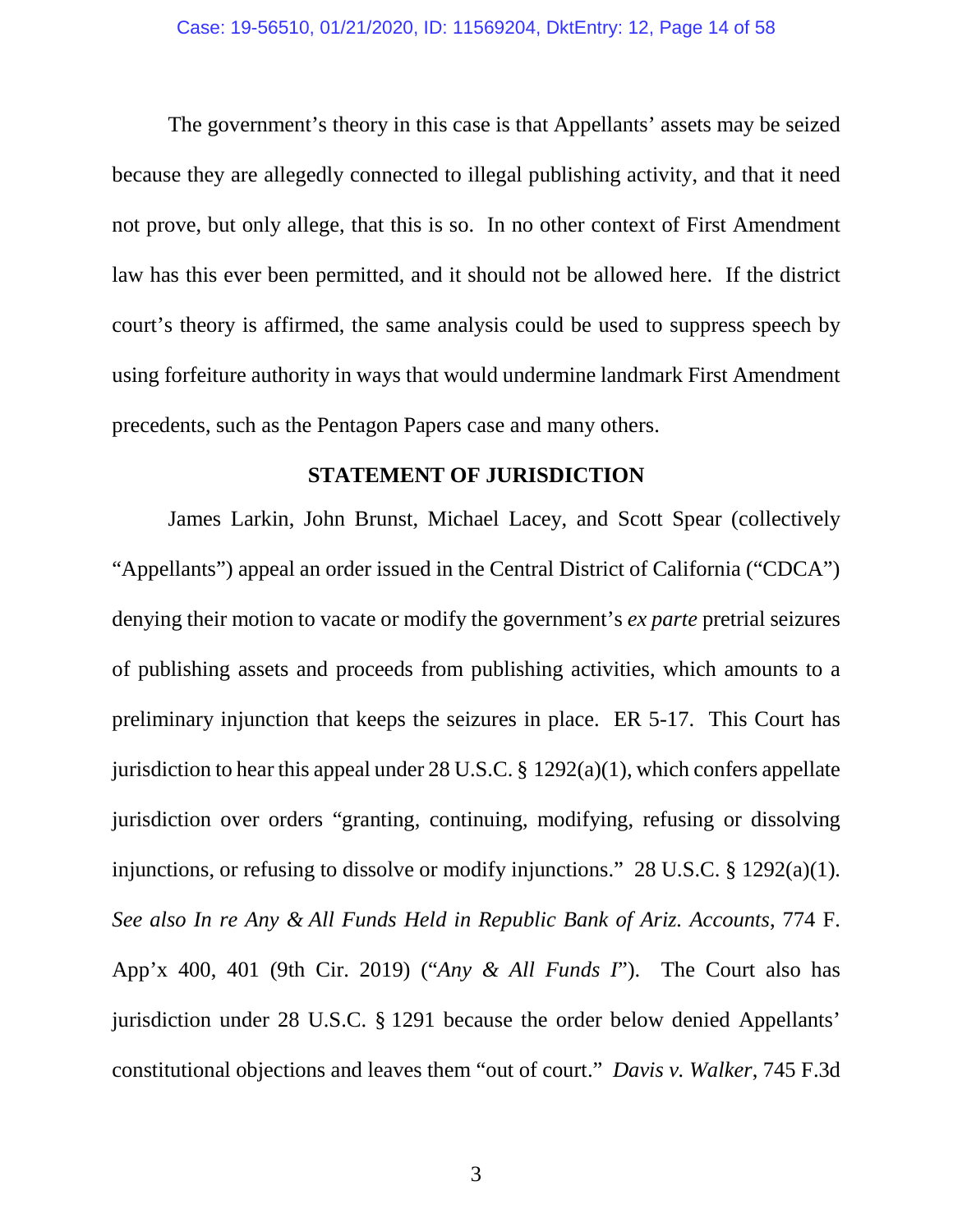The government's theory in this case is that Appellants' assets may be seized because they are allegedly connected to illegal publishing activity, and that it need not prove, but only allege, that this is so. In no other context of First Amendment law has this ever been permitted, and it should not be allowed here. If the district court's theory is affirmed, the same analysis could be used to suppress speech by using forfeiture authority in ways that would undermine landmark First Amendment precedents, such as the Pentagon Papers case and many others.

## STATEMENT OF JURISDICTION

James Larkin, John Brunst, Michael Lacey, and Scott Spear (collectively "Appellants") appeal an order issued in the Central District of California ("CDCA") denying their motion to vacate or modify the government's *ex parte* pretrial seizures of publishing assets and proceeds from publishing activities, which amounts to a preliminary injunction that keeps the seizures in place. ER 5-17. This Court has jurisdiction to hear this appeal under 28 U.S.C. § 1292(a)(1), which confers appellate jurisdiction over orders "granting, continuing, modifying, refusing or dissolving injunctions, or refusing to dissolve or modify injunctions." 28 U.S.C. § 1292(a)(1). *See also In re Any & All Funds Held in Republic Bank of Ariz. Accounts*, 774 F. App'x 400, 401 (9th Cir. 2019) ("*Any & All Funds I*"). The Court also has jurisdiction under 28 U.S.C. § 1291 because the order below denied Appellants' constitutional objections and leaves them "out of court." *Davis v. Walker*, 745 F.3d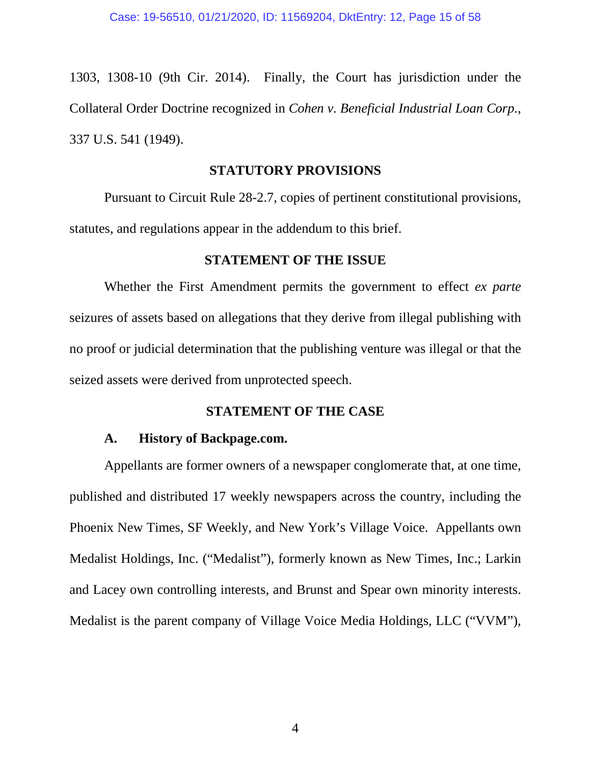1303, 1308-10 (9th Cir. 2014). Finally, the Court has jurisdiction under the Collateral Order Doctrine recognized in *Cohen v. Beneficial Industrial Loan Corp.*, 337 U.S. 541 (1949).

## STATUTORY PROVISIONS

Pursuant to Circuit Rule 28-2.7, copies of pertinent constitutional provisions, statutes, and regulations appear in the addendum to this brief.

## STATEMENT OF THE ISSUE

Whether the First Amendment permits the government to effect *ex parte* seizures of assets based on allegations that they derive from illegal publishing with no proof or judicial determination that the publishing venture was illegal or that the seized assets were derived from unprotected speech.

## STATEMENT OF THE CASE

### A. History of Backpage.com.

Appellants are former owners of a newspaper conglomerate that, at one time, published and distributed 17 weekly newspapers across the country, including the Phoenix New Times, SF Weekly, and New York's Village Voice. Appellants own Medalist Holdings, Inc. ("Medalist"), formerly known as New Times, Inc.; Larkin and Lacey own controlling interests, and Brunst and Spear own minority interests. Medalist is the parent company of Village Voice Media Holdings, LLC ("VVM"),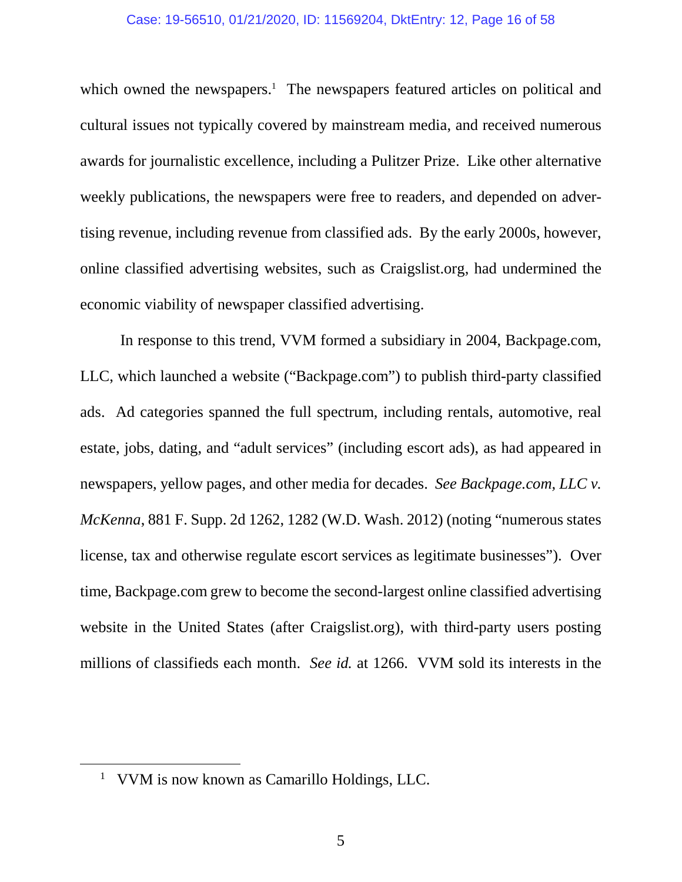which owned the newspapers.[1] The newspapers featured articles on political and cultural issues not typically covered by mainstream media, and received numerous awards for journalistic excellence, including a Pulitzer Prize. Like other alternative weekly publications, the newspapers were free to readers, and depended on advertising revenue, including revenue from classified ads. By the early 2000s, however, online classified advertising websites, such as Craigslist.org, had undermined the economic viability of newspaper classified advertising.

In response to this trend, VVM formed a subsidiary in 2004, Backpage.com, LLC, which launched a website ("Backpage.com") to publish third-party classified ads. Ad categories spanned the full spectrum, including rentals, automotive, real estate, jobs, dating, and "adult services" (including escort ads), as had appeared in newspapers, yellow pages, and other media for decades. *See Backpage.com, LLC v. McKenna*, 881 F. Supp. 2d 1262, 1282 (W.D. Wash. 2012) (noting "numerous states license, tax and otherwise regulate escort services as legitimate businesses"). Over time, Backpage.com grew to become the second-largest online classified advertising website in the United States (after Craigslist.org), with third-party users posting millions of classifieds each month. *See id.* at 1266. VVM sold its interests in the

---

[1] VVM is now known as Camarillo Holdings, LLC.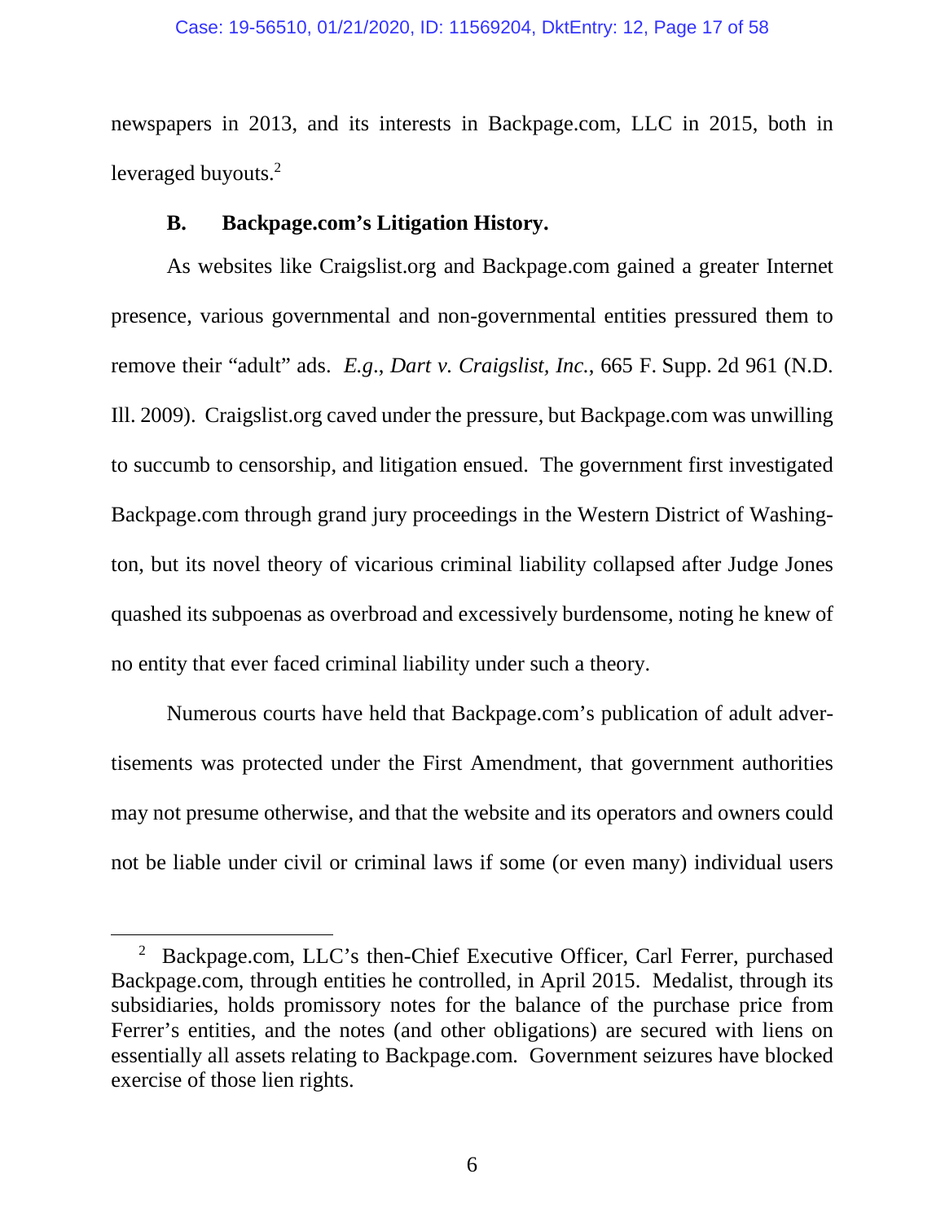newspapers in 2013, and its interests in Backpage.com, LLC in 2015, both in leveraged buyouts.[2]

### B. Backpage.com's Litigation History.

As websites like Craigslist.org and Backpage.com gained a greater Internet presence, various governmental and non-governmental entities pressured them to remove their "adult" ads. *E.g.*, *Dart v. Craigslist, Inc.*, 665 F. Supp. 2d 961 (N.D. Ill. 2009). Craigslist.org caved under the pressure, but Backpage.com was unwilling to succumb to censorship, and litigation ensued. The government first investigated Backpage.com through grand jury proceedings in the Western District of Washington, but its novel theory of vicarious criminal liability collapsed after Judge Jones quashed its subpoenas as overbroad and excessively burdensome, noting he knew of no entity that ever faced criminal liability under such a theory.

Numerous courts have held that Backpage.com's publication of adult advertisements was protected under the First Amendment, that government authorities may not presume otherwise, and that the website and its operators and owners could not be liable under civil or criminal laws if some (or even many) individual users

---

[2] Backpage.com, LLC's then-Chief Executive Officer, Carl Ferrer, purchased Backpage.com, through entities he controlled, in April 2015. Medalist, through its subsidiaries, holds promissory notes for the balance of the purchase price from Ferrer's entities, and the notes (and other obligations) are secured with liens on essentially all assets relating to Backpage.com. Government seizures have blocked exercise of those lien rights.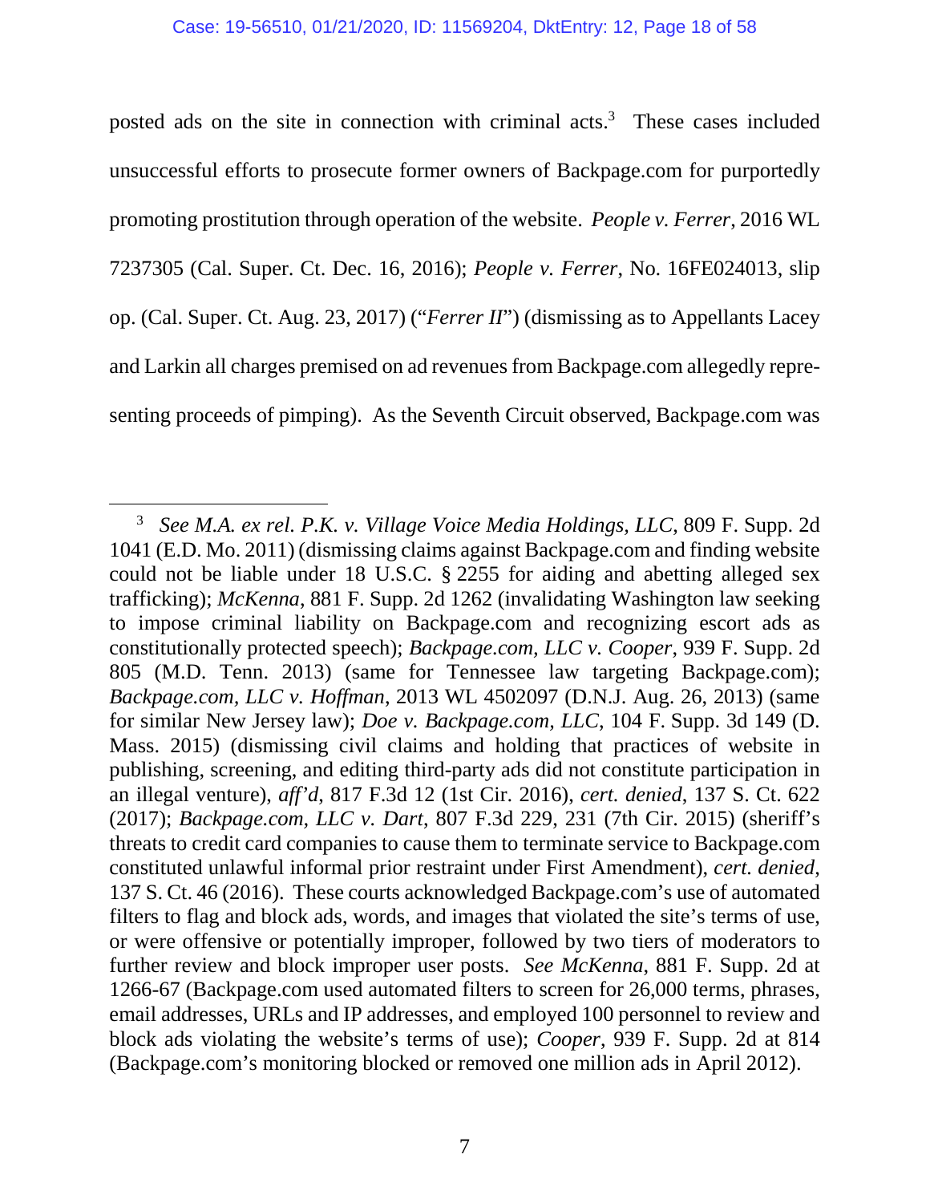posted ads on the site in connection with criminal acts.[3] These cases included unsuccessful efforts to prosecute former owners of Backpage.com for purportedly promoting prostitution through operation of the website. *People v. Ferrer*, 2016 WL 7237305 (Cal. Super. Ct. Dec. 16, 2016); *People v. Ferrer*, No. 16FE024013, slip op. (Cal. Super. Ct. Aug. 23, 2017) ("*Ferrer II*") (dismissing as to Appellants Lacey and Larkin all charges premised on ad revenues from Backpage.com allegedly representing proceeds of pimping). As the Seventh Circuit observed, Backpage.com was

---

[3] *See M.A. ex rel. P.K. v. Village Voice Media Holdings, LLC*, 809 F. Supp. 2d 1041 (E.D. Mo. 2011) (dismissing claims against Backpage.com and finding website could not be liable under 18 U.S.C. § 2255 for aiding and abetting alleged sex trafficking); *McKenna*, 881 F. Supp. 2d 1262 (invalidating Washington law seeking to impose criminal liability on Backpage.com and recognizing escort ads as constitutionally protected speech); *Backpage.com, LLC v. Cooper*, 939 F. Supp. 2d 805 (M.D. Tenn. 2013) (same for Tennessee law targeting Backpage.com); *Backpage.com, LLC v. Hoffman*, 2013 WL 4502097 (D.N.J. Aug. 26, 2013) (same for similar New Jersey law); *Doe v. Backpage.com, LLC*, 104 F. Supp. 3d 149 (D. Mass. 2015) (dismissing civil claims and holding that practices of website in publishing, screening, and editing third-party ads did not constitute participation in an illegal venture), *aff'd*, 817 F.3d 12 (1st Cir. 2016), *cert. denied*, 137 S. Ct. 622 (2017); *Backpage.com, LLC v. Dart*, 807 F.3d 229, 231 (7th Cir. 2015) (sheriff's threats to credit card companies to cause them to terminate service to Backpage.com constituted unlawful informal prior restraint under First Amendment), *cert. denied*, 137 S. Ct. 46 (2016). These courts acknowledged Backpage.com's use of automated filters to flag and block ads, words, and images that violated the site's terms of use, or were offensive or potentially improper, followed by two tiers of moderators to further review and block improper user posts. *See McKenna*, 881 F. Supp. 2d at 1266-67 (Backpage.com used automated filters to screen for 26,000 terms, phrases, email addresses, URLs and IP addresses, and employed 100 personnel to review and block ads violating the website's terms of use); *Cooper*, 939 F. Supp. 2d at 814 (Backpage.com's monitoring blocked or removed one million ads in April 2012).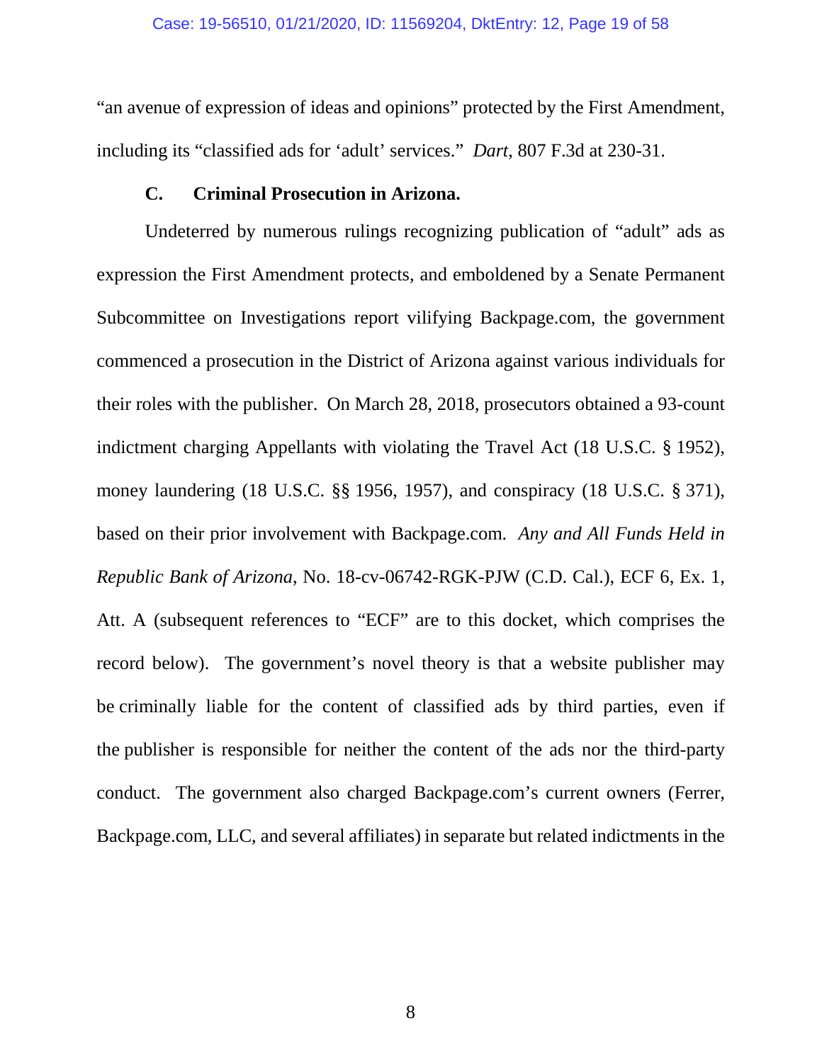"an avenue of expression of ideas and opinions" protected by the First Amendment, including its "classified ads for 'adult' services." *Dart*, 807 F.3d at 230-31.

### C. Criminal Prosecution in Arizona.

Undeterred by numerous rulings recognizing publication of "adult" ads as expression the First Amendment protects, and emboldened by a Senate Permanent Subcommittee on Investigations report vilifying Backpage.com, the government commenced a prosecution in the District of Arizona against various individuals for their roles with the publisher. On March 28, 2018, prosecutors obtained a 93-count indictment charging Appellants with violating the Travel Act (18 U.S.C. § 1952), money laundering (18 U.S.C. §§ 1956, 1957), and conspiracy (18 U.S.C. § 371), based on their prior involvement with Backpage.com. *Any and All Funds Held in Republic Bank of Arizona*, No. 18-cv-06742-RGK-PJW (C.D. Cal.), ECF 6, Ex. 1, Att. A (subsequent references to "ECF" are to this docket, which comprises the record below). The government's novel theory is that a website publisher may be criminally liable for the content of classified ads by third parties, even if the publisher is responsible for neither the content of the ads nor the third-party conduct. The government also charged Backpage.com's current owners (Ferrer, Backpage.com, LLC, and several affiliates) in separate but related indictments in the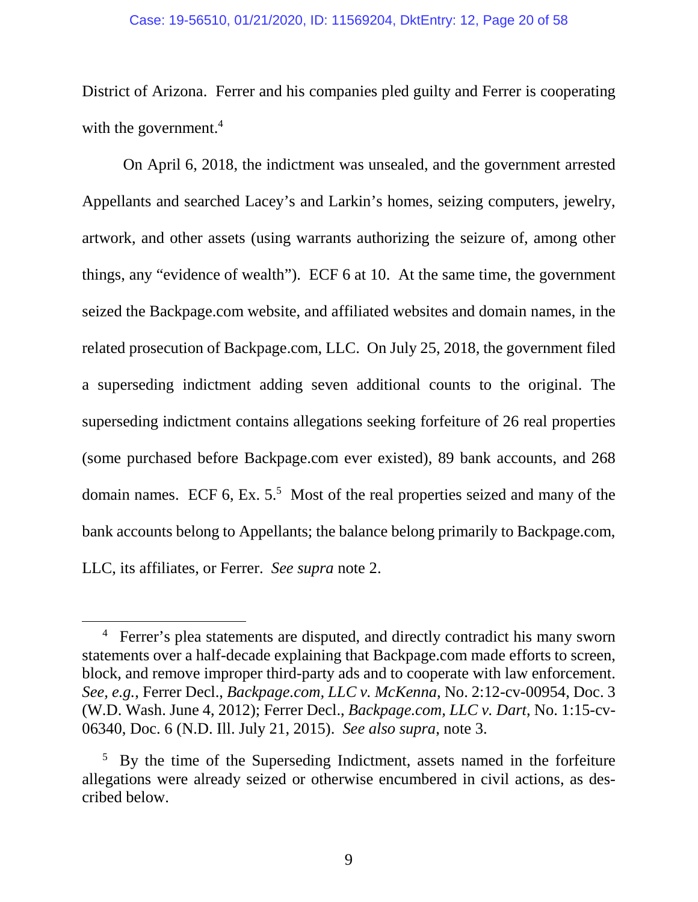District of Arizona. Ferrer and his companies pled guilty and Ferrer is cooperating with the government.[4]

On April 6, 2018, the indictment was unsealed, and the government arrested Appellants and searched Lacey's and Larkin's homes, seizing computers, jewelry, artwork, and other assets (using warrants authorizing the seizure of, among other things, any "evidence of wealth"). ECF 6 at 10. At the same time, the government seized the Backpage.com website, and affiliated websites and domain names, in the related prosecution of Backpage.com, LLC. On July 25, 2018, the government filed a superseding indictment adding seven additional counts to the original. The superseding indictment contains allegations seeking forfeiture of 26 real properties (some purchased before Backpage.com ever existed), 89 bank accounts, and 268 domain names. ECF 6, Ex. 5.[5] Most of the real properties seized and many of the bank accounts belong to Appellants; the balance belong primarily to Backpage.com, LLC, its affiliates, or Ferrer. *See supra* note 2.

---

[4] Ferrer's plea statements are disputed, and directly contradict his many sworn statements over a half-decade explaining that Backpage.com made efforts to screen, block, and remove improper third-party ads and to cooperate with law enforcement. *See, e.g.*, Ferrer Decl., *Backpage.com, LLC v. McKenna*, No. 2:12-cv-00954, Doc. 3 (W.D. Wash. June 4, 2012); Ferrer Decl., *Backpage.com, LLC v. Dart*, No. 1:15-cv-06340, Doc. 6 (N.D. Ill. July 21, 2015). *See also supra*, note 3.

[5] By the time of the Superseding Indictment, assets named in the forfeiture allegations were already seized or otherwise encumbered in civil actions, as described below.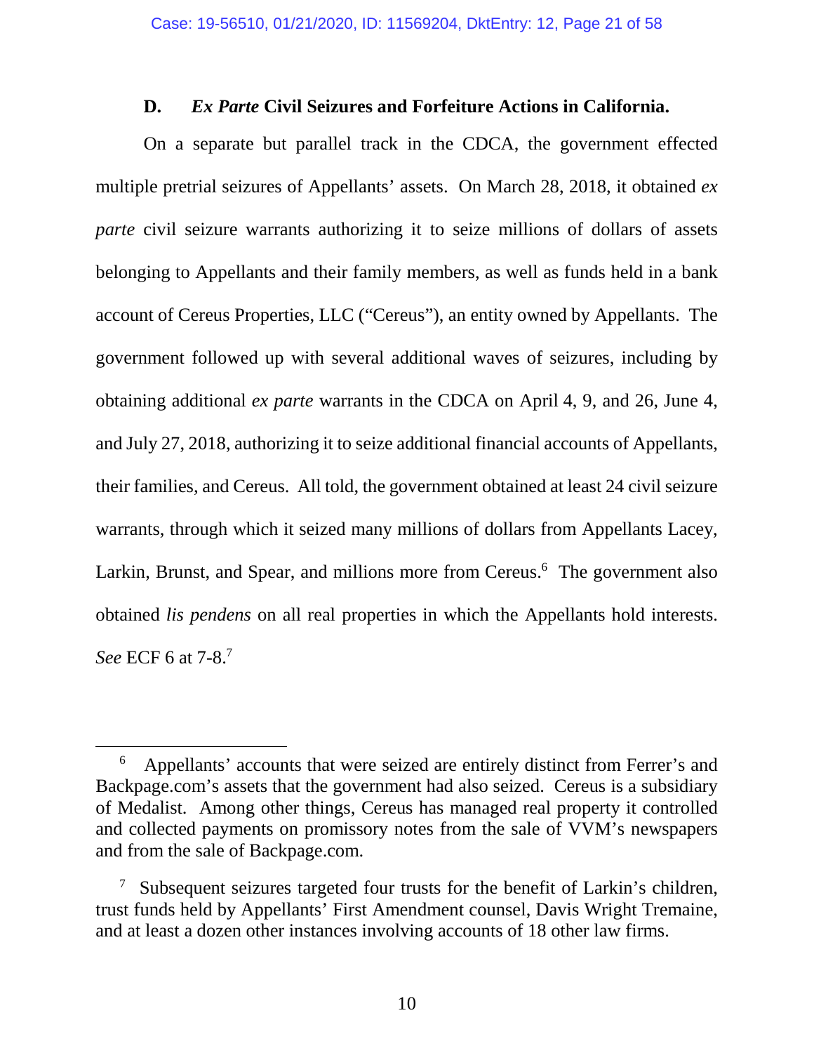### D. *Ex Parte* Civil Seizures and Forfeiture Actions in California.

On a separate but parallel track in the CDCA, the government effected multiple pretrial seizures of Appellants' assets. On March 28, 2018, it obtained *ex parte* civil seizure warrants authorizing it to seize millions of dollars of assets belonging to Appellants and their family members, as well as funds held in a bank account of Cereus Properties, LLC ("Cereus"), an entity owned by Appellants. The government followed up with several additional waves of seizures, including by obtaining additional *ex parte* warrants in the CDCA on April 4, 9, and 26, June 4, and July 27, 2018, authorizing it to seize additional financial accounts of Appellants, their families, and Cereus. All told, the government obtained at least 24 civil seizure warrants, through which it seized many millions of dollars from Appellants Lacey, Larkin, Brunst, and Spear, and millions more from Cereus.[6] The government also obtained *lis pendens* on all real properties in which the Appellants hold interests. *See* ECF 6 at 7-8.[7]

---

[6] Appellants' accounts that were seized are entirely distinct from Ferrer's and Backpage.com's assets that the government had also seized. Cereus is a subsidiary of Medalist. Among other things, Cereus has managed real property it controlled and collected payments on promissory notes from the sale of VVM's newspapers and from the sale of Backpage.com.

[7] Subsequent seizures targeted four trusts for the benefit of Larkin's children, trust funds held by Appellants' First Amendment counsel, Davis Wright Tremaine, and at least a dozen other instances involving accounts of 18 other law firms.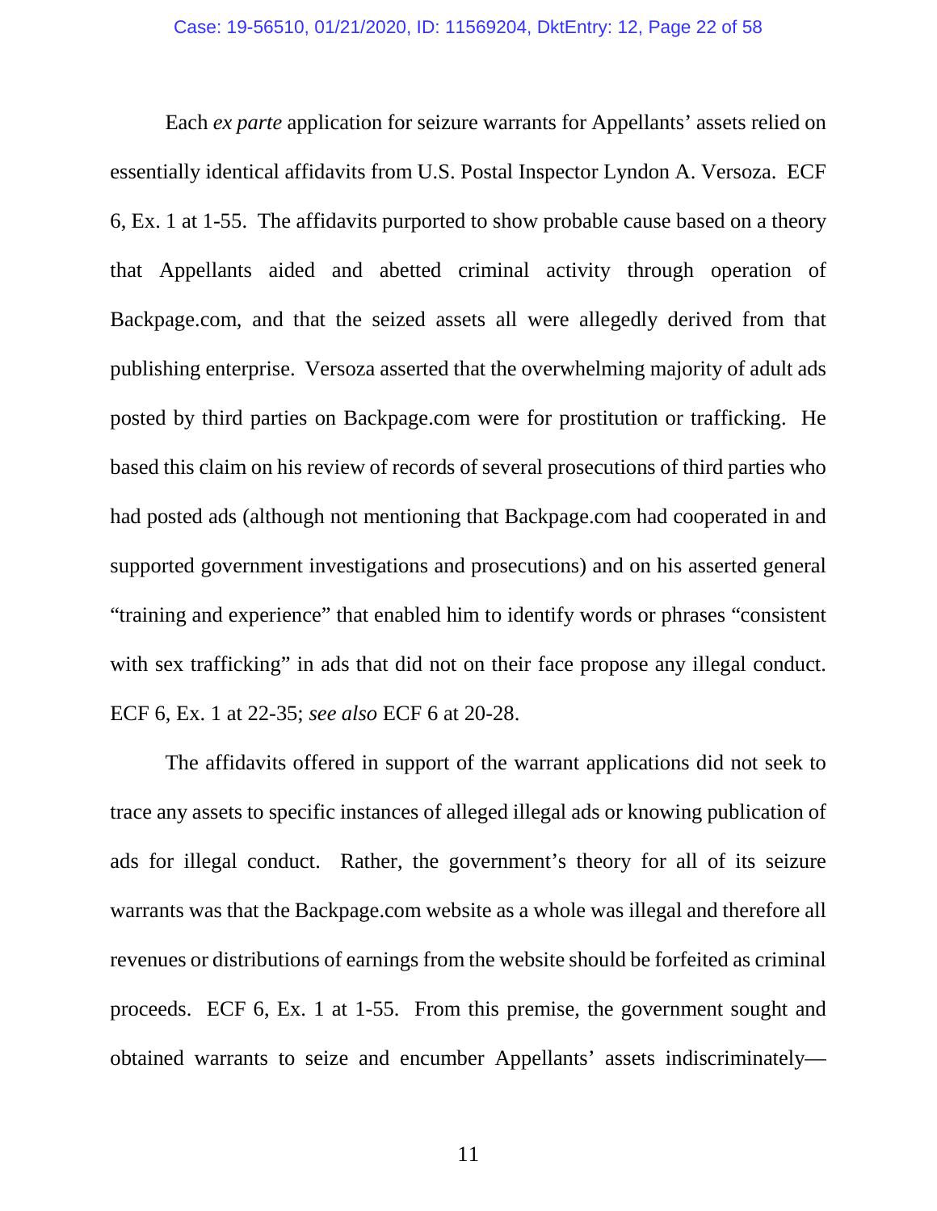Each *ex parte* application for seizure warrants for Appellants' assets relied on essentially identical affidavits from U.S. Postal Inspector Lyndon A. Versoza. ECF 6, Ex. 1 at 1-55. The affidavits purported to show probable cause based on a theory that Appellants aided and abetted criminal activity through operation of Backpage.com, and that the seized assets all were allegedly derived from that publishing enterprise. Versoza asserted that the overwhelming majority of adult ads posted by third parties on Backpage.com were for prostitution or trafficking. He based this claim on his review of records of several prosecutions of third parties who had posted ads (although not mentioning that Backpage.com had cooperated in and supported government investigations and prosecutions) and on his asserted general "training and experience" that enabled him to identify words or phrases "consistent with sex trafficking" in ads that did not on their face propose any illegal conduct. ECF 6, Ex. 1 at 22-35; *see also* ECF 6 at 20-28.

The affidavits offered in support of the warrant applications did not seek to trace any assets to specific instances of alleged illegal ads or knowing publication of ads for illegal conduct. Rather, the government's theory for all of its seizure warrants was that the Backpage.com website as a whole was illegal and therefore all revenues or distributions of earnings from the website should be forfeited as criminal proceeds. ECF 6, Ex. 1 at 1-55. From this premise, the government sought and obtained warrants to seize and encumber Appellants' assets indiscriminately—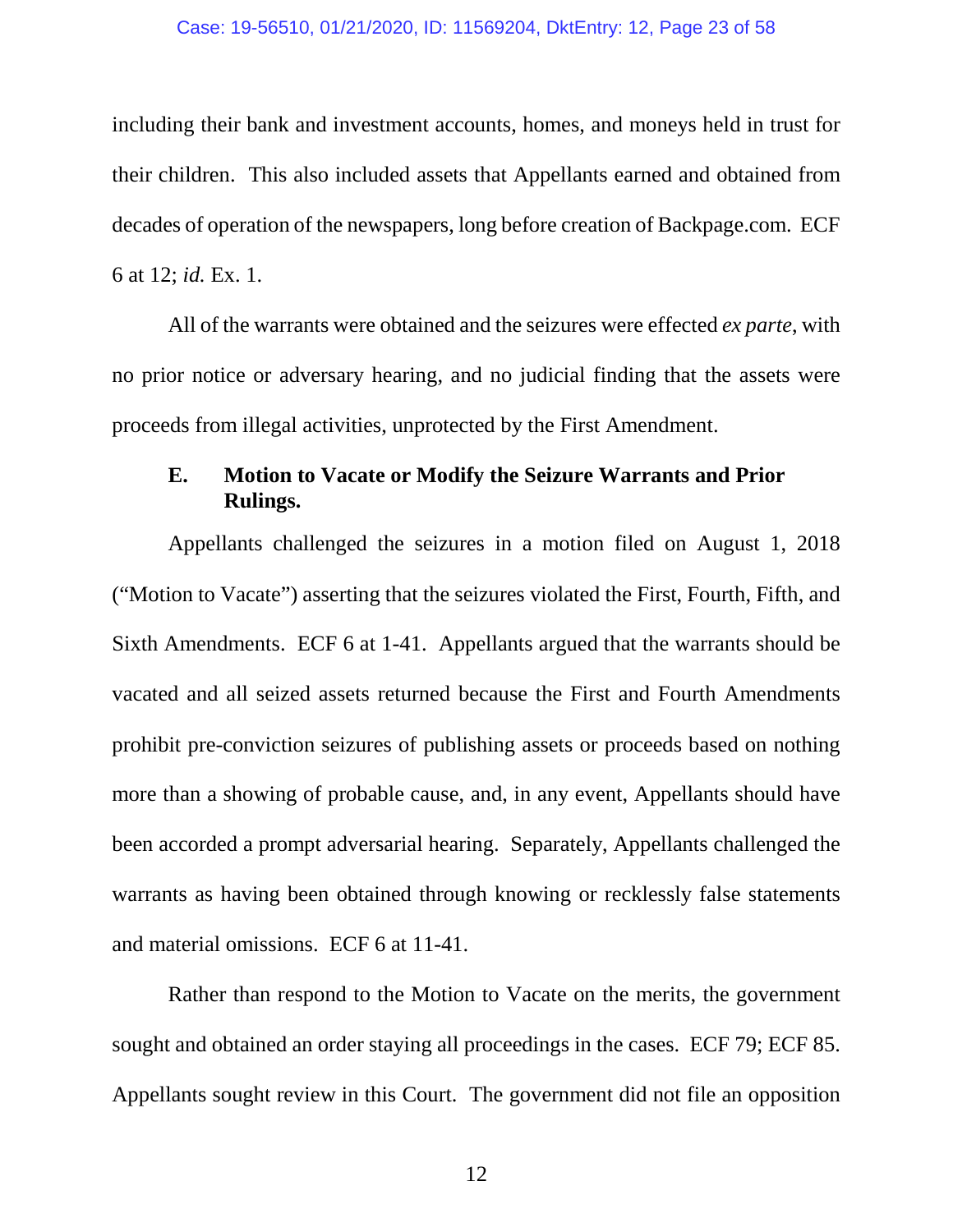including their bank and investment accounts, homes, and moneys held in trust for their children. This also included assets that Appellants earned and obtained from decades of operation of the newspapers, long before creation of Backpage.com. ECF 6 at 12; *id.* Ex. 1.

All of the warrants were obtained and the seizures were effected *ex parte*, with no prior notice or adversary hearing, and no judicial finding that the assets were proceeds from illegal activities, unprotected by the First Amendment.

### E. Motion to Vacate or Modify the Seizure Warrants and Prior Rulings.

Appellants challenged the seizures in a motion filed on August 1, 2018 ("Motion to Vacate") asserting that the seizures violated the First, Fourth, Fifth, and Sixth Amendments. ECF 6 at 1-41. Appellants argued that the warrants should be vacated and all seized assets returned because the First and Fourth Amendments prohibit pre-conviction seizures of publishing assets or proceeds based on nothing more than a showing of probable cause, and, in any event, Appellants should have been accorded a prompt adversarial hearing. Separately, Appellants challenged the warrants as having been obtained through knowing or recklessly false statements and material omissions. ECF 6 at 11-41.

Rather than respond to the Motion to Vacate on the merits, the government sought and obtained an order staying all proceedings in the cases. ECF 79; ECF 85. Appellants sought review in this Court. The government did not file an opposition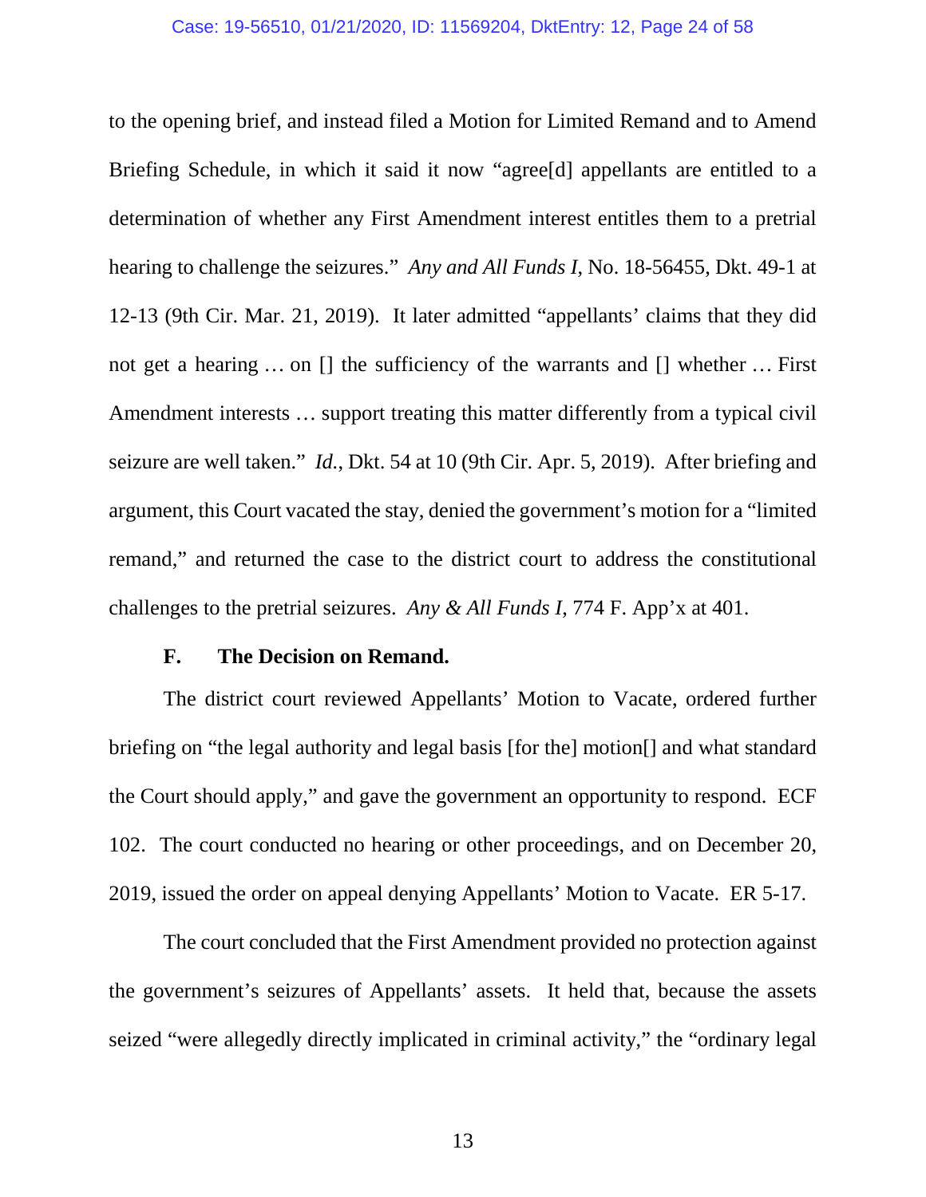to the opening brief, and instead filed a Motion for Limited Remand and to Amend Briefing Schedule, in which it said it now "agree[d] appellants are entitled to a determination of whether any First Amendment interest entitles them to a pretrial hearing to challenge the seizures." *Any and All Funds I*, No. 18-56455, Dkt. 49-1 at 12-13 (9th Cir. Mar. 21, 2019). It later admitted "appellants' claims that they did not get a hearing … on [] the sufficiency of the warrants and [] whether … First Amendment interests … support treating this matter differently from a typical civil seizure are well taken." *Id.*, Dkt. 54 at 10 (9th Cir. Apr. 5, 2019). After briefing and argument, this Court vacated the stay, denied the government's motion for a "limited remand," and returned the case to the district court to address the constitutional challenges to the pretrial seizures. *Any & All Funds I*, 774 F. App'x at 401.

### F. The Decision on Remand.

The district court reviewed Appellants' Motion to Vacate, ordered further briefing on "the legal authority and legal basis [for the] motion[] and what standard the Court should apply," and gave the government an opportunity to respond. ECF 102. The court conducted no hearing or other proceedings, and on December 20, 2019, issued the order on appeal denying Appellants' Motion to Vacate. ER 5-17.

The court concluded that the First Amendment provided no protection against the government's seizures of Appellants' assets. It held that, because the assets seized "were allegedly directly implicated in criminal activity," the "ordinary legal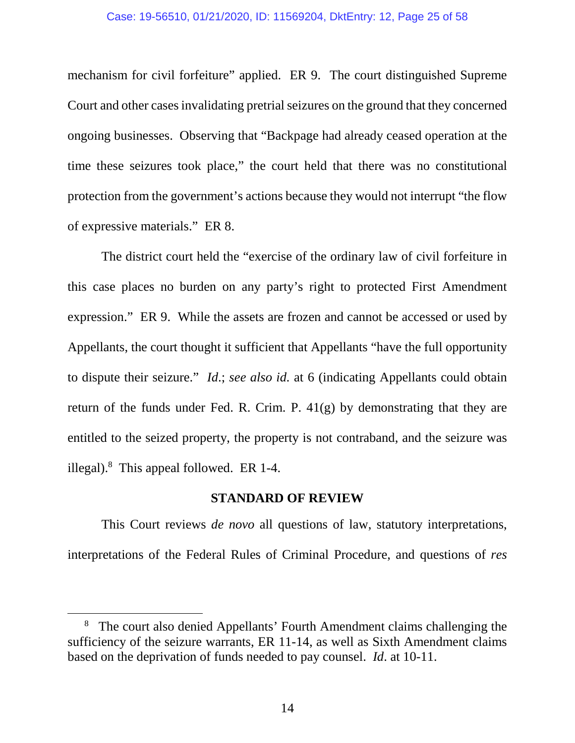mechanism for civil forfeiture" applied. ER 9. The court distinguished Supreme Court and other cases invalidating pretrial seizures on the ground that they concerned ongoing businesses. Observing that "Backpage had already ceased operation at the time these seizures took place," the court held that there was no constitutional protection from the government's actions because they would not interrupt "the flow of expressive materials." ER 8.

The district court held the "exercise of the ordinary law of civil forfeiture in this case places no burden on any party's right to protected First Amendment expression." ER 9. While the assets are frozen and cannot be accessed or used by Appellants, the court thought it sufficient that Appellants "have the full opportunity to dispute their seizure." *Id*.; *see also id.* at 6 (indicating Appellants could obtain return of the funds under Fed. R. Crim. P. 41(g) by demonstrating that they are entitled to the seized property, the property is not contraband, and the seizure was illegal).[8] This appeal followed. ER 1-4.

## STANDARD OF REVIEW

This Court reviews *de novo* all questions of law, statutory interpretations, interpretations of the Federal Rules of Criminal Procedure, and questions of *res*

[8] The court also denied Appellants' Fourth Amendment claims challenging the sufficiency of the seizure warrants, ER 11-14, as well as Sixth Amendment claims based on the deprivation of funds needed to pay counsel. *Id*. at 10-11.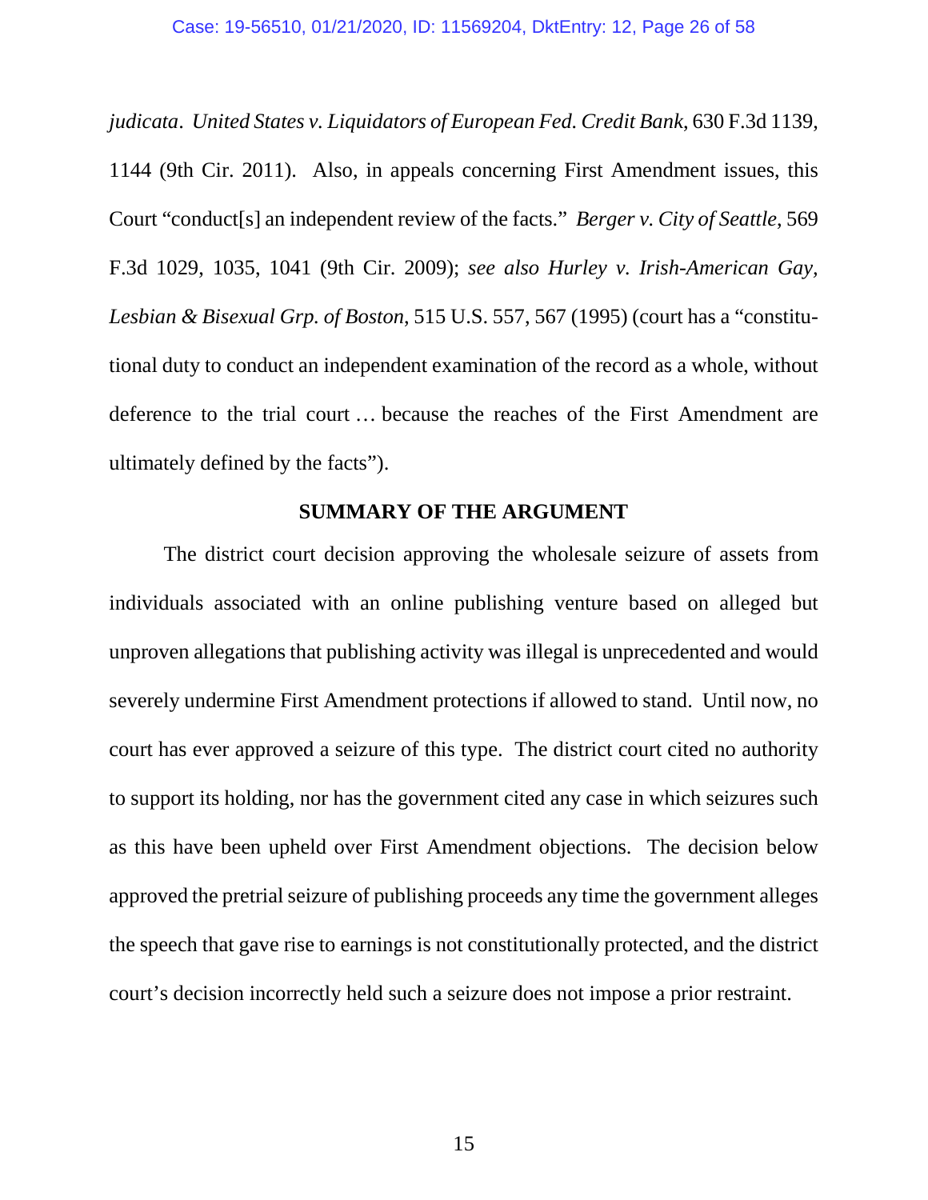*judicata*. *United States v. Liquidators of European Fed. Credit Bank*, 630 F.3d 1139, 1144 (9th Cir. 2011). Also, in appeals concerning First Amendment issues, this Court "conduct[s] an independent review of the facts." *Berger v. City of Seattle*, 569 F.3d 1029, 1035, 1041 (9th Cir. 2009); *see also Hurley v. Irish-American Gay, Lesbian & Bisexual Grp. of Boston*, 515 U.S. 557, 567 (1995) (court has a "constitutional duty to conduct an independent examination of the record as a whole, without deference to the trial court … because the reaches of the First Amendment are ultimately defined by the facts").

## SUMMARY OF THE ARGUMENT

The district court decision approving the wholesale seizure of assets from individuals associated with an online publishing venture based on alleged but unproven allegations that publishing activity was illegal is unprecedented and would severely undermine First Amendment protections if allowed to stand. Until now, no court has ever approved a seizure of this type. The district court cited no authority to support its holding, nor has the government cited any case in which seizures such as this have been upheld over First Amendment objections. The decision below approved the pretrial seizure of publishing proceeds any time the government alleges the speech that gave rise to earnings is not constitutionally protected, and the district court's decision incorrectly held such a seizure does not impose a prior restraint.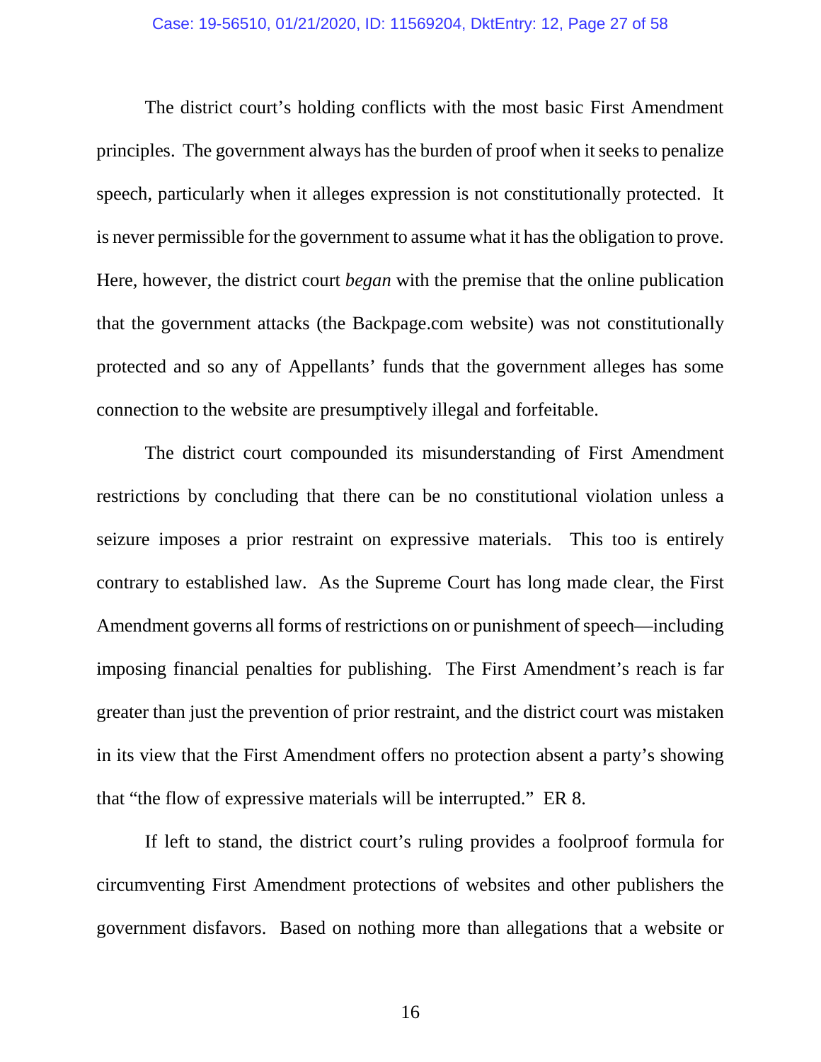The district court's holding conflicts with the most basic First Amendment principles. The government always has the burden of proof when it seeks to penalize speech, particularly when it alleges expression is not constitutionally protected. It is never permissible for the government to assume what it has the obligation to prove. Here, however, the district court *began* with the premise that the online publication that the government attacks (the Backpage.com website) was not constitutionally protected and so any of Appellants' funds that the government alleges has some connection to the website are presumptively illegal and forfeitable.

The district court compounded its misunderstanding of First Amendment restrictions by concluding that there can be no constitutional violation unless a seizure imposes a prior restraint on expressive materials. This too is entirely contrary to established law. As the Supreme Court has long made clear, the First Amendment governs all forms of restrictions on or punishment of speech—including imposing financial penalties for publishing. The First Amendment's reach is far greater than just the prevention of prior restraint, and the district court was mistaken in its view that the First Amendment offers no protection absent a party's showing that "the flow of expressive materials will be interrupted." ER 8.

If left to stand, the district court's ruling provides a foolproof formula for circumventing First Amendment protections of websites and other publishers the government disfavors. Based on nothing more than allegations that a website or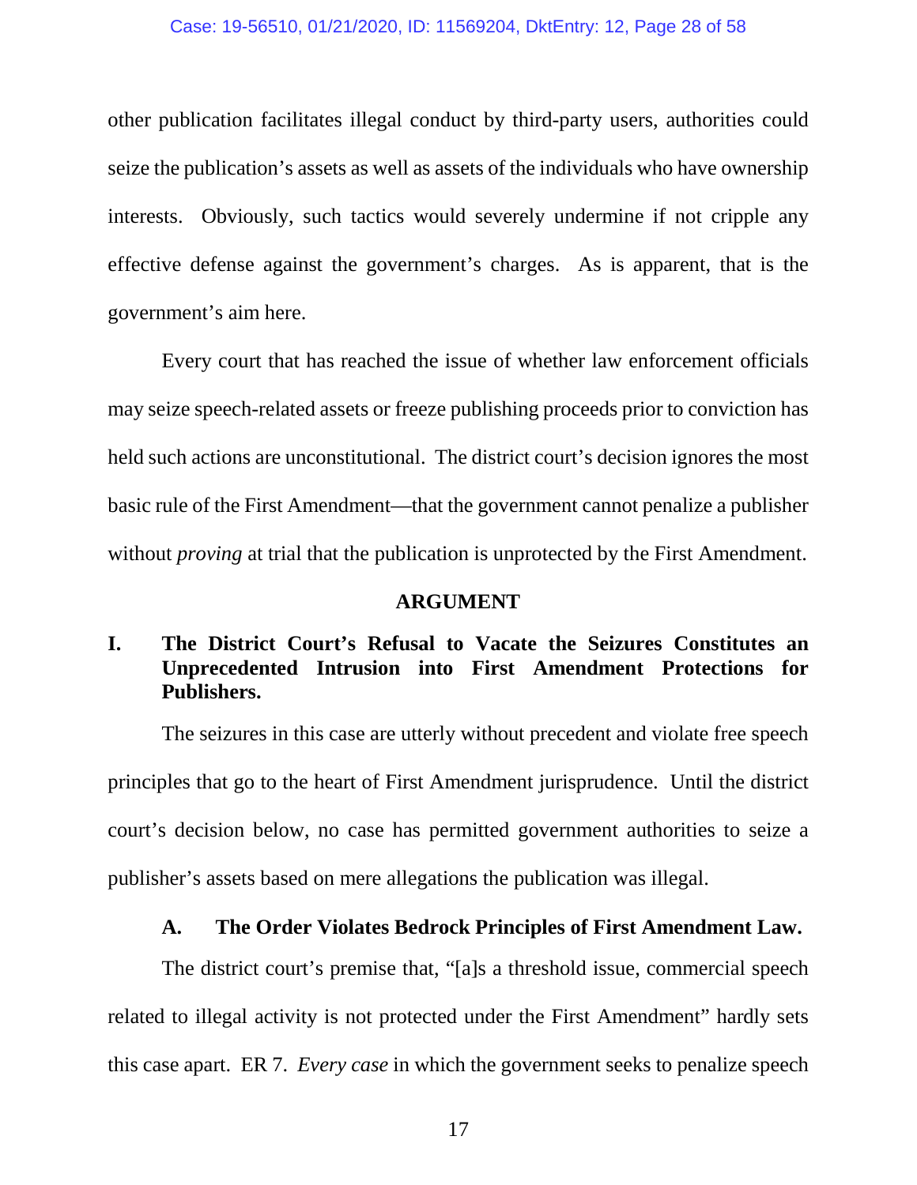other publication facilitates illegal conduct by third-party users, authorities could seize the publication's assets as well as assets of the individuals who have ownership interests. Obviously, such tactics would severely undermine if not cripple any effective defense against the government's charges. As is apparent, that is the government's aim here.

Every court that has reached the issue of whether law enforcement officials may seize speech-related assets or freeze publishing proceeds prior to conviction has held such actions are unconstitutional. The district court's decision ignores the most basic rule of the First Amendment—that the government cannot penalize a publisher without *proving* at trial that the publication is unprotected by the First Amendment.

## ARGUMENT

### I. The District Court's Refusal to Vacate the Seizures Constitutes an Unprecedented Intrusion into First Amendment Protections for Publishers.

The seizures in this case are utterly without precedent and violate free speech principles that go to the heart of First Amendment jurisprudence. Until the district court's decision below, no case has permitted government authorities to seize a publisher's assets based on mere allegations the publication was illegal.

#### A. The Order Violates Bedrock Principles of First Amendment Law.

The district court's premise that, "[a]s a threshold issue, commercial speech related to illegal activity is not protected under the First Amendment" hardly sets this case apart. ER 7. *Every case* in which the government seeks to penalize speech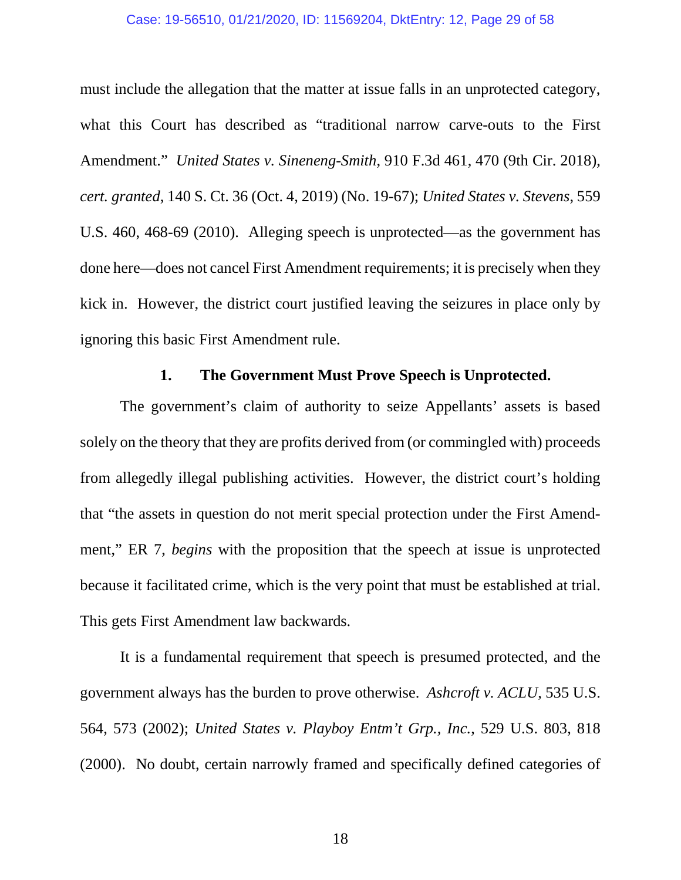must include the allegation that the matter at issue falls in an unprotected category, what this Court has described as "traditional narrow carve-outs to the First Amendment." *United States v. Sineneng-Smith*, 910 F.3d 461, 470 (9th Cir. 2018), *cert. granted*, 140 S. Ct. 36 (Oct. 4, 2019) (No. 19-67); *United States v. Stevens*, 559 U.S. 460, 468-69 (2010). Alleging speech is unprotected—as the government has done here—does not cancel First Amendment requirements; it is precisely when they kick in. However, the district court justified leaving the seizures in place only by ignoring this basic First Amendment rule.

**1. The Government Must Prove Speech is Unprotected.**

The government's claim of authority to seize Appellants' assets is based solely on the theory that they are profits derived from (or commingled with) proceeds from allegedly illegal publishing activities. However, the district court's holding that "the assets in question do not merit special protection under the First Amendment," ER 7, *begins* with the proposition that the speech at issue is unprotected because it facilitated crime, which is the very point that must be established at trial. This gets First Amendment law backwards.

It is a fundamental requirement that speech is presumed protected, and the government always has the burden to prove otherwise. *Ashcroft v. ACLU*, 535 U.S. 564, 573 (2002); *United States v. Playboy Entm't Grp., Inc.*, 529 U.S. 803, 818 (2000). No doubt, certain narrowly framed and specifically defined categories of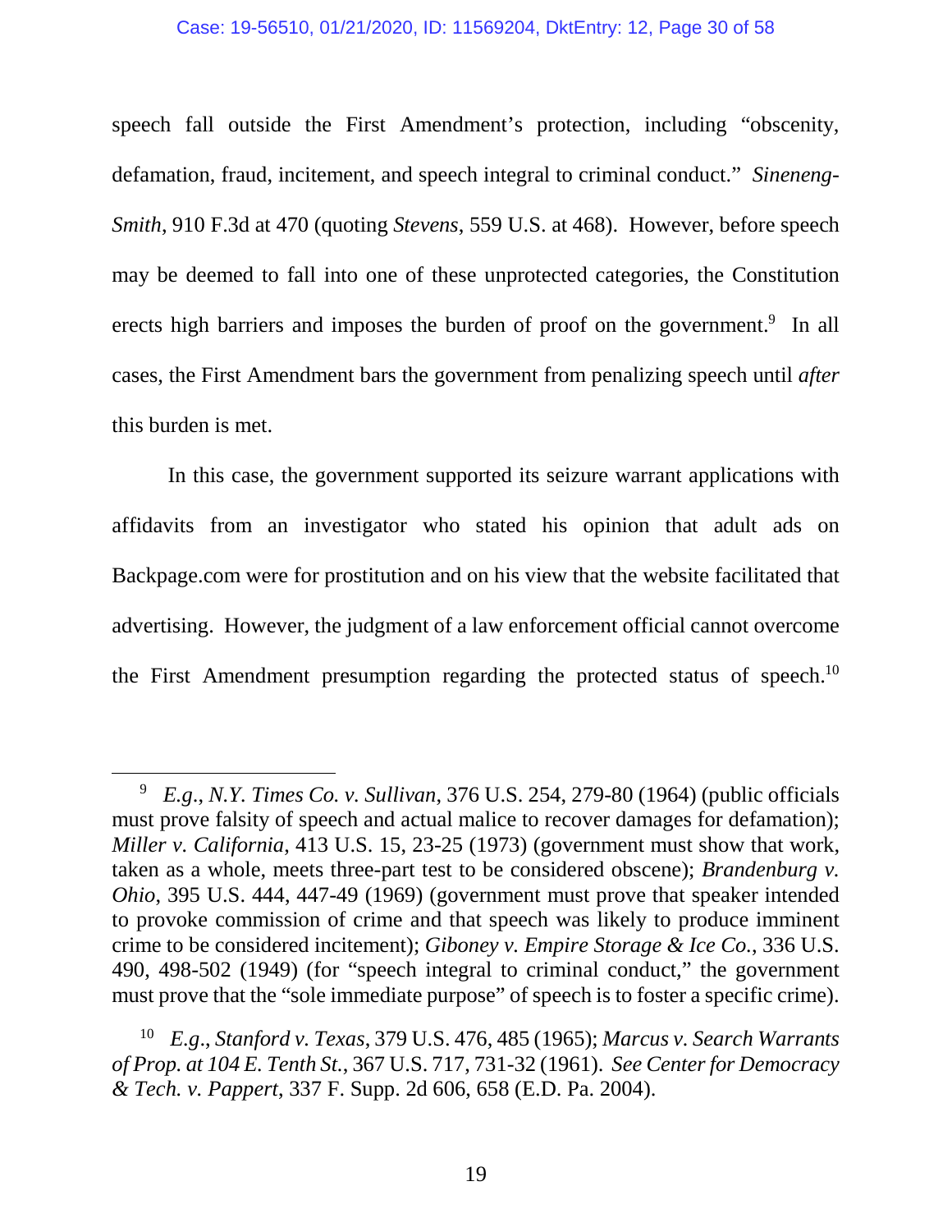speech fall outside the First Amendment's protection, including "obscenity, defamation, fraud, incitement, and speech integral to criminal conduct." *Sineneng-Smith*, 910 F.3d at 470 (quoting *Stevens*, 559 U.S. at 468). However, before speech may be deemed to fall into one of these unprotected categories, the Constitution erects high barriers and imposes the burden of proof on the government.[9] In all cases, the First Amendment bars the government from penalizing speech until *after* this burden is met.

In this case, the government supported its seizure warrant applications with affidavits from an investigator who stated his opinion that adult ads on Backpage.com were for prostitution and on his view that the website facilitated that advertising. However, the judgment of a law enforcement official cannot overcome the First Amendment presumption regarding the protected status of speech.[10]

---

[9] *E.g.*, *N.Y. Times Co. v. Sullivan*, 376 U.S. 254, 279-80 (1964) (public officials must prove falsity of speech and actual malice to recover damages for defamation); *Miller v. California*, 413 U.S. 15, 23-25 (1973) (government must show that work, taken as a whole, meets three-part test to be considered obscene); *Brandenburg v. Ohio*, 395 U.S. 444, 447-49 (1969) (government must prove that speaker intended to provoke commission of crime and that speech was likely to produce imminent crime to be considered incitement); *Giboney v. Empire Storage & Ice Co.*, 336 U.S. 490, 498-502 (1949) (for "speech integral to criminal conduct," the government must prove that the "sole immediate purpose" of speech is to foster a specific crime).

[10] *E.g.*, *Stanford v. Texas*, 379 U.S. 476, 485 (1965); *Marcus v. Search Warrants of Prop. at 104 E. Tenth St.*, 367 U.S. 717, 731-32 (1961). *See Center for Democracy & Tech. v. Pappert*, 337 F. Supp. 2d 606, 658 (E.D. Pa. 2004).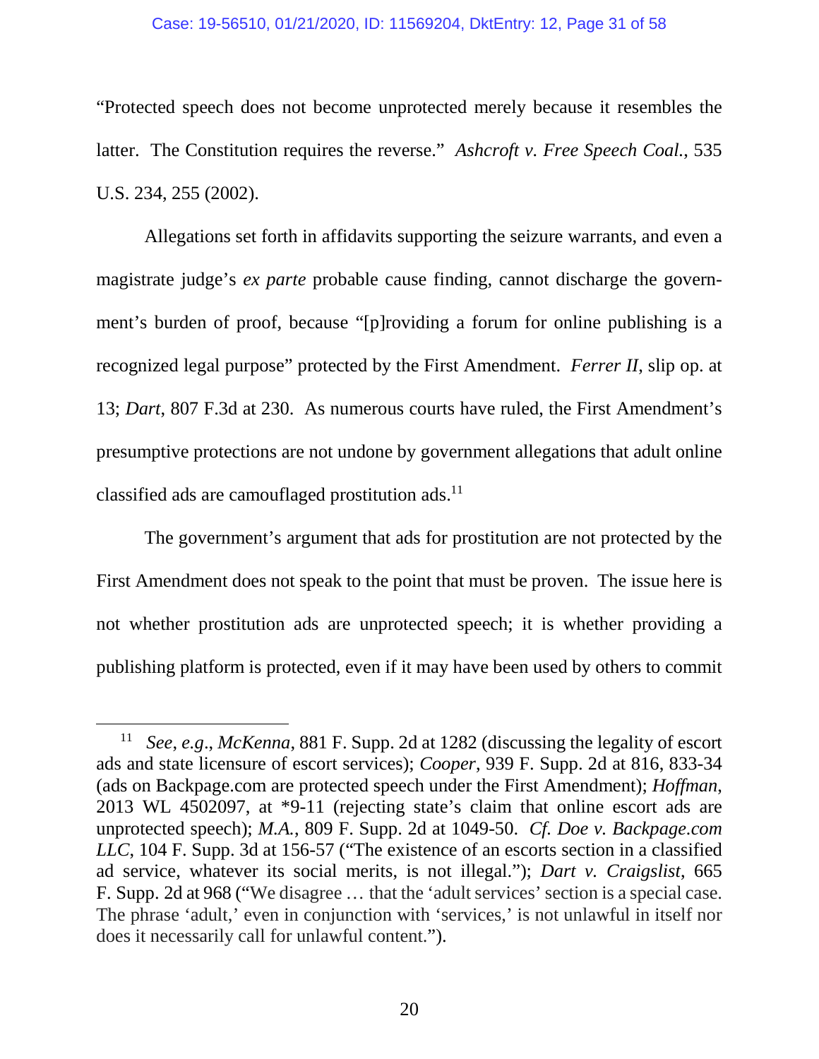"Protected speech does not become unprotected merely because it resembles the latter. The Constitution requires the reverse." *Ashcroft v. Free Speech Coal.*, 535 U.S. 234, 255 (2002).

Allegations set forth in affidavits supporting the seizure warrants, and even a magistrate judge's *ex parte* probable cause finding, cannot discharge the government's burden of proof, because "[p]roviding a forum for online publishing is a recognized legal purpose" protected by the First Amendment. *Ferrer II*, slip op. at 13; *Dart*, 807 F.3d at 230. As numerous courts have ruled, the First Amendment's presumptive protections are not undone by government allegations that adult online classified ads are camouflaged prostitution ads.[11]

The government's argument that ads for prostitution are not protected by the First Amendment does not speak to the point that must be proven. The issue here is not whether prostitution ads are unprotected speech; it is whether providing a publishing platform is protected, even if it may have been used by others to commit

---

[11] *See, e.g.*, *McKenna*, 881 F. Supp. 2d at 1282 (discussing the legality of escort ads and state licensure of escort services); *Cooper*, 939 F. Supp. 2d at 816, 833-34 (ads on Backpage.com are protected speech under the First Amendment); *Hoffman*, 2013 WL 4502097, at *9-11 (rejecting state's claim that online escort ads are unprotected speech); *M.A.*, 809 F. Supp. 2d at 1049-50. *Cf. Doe v. Backpage.com LLC*, 104 F. Supp. 3d at 156-57 ("The existence of an escorts section in a classified ad service, whatever its social merits, is not illegal."); *Dart v. Craigslist*, 665 F. Supp. 2d at 968 ("We disagree … that the 'adult services' section is a special case. The phrase 'adult,' even in conjunction with 'services,' is not unlawful in itself nor does it necessarily call for unlawful content.").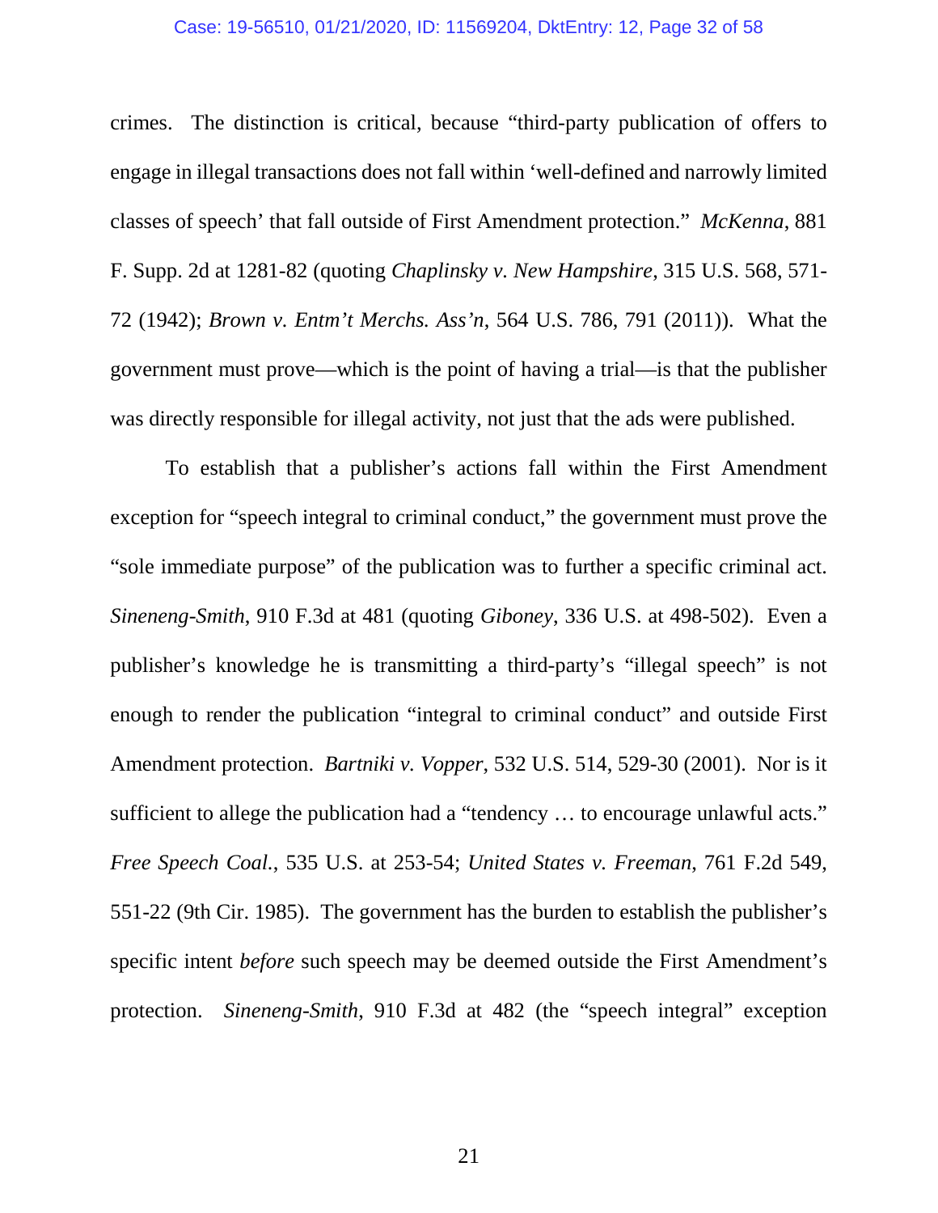crimes. The distinction is critical, because "third-party publication of offers to engage in illegal transactions does not fall within 'well-defined and narrowly limited classes of speech' that fall outside of First Amendment protection." *McKenna*, 881 F. Supp. 2d at 1281-82 (quoting *Chaplinsky v. New Hampshire*, 315 U.S. 568, 571-72 (1942); *Brown v. Entm't Merchs. Ass'n*, 564 U.S. 786, 791 (2011)). What the government must prove—which is the point of having a trial—is that the publisher was directly responsible for illegal activity, not just that the ads were published.

To establish that a publisher's actions fall within the First Amendment exception for "speech integral to criminal conduct," the government must prove the "sole immediate purpose" of the publication was to further a specific criminal act. *Sineneng-Smith*, 910 F.3d at 481 (quoting *Giboney*, 336 U.S. at 498-502). Even a publisher's knowledge he is transmitting a third-party's "illegal speech" is not enough to render the publication "integral to criminal conduct" and outside First Amendment protection. *Bartniki v. Vopper*, 532 U.S. 514, 529-30 (2001). Nor is it sufficient to allege the publication had a "tendency … to encourage unlawful acts." *Free Speech Coal.*, 535 U.S. at 253-54; *United States v. Freeman*, 761 F.2d 549, 551-22 (9th Cir. 1985). The government has the burden to establish the publisher's specific intent *before* such speech may be deemed outside the First Amendment's protection. *Sineneng-Smith*, 910 F.3d at 482 (the "speech integral" exception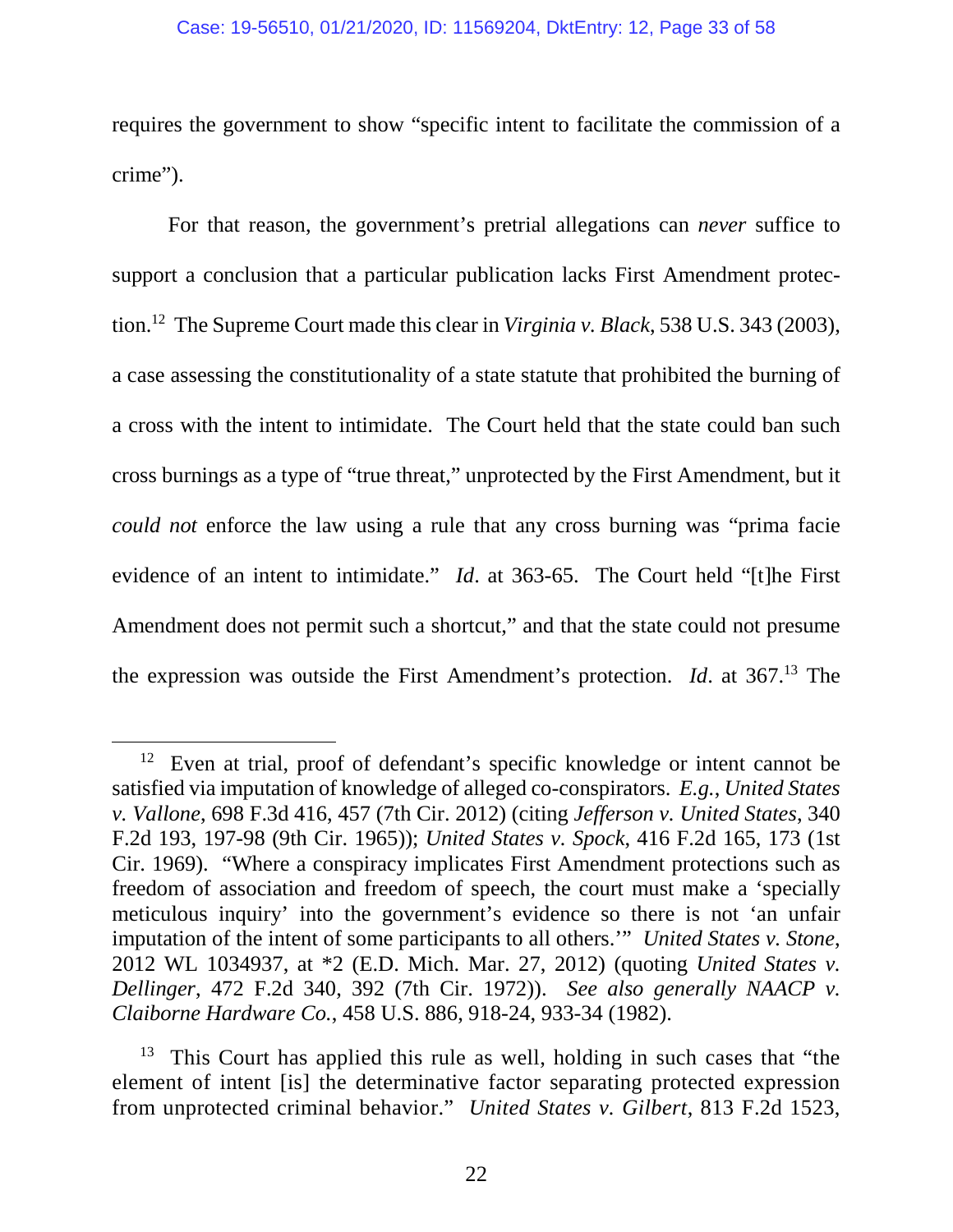requires the government to show "specific intent to facilitate the commission of a crime").

For that reason, the government's pretrial allegations can *never* suffice to support a conclusion that a particular publication lacks First Amendment protection.[12] The Supreme Court made this clear in *Virginia v. Black*, 538 U.S. 343 (2003), a case assessing the constitutionality of a state statute that prohibited the burning of a cross with the intent to intimidate. The Court held that the state could ban such cross burnings as a type of "true threat," unprotected by the First Amendment, but it *could not* enforce the law using a rule that any cross burning was "prima facie evidence of an intent to intimidate." *Id*. at 363-65. The Court held "[t]he First Amendment does not permit such a shortcut," and that the state could not presume the expression was outside the First Amendment's protection. *Id*. at 367.[13] The

---

[12] Even at trial, proof of defendant's specific knowledge or intent cannot be satisfied via imputation of knowledge of alleged co-conspirators. *E.g.*, *United States v. Vallone*, 698 F.3d 416, 457 (7th Cir. 2012) (citing *Jefferson v. United States*, 340 F.2d 193, 197-98 (9th Cir. 1965)); *United States v. Spock*, 416 F.2d 165, 173 (1st Cir. 1969). "Where a conspiracy implicates First Amendment protections such as freedom of association and freedom of speech, the court must make a 'specially meticulous inquiry' into the government's evidence so there is not 'an unfair imputation of the intent of some participants to all others.'" *United States v. Stone*, 2012 WL 1034937, at *2 (E.D. Mich. Mar. 27, 2012) (quoting *United States v. Dellinger*, 472 F.2d 340, 392 (7th Cir. 1972)). *See also generally NAACP v. Claiborne Hardware Co.*, 458 U.S. 886, 918-24, 933-34 (1982).

[13] This Court has applied this rule as well, holding in such cases that "the element of intent [is] the determinative factor separating protected expression from unprotected criminal behavior." *United States v. Gilbert*, 813 F.2d 1523,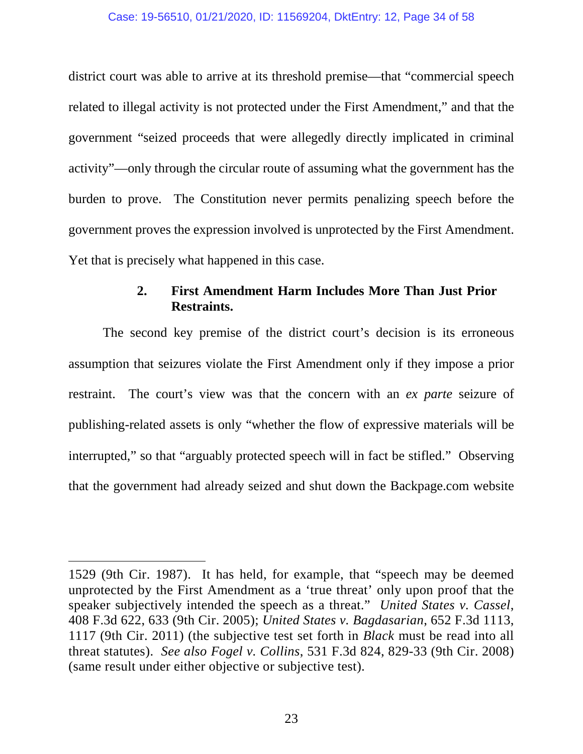district court was able to arrive at its threshold premise—that "commercial speech related to illegal activity is not protected under the First Amendment," and that the government "seized proceeds that were allegedly directly implicated in criminal activity"—only through the circular route of assuming what the government has the burden to prove. The Constitution never permits penalizing speech before the government proves the expression involved is unprotected by the First Amendment. Yet that is precisely what happened in this case.

### 2. First Amendment Harm Includes More Than Just Prior Restraints.

The second key premise of the district court's decision is its erroneous assumption that seizures violate the First Amendment only if they impose a prior restraint. The court's view was that the concern with an *ex parte* seizure of publishing-related assets is only "whether the flow of expressive materials will be interrupted," so that "arguably protected speech will in fact be stifled." Observing that the government had already seized and shut down the Backpage.com website

---

1529 (9th Cir. 1987). It has held, for example, that "speech may be deemed unprotected by the First Amendment as a 'true threat' only upon proof that the speaker subjectively intended the speech as a threat." *United States v. Cassel*, 408 F.3d 622, 633 (9th Cir. 2005); *United States v. Bagdasarian*, 652 F.3d 1113, 1117 (9th Cir. 2011) (the subjective test set forth in *Black* must be read into all threat statutes). *See also Fogel v. Collins*, 531 F.3d 824, 829-33 (9th Cir. 2008) (same result under either objective or subjective test).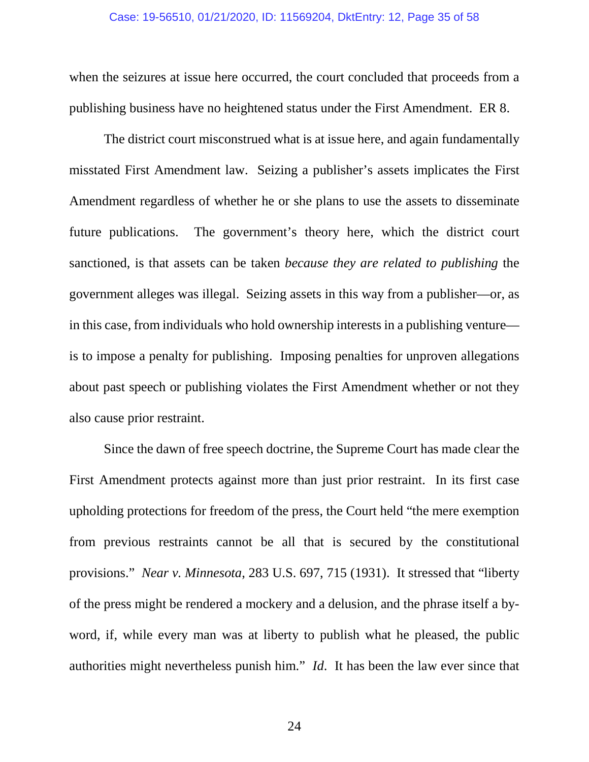when the seizures at issue here occurred, the court concluded that proceeds from a publishing business have no heightened status under the First Amendment. ER 8.

The district court misconstrued what is at issue here, and again fundamentally misstated First Amendment law. Seizing a publisher's assets implicates the First Amendment regardless of whether he or she plans to use the assets to disseminate future publications. The government's theory here, which the district court sanctioned, is that assets can be taken *because they are related to publishing* the government alleges was illegal. Seizing assets in this way from a publisher—or, as in this case, from individuals who hold ownership interests in a publishing venture—is to impose a penalty for publishing. Imposing penalties for unproven allegations about past speech or publishing violates the First Amendment whether or not they also cause prior restraint.

Since the dawn of free speech doctrine, the Supreme Court has made clear the First Amendment protects against more than just prior restraint. In its first case upholding protections for freedom of the press, the Court held "the mere exemption from previous restraints cannot be all that is secured by the constitutional provisions." *Near v. Minnesota*, 283 U.S. 697, 715 (1931). It stressed that "liberty of the press might be rendered a mockery and a delusion, and the phrase itself a by-word, if, while every man was at liberty to publish what he pleased, the public authorities might nevertheless punish him." *Id*. It has been the law ever since that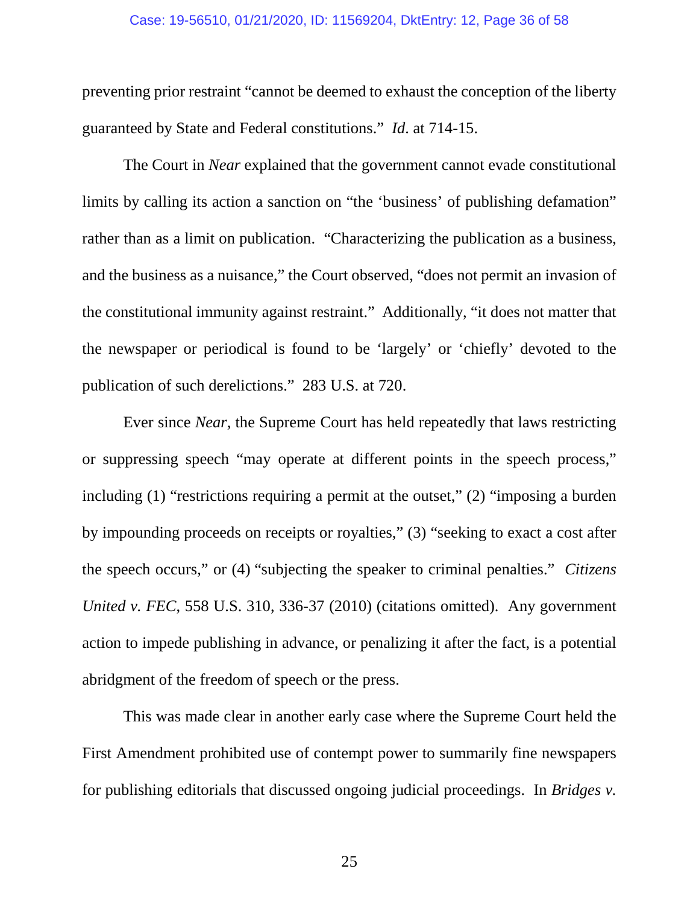preventing prior restraint "cannot be deemed to exhaust the conception of the liberty guaranteed by State and Federal constitutions." *Id*. at 714-15.

The Court in *Near* explained that the government cannot evade constitutional limits by calling its action a sanction on "the 'business' of publishing defamation" rather than as a limit on publication. "Characterizing the publication as a business, and the business as a nuisance," the Court observed, "does not permit an invasion of the constitutional immunity against restraint." Additionally, "it does not matter that the newspaper or periodical is found to be 'largely' or 'chiefly' devoted to the publication of such derelictions." 283 U.S. at 720.

Ever since *Near*, the Supreme Court has held repeatedly that laws restricting or suppressing speech "may operate at different points in the speech process," including (1) "restrictions requiring a permit at the outset," (2) "imposing a burden by impounding proceeds on receipts or royalties," (3) "seeking to exact a cost after the speech occurs," or (4) "subjecting the speaker to criminal penalties." *Citizens United v. FEC*, 558 U.S. 310, 336-37 (2010) (citations omitted). Any government action to impede publishing in advance, or penalizing it after the fact, is a potential abridgment of the freedom of speech or the press.

This was made clear in another early case where the Supreme Court held the First Amendment prohibited use of contempt power to summarily fine newspapers for publishing editorials that discussed ongoing judicial proceedings. In *Bridges v.*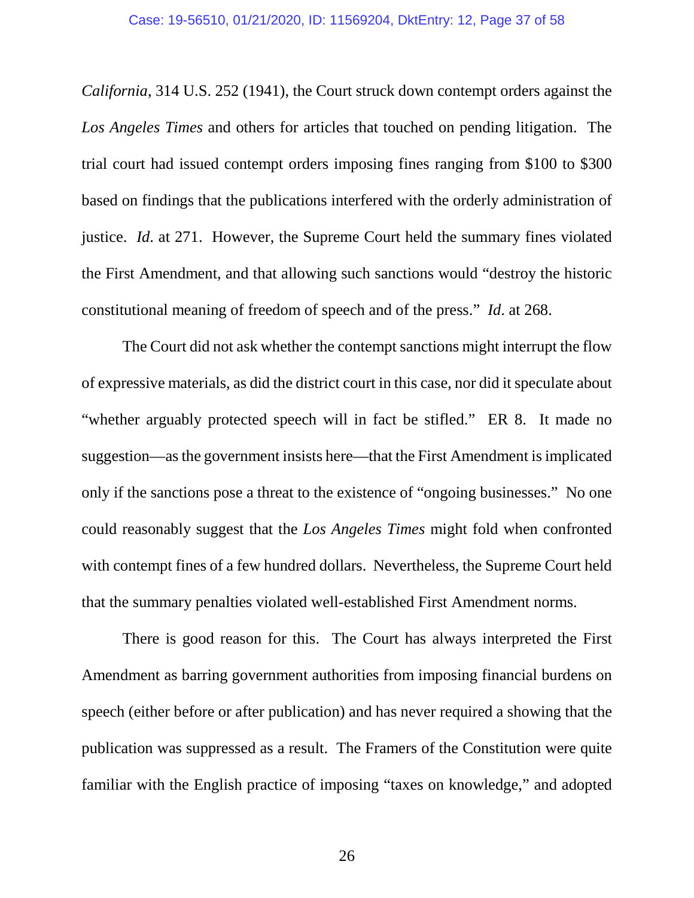*California*, 314 U.S. 252 (1941), the Court struck down contempt orders against the *Los Angeles Times* and others for articles that touched on pending litigation. The trial court had issued contempt orders imposing fines ranging from $100 to $300 based on findings that the publications interfered with the orderly administration of justice. *Id*. at 271. However, the Supreme Court held the summary fines violated the First Amendment, and that allowing such sanctions would "destroy the historic constitutional meaning of freedom of speech and of the press." *Id*. at 268.

The Court did not ask whether the contempt sanctions might interrupt the flow of expressive materials, as did the district court in this case, nor did it speculate about "whether arguably protected speech will in fact be stifled." ER 8. It made no suggestion—as the government insists here—that the First Amendment is implicated only if the sanctions pose a threat to the existence of "ongoing businesses." No one could reasonably suggest that the *Los Angeles Times* might fold when confronted with contempt fines of a few hundred dollars. Nevertheless, the Supreme Court held that the summary penalties violated well-established First Amendment norms.

There is good reason for this. The Court has always interpreted the First Amendment as barring government authorities from imposing financial burdens on speech (either before or after publication) and has never required a showing that the publication was suppressed as a result. The Framers of the Constitution were quite familiar with the English practice of imposing "taxes on knowledge," and adopted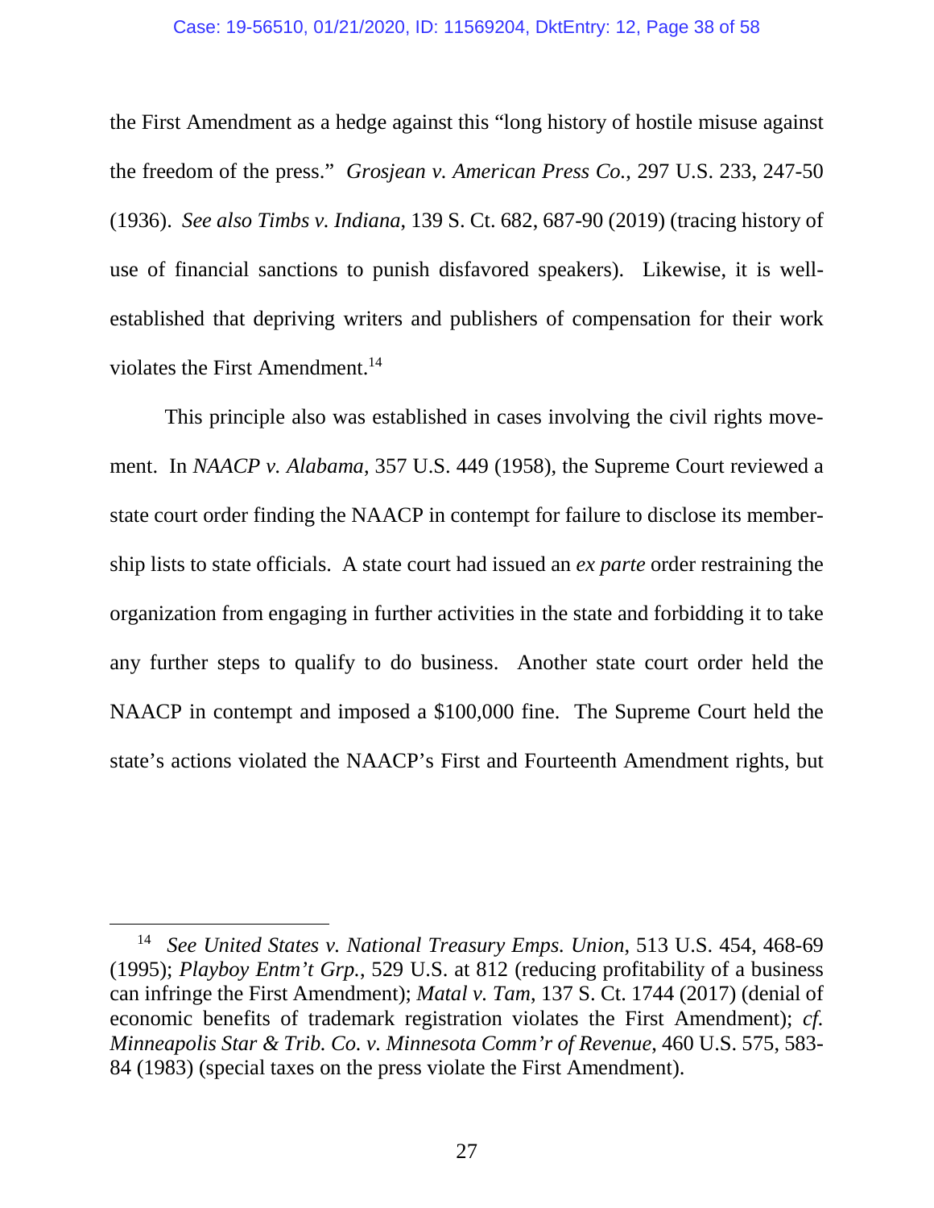the First Amendment as a hedge against this "long history of hostile misuse against the freedom of the press." *Grosjean v. American Press Co.*, 297 U.S. 233, 247-50 (1936). *See also Timbs v. Indiana*, 139 S. Ct. 682, 687-90 (2019) (tracing history of use of financial sanctions to punish disfavored speakers). Likewise, it is well-established that depriving writers and publishers of compensation for their work violates the First Amendment.[14]

This principle also was established in cases involving the civil rights movement. In *NAACP v. Alabama*, 357 U.S. 449 (1958), the Supreme Court reviewed a state court order finding the NAACP in contempt for failure to disclose its membership lists to state officials. A state court had issued an *ex parte* order restraining the organization from engaging in further activities in the state and forbidding it to take any further steps to qualify to do business. Another state court order held the NAACP in contempt and imposed a $100,000 fine. The Supreme Court held the state's actions violated the NAACP's First and Fourteenth Amendment rights, but

---

[14] *See United States v. National Treasury Emps. Union*, 513 U.S. 454, 468-69 (1995); *Playboy Entm't Grp.*, 529 U.S. at 812 (reducing profitability of a business can infringe the First Amendment); *Matal v. Tam*, 137 S. Ct. 1744 (2017) (denial of economic benefits of trademark registration violates the First Amendment); *cf. Minneapolis Star & Trib. Co. v. Minnesota Comm'r of Revenue*, 460 U.S. 575, 583-84 (1983) (special taxes on the press violate the First Amendment).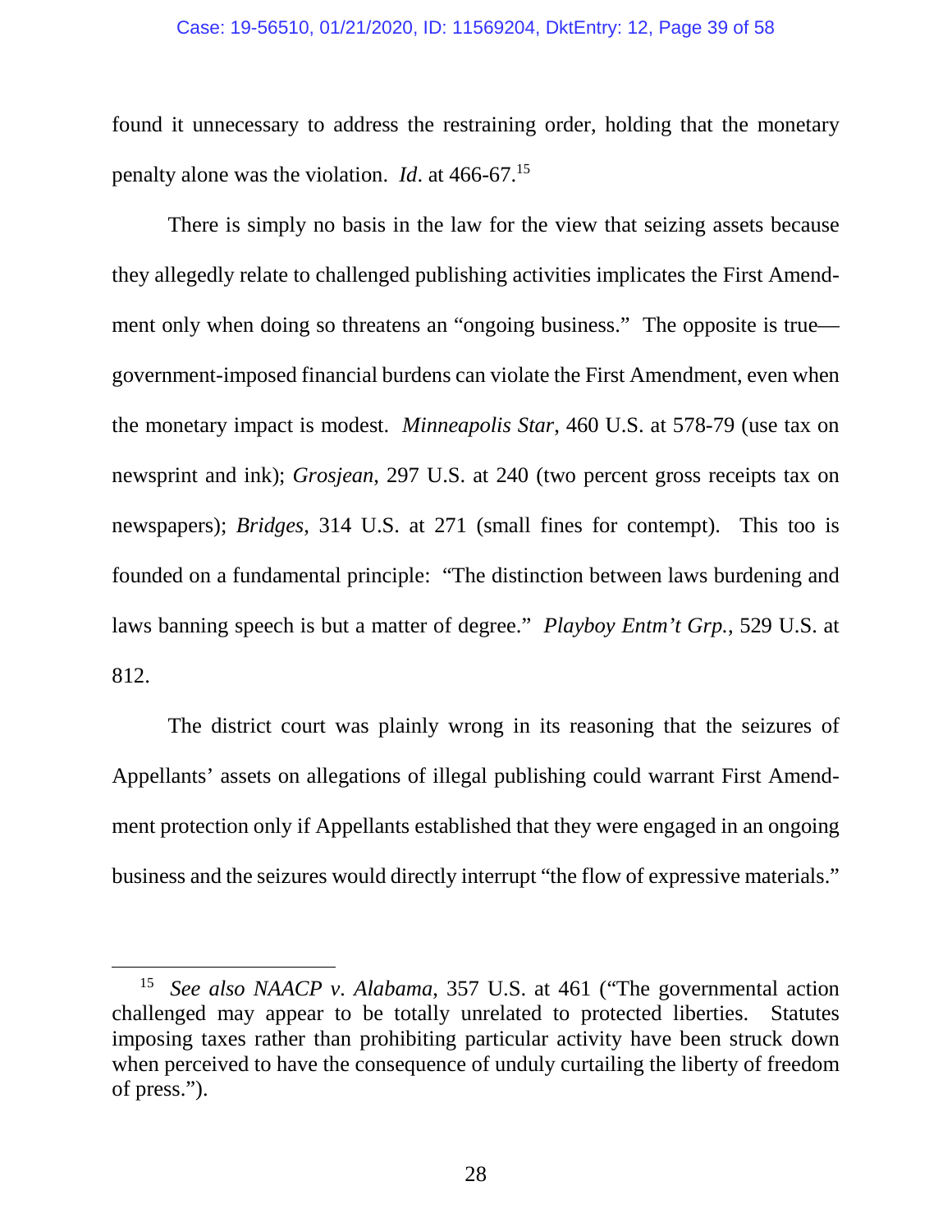found it unnecessary to address the restraining order, holding that the monetary penalty alone was the violation. *Id*. at 466-67.[15]

There is simply no basis in the law for the view that seizing assets because they allegedly relate to challenged publishing activities implicates the First Amendment only when doing so threatens an "ongoing business." The opposite is true—government-imposed financial burdens can violate the First Amendment, even when the monetary impact is modest. *Minneapolis Star*, 460 U.S. at 578-79 (use tax on newsprint and ink); *Grosjean*, 297 U.S. at 240 (two percent gross receipts tax on newspapers); *Bridges*, 314 U.S. at 271 (small fines for contempt). This too is founded on a fundamental principle: "The distinction between laws burdening and laws banning speech is but a matter of degree." *Playboy Entm't Grp.*, 529 U.S. at 812.

The district court was plainly wrong in its reasoning that the seizures of Appellants' assets on allegations of illegal publishing could warrant First Amendment protection only if Appellants established that they were engaged in an ongoing business and the seizures would directly interrupt "the flow of expressive materials."

---

[15] *See also NAACP v. Alabama*, 357 U.S. at 461 ("The governmental action challenged may appear to be totally unrelated to protected liberties. Statutes imposing taxes rather than prohibiting particular activity have been struck down when perceived to have the consequence of unduly curtailing the liberty of freedom of press.").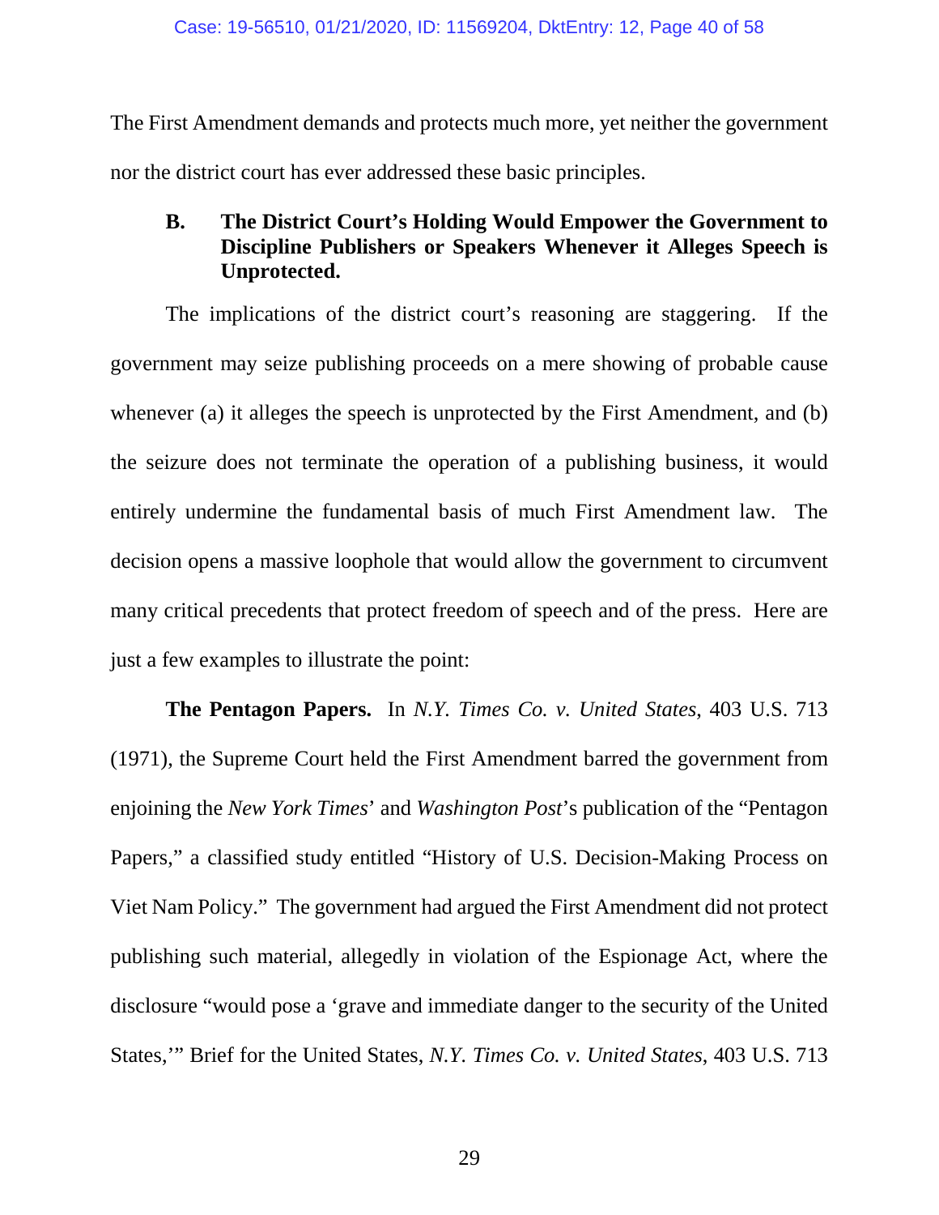The First Amendment demands and protects much more, yet neither the government nor the district court has ever addressed these basic principles.

### B. The District Court's Holding Would Empower the Government to Discipline Publishers or Speakers Whenever it Alleges Speech is Unprotected.

The implications of the district court's reasoning are staggering. If the government may seize publishing proceeds on a mere showing of probable cause whenever (a) it alleges the speech is unprotected by the First Amendment, and (b) the seizure does not terminate the operation of a publishing business, it would entirely undermine the fundamental basis of much First Amendment law. The decision opens a massive loophole that would allow the government to circumvent many critical precedents that protect freedom of speech and of the press. Here are just a few examples to illustrate the point:

**The Pentagon Papers.** In *N.Y. Times Co. v. United States*, 403 U.S. 713 (1971), the Supreme Court held the First Amendment barred the government from enjoining the *New York Times*' and *Washington Post*'s publication of the "Pentagon Papers," a classified study entitled "History of U.S. Decision-Making Process on Viet Nam Policy." The government had argued the First Amendment did not protect publishing such material, allegedly in violation of the Espionage Act, where the disclosure "would pose a 'grave and immediate danger to the security of the United States,'" Brief for the United States, *N.Y. Times Co. v. United States*, 403 U.S. 713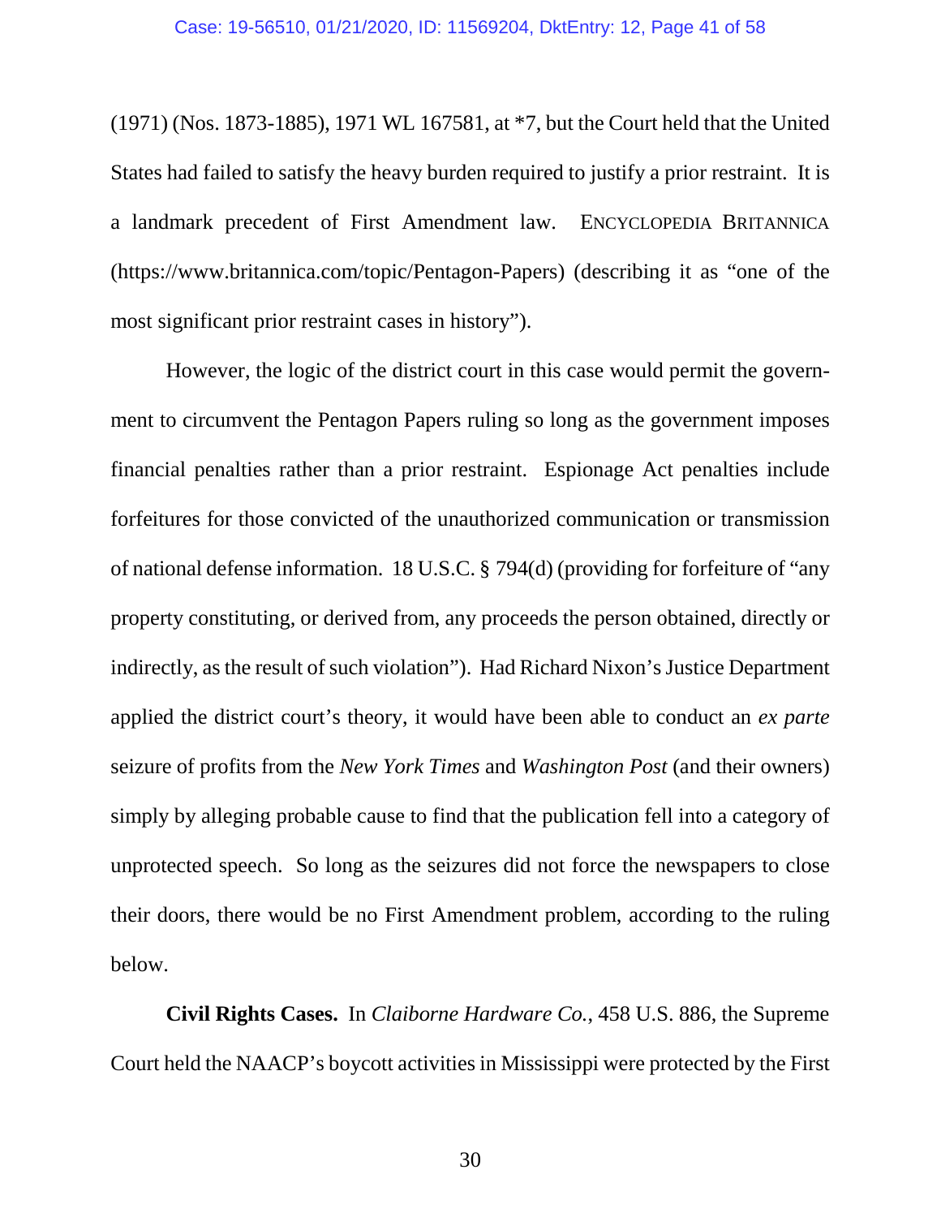(1971) (Nos. 1873-1885), 1971 WL 167581, at *7, but the Court held that the United States had failed to satisfy the heavy burden required to justify a prior restraint. It is a landmark precedent of First Amendment law. ENCYCLOPEDIA BRITANNICA (https://www.britannica.com/topic/Pentagon-Papers) (describing it as "one of the most significant prior restraint cases in history").

However, the logic of the district court in this case would permit the government to circumvent the Pentagon Papers ruling so long as the government imposes financial penalties rather than a prior restraint. Espionage Act penalties include forfeitures for those convicted of the unauthorized communication or transmission of national defense information. 18 U.S.C. § 794(d) (providing for forfeiture of "any property constituting, or derived from, any proceeds the person obtained, directly or indirectly, as the result of such violation"). Had Richard Nixon's Justice Department applied the district court's theory, it would have been able to conduct an *ex parte* seizure of profits from the *New York Times* and *Washington Post* (and their owners) simply by alleging probable cause to find that the publication fell into a category of unprotected speech. So long as the seizures did not force the newspapers to close their doors, there would be no First Amendment problem, according to the ruling below.

**Civil Rights Cases.** In *Claiborne Hardware Co.*, 458 U.S. 886, the Supreme Court held the NAACP's boycott activities in Mississippi were protected by the First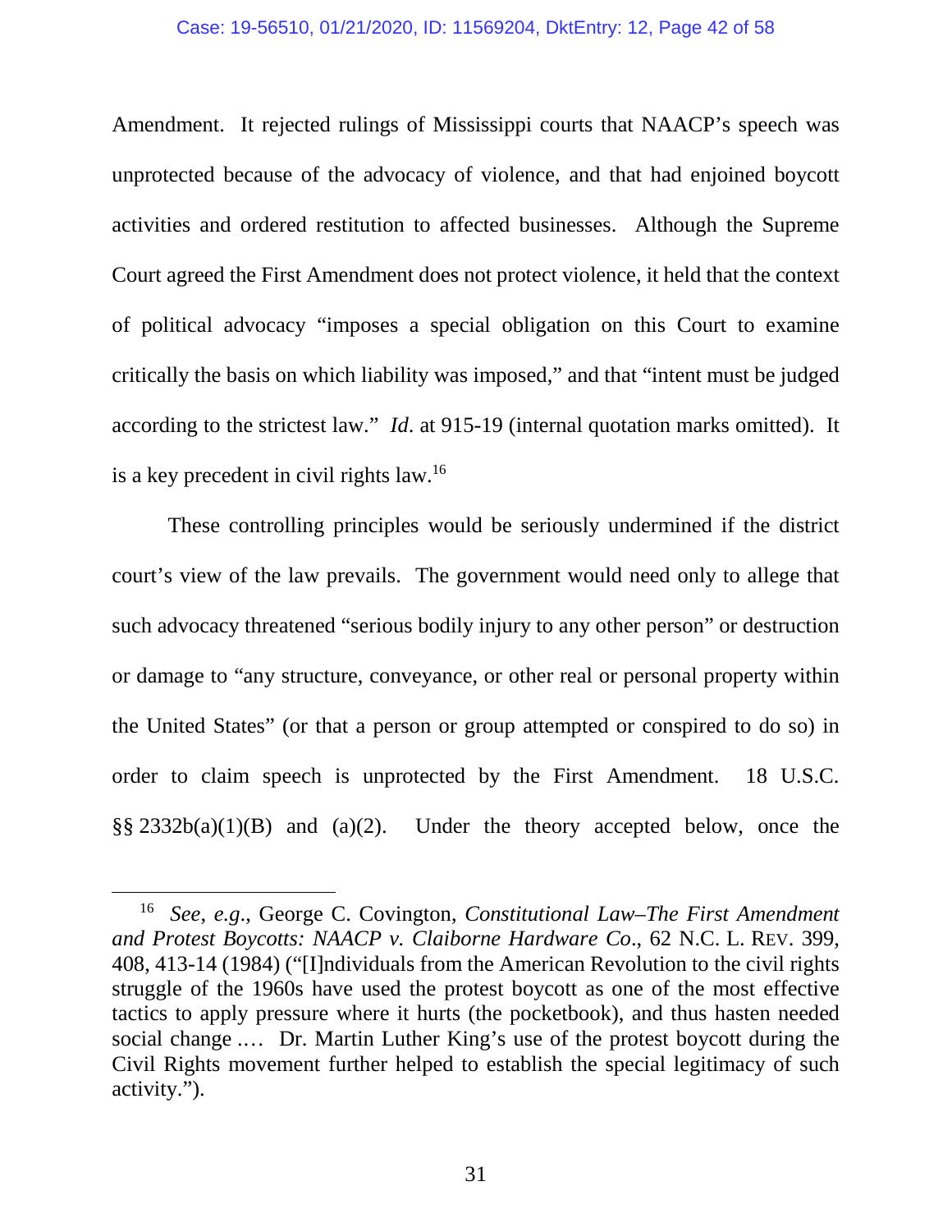Amendment. It rejected rulings of Mississippi courts that NAACP's speech was unprotected because of the advocacy of violence, and that had enjoined boycott activities and ordered restitution to affected businesses. Although the Supreme Court agreed the First Amendment does not protect violence, it held that the context of political advocacy "imposes a special obligation on this Court to examine critically the basis on which liability was imposed," and that "intent must be judged according to the strictest law." *Id*. at 915-19 (internal quotation marks omitted). It is a key precedent in civil rights law.[16]

These controlling principles would be seriously undermined if the district court's view of the law prevails. The government would need only to allege that such advocacy threatened "serious bodily injury to any other person" or destruction or damage to "any structure, conveyance, or other real or personal property within the United States" (or that a person or group attempted or conspired to do so) in order to claim speech is unprotected by the First Amendment. 18 U.S.C. §§ 2332b(a)(1)(B) and (a)(2). Under the theory accepted below, once the

---

[16] *See, e.g.*, George C. Covington, *Constitutional Law–The First Amendment and Protest Boycotts: NAACP v. Claiborne Hardware Co*., 62 N.C. L. REV. 399, 408, 413-14 (1984) ("[I]ndividuals from the American Revolution to the civil rights struggle of the 1960s have used the protest boycott as one of the most effective tactics to apply pressure where it hurts (the pocketbook), and thus hasten needed social change .… Dr. Martin Luther King's use of the protest boycott during the Civil Rights movement further helped to establish the special legitimacy of such activity.").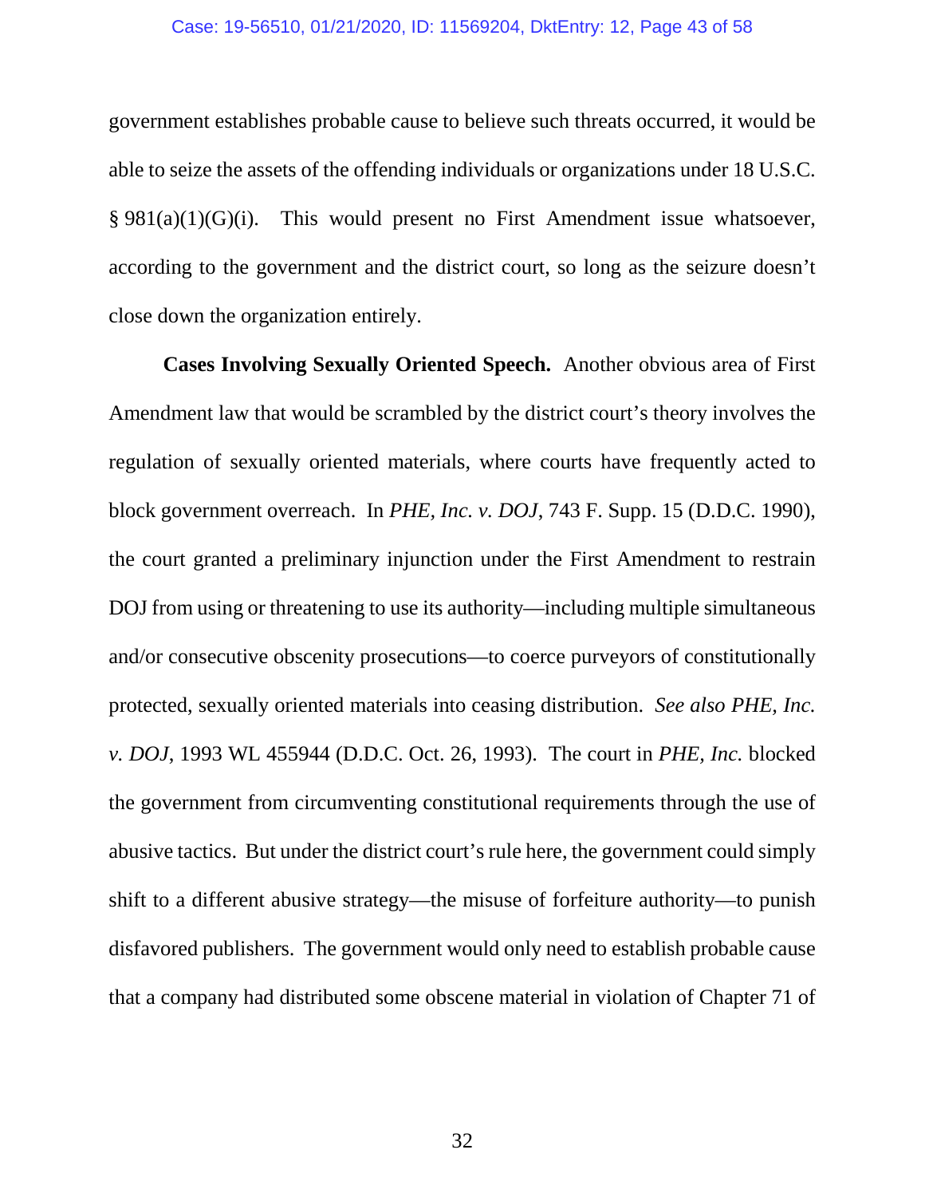government establishes probable cause to believe such threats occurred, it would be able to seize the assets of the offending individuals or organizations under 18 U.S.C. § 981(a)(1)(G)(i). This would present no First Amendment issue whatsoever, according to the government and the district court, so long as the seizure doesn't close down the organization entirely.

**Cases Involving Sexually Oriented Speech.** Another obvious area of First Amendment law that would be scrambled by the district court's theory involves the regulation of sexually oriented materials, where courts have frequently acted to block government overreach. In *PHE, Inc. v. DOJ*, 743 F. Supp. 15 (D.D.C. 1990), the court granted a preliminary injunction under the First Amendment to restrain DOJ from using or threatening to use its authority—including multiple simultaneous and/or consecutive obscenity prosecutions—to coerce purveyors of constitutionally protected, sexually oriented materials into ceasing distribution. *See also PHE, Inc. v. DOJ*, 1993 WL 455944 (D.D.C. Oct. 26, 1993). The court in *PHE, Inc.* blocked the government from circumventing constitutional requirements through the use of abusive tactics. But under the district court's rule here, the government could simply shift to a different abusive strategy—the misuse of forfeiture authority—to punish disfavored publishers. The government would only need to establish probable cause that a company had distributed some obscene material in violation of Chapter 71 of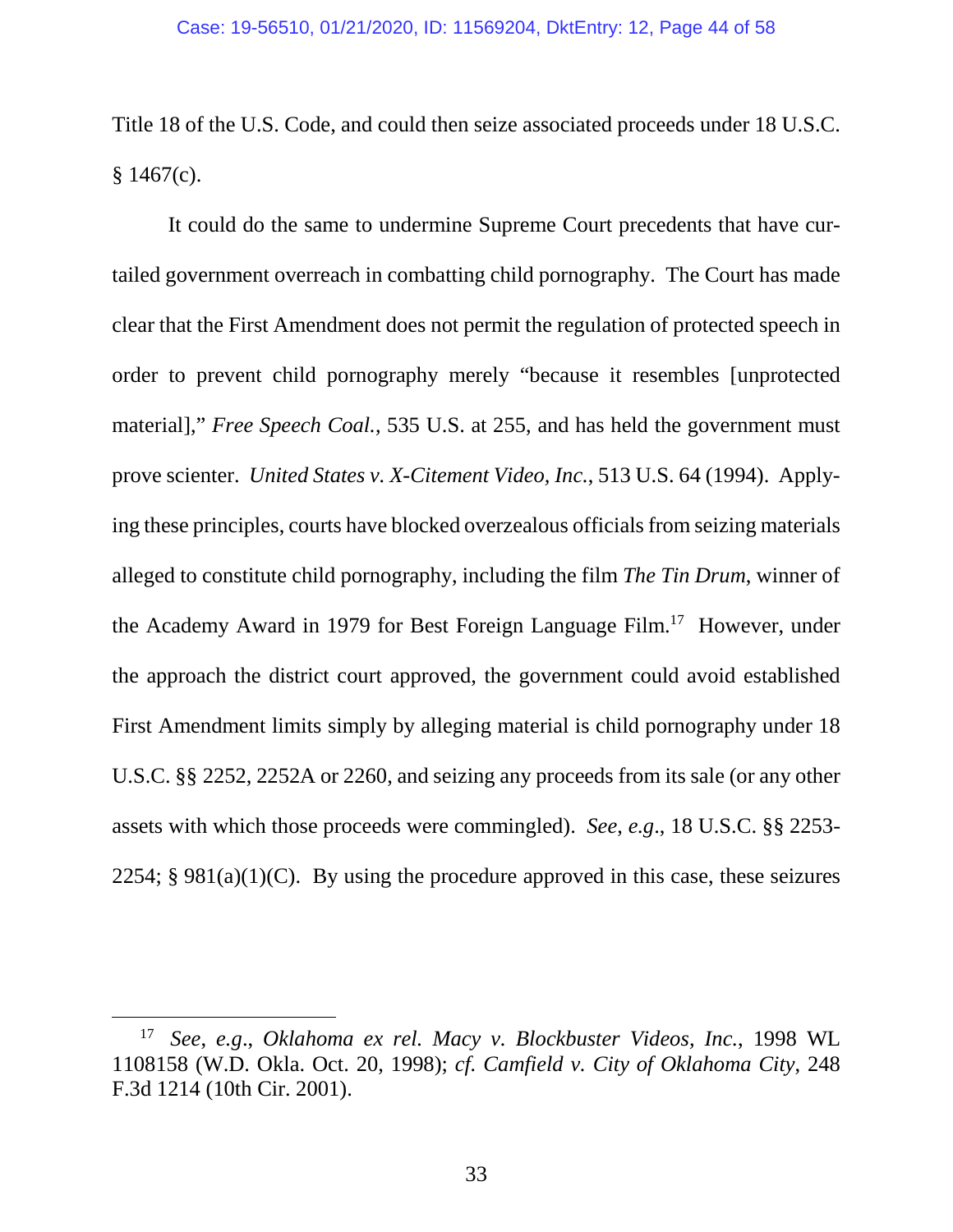Title 18 of the U.S. Code, and could then seize associated proceeds under 18 U.S.C. § 1467(c).

It could do the same to undermine Supreme Court precedents that have curtailed government overreach in combatting child pornography. The Court has made clear that the First Amendment does not permit the regulation of protected speech in order to prevent child pornography merely "because it resembles [unprotected material]," *Free Speech Coal.*, 535 U.S. at 255, and has held the government must prove scienter. *United States v. X-Citement Video, Inc.*, 513 U.S. 64 (1994). Applying these principles, courts have blocked overzealous officials from seizing materials alleged to constitute child pornography, including the film *The Tin Drum*, winner of the Academy Award in 1979 for Best Foreign Language Film.[17] However, under the approach the district court approved, the government could avoid established First Amendment limits simply by alleging material is child pornography under 18 U.S.C. §§ 2252, 2252A or 2260, and seizing any proceeds from its sale (or any other assets with which those proceeds were commingled). *See, e.g.*, 18 U.S.C. §§ 2253-2254; § 981(a)(1)(C). By using the procedure approved in this case, these seizures

---

[17] *See, e.g.*, *Oklahoma ex rel. Macy v. Blockbuster Videos, Inc.*, 1998 WL 1108158 (W.D. Okla. Oct. 20, 1998); *cf. Camfield v. City of Oklahoma City*, 248 F.3d 1214 (10th Cir. 2001).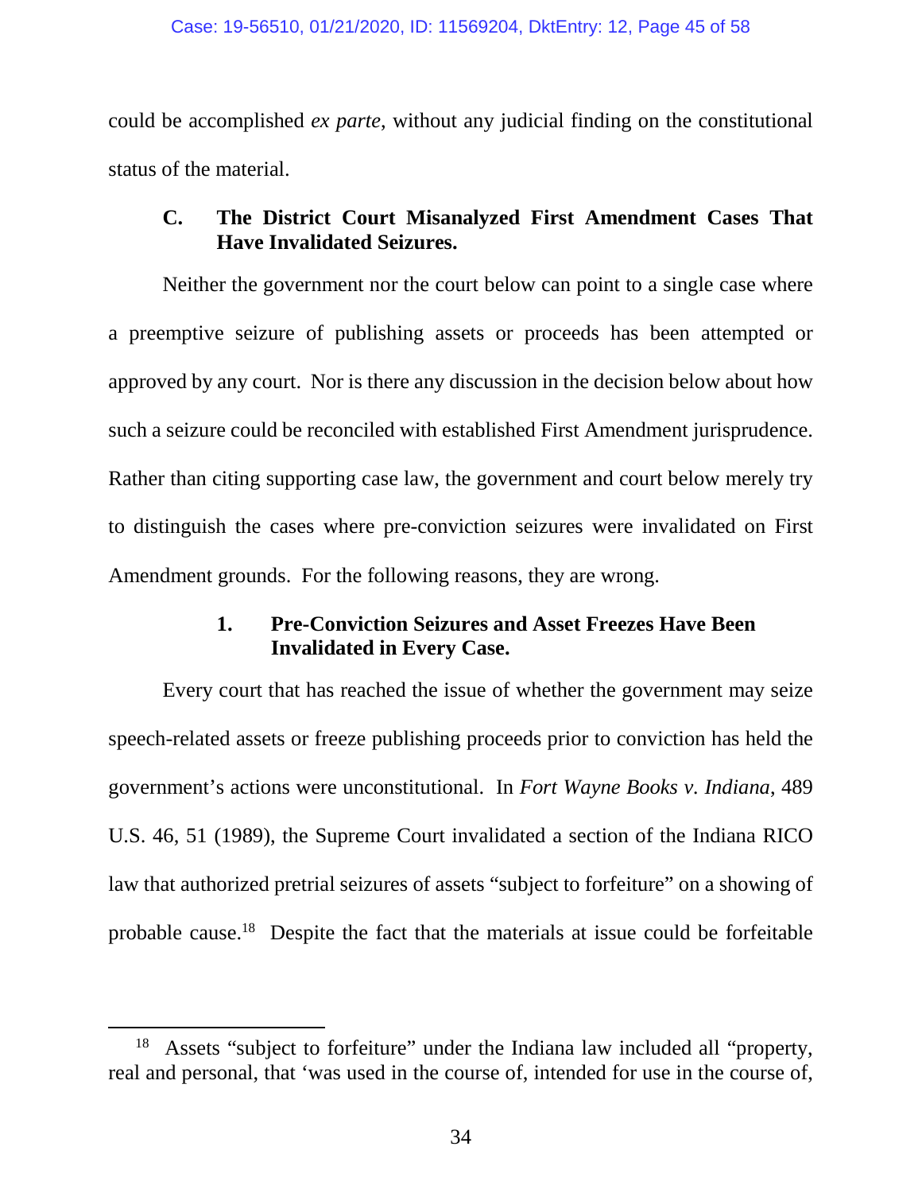could be accomplished *ex parte*, without any judicial finding on the constitutional status of the material.

### C. The District Court Misanalyzed First Amendment Cases That Have Invalidated Seizures.

Neither the government nor the court below can point to a single case where a preemptive seizure of publishing assets or proceeds has been attempted or approved by any court. Nor is there any discussion in the decision below about how such a seizure could be reconciled with established First Amendment jurisprudence. Rather than citing supporting case law, the government and court below merely try to distinguish the cases where pre-conviction seizures were invalidated on First Amendment grounds. For the following reasons, they are wrong.

#### 1. Pre-Conviction Seizures and Asset Freezes Have Been Invalidated in Every Case.

Every court that has reached the issue of whether the government may seize speech-related assets or freeze publishing proceeds prior to conviction has held the government's actions were unconstitutional. In *Fort Wayne Books v. Indiana*, 489 U.S. 46, 51 (1989), the Supreme Court invalidated a section of the Indiana RICO law that authorized pretrial seizures of assets "subject to forfeiture" on a showing of probable cause.[18] Despite the fact that the materials at issue could be forfeitable

[18] Assets "subject to forfeiture" under the Indiana law included all "property, real and personal, that 'was used in the course of, intended for use in the course of,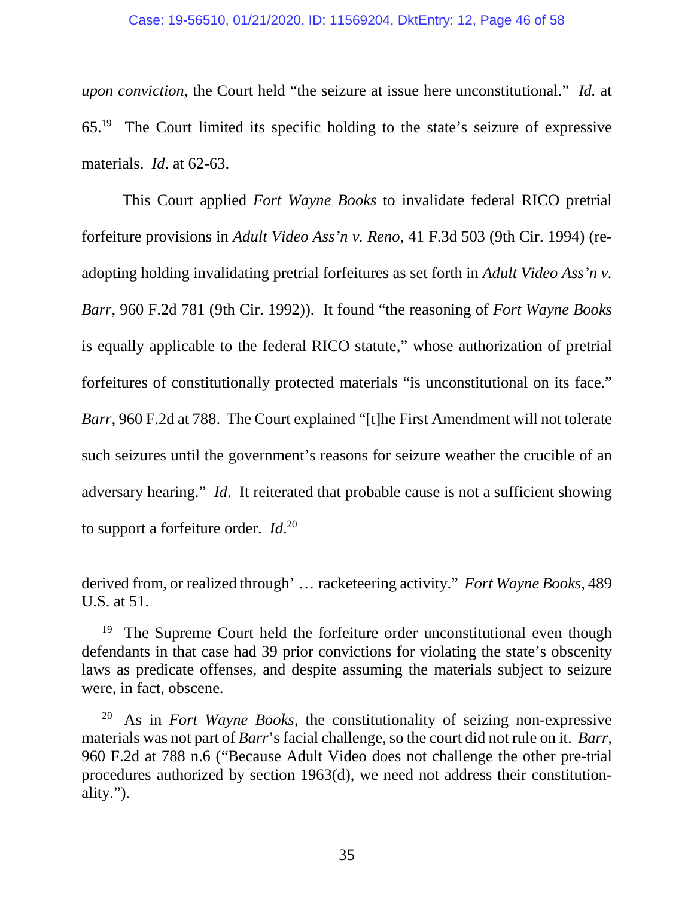*upon conviction*, the Court held "the seizure at issue here unconstitutional." *Id.* at 65.[19] The Court limited its specific holding to the state's seizure of expressive materials. *Id*. at 62-63.

This Court applied *Fort Wayne Books* to invalidate federal RICO pretrial forfeiture provisions in *Adult Video Ass'n v. Reno*, 41 F.3d 503 (9th Cir. 1994) (re-adopting holding invalidating pretrial forfeitures as set forth in *Adult Video Ass'n v. Barr*, 960 F.2d 781 (9th Cir. 1992)). It found "the reasoning of *Fort Wayne Books* is equally applicable to the federal RICO statute," whose authorization of pretrial forfeitures of constitutionally protected materials "is unconstitutional on its face." *Barr*, 960 F.2d at 788. The Court explained "[t]he First Amendment will not tolerate such seizures until the government's reasons for seizure weather the crucible of an adversary hearing." *Id*. It reiterated that probable cause is not a sufficient showing to support a forfeiture order. *Id.*[20]

---

derived from, or realized through' … racketeering activity." *Fort Wayne Books*, 489 U.S. at 51.

[19] The Supreme Court held the forfeiture order unconstitutional even though defendants in that case had 39 prior convictions for violating the state's obscenity laws as predicate offenses, and despite assuming the materials subject to seizure were, in fact, obscene.

[20] As in *Fort Wayne Books*, the constitutionality of seizing non-expressive materials was not part of *Barr*'s facial challenge, so the court did not rule on it. *Barr*, 960 F.2d at 788 n.6 ("Because Adult Video does not challenge the other pre-trial procedures authorized by section 1963(d), we need not address their constitutionality.").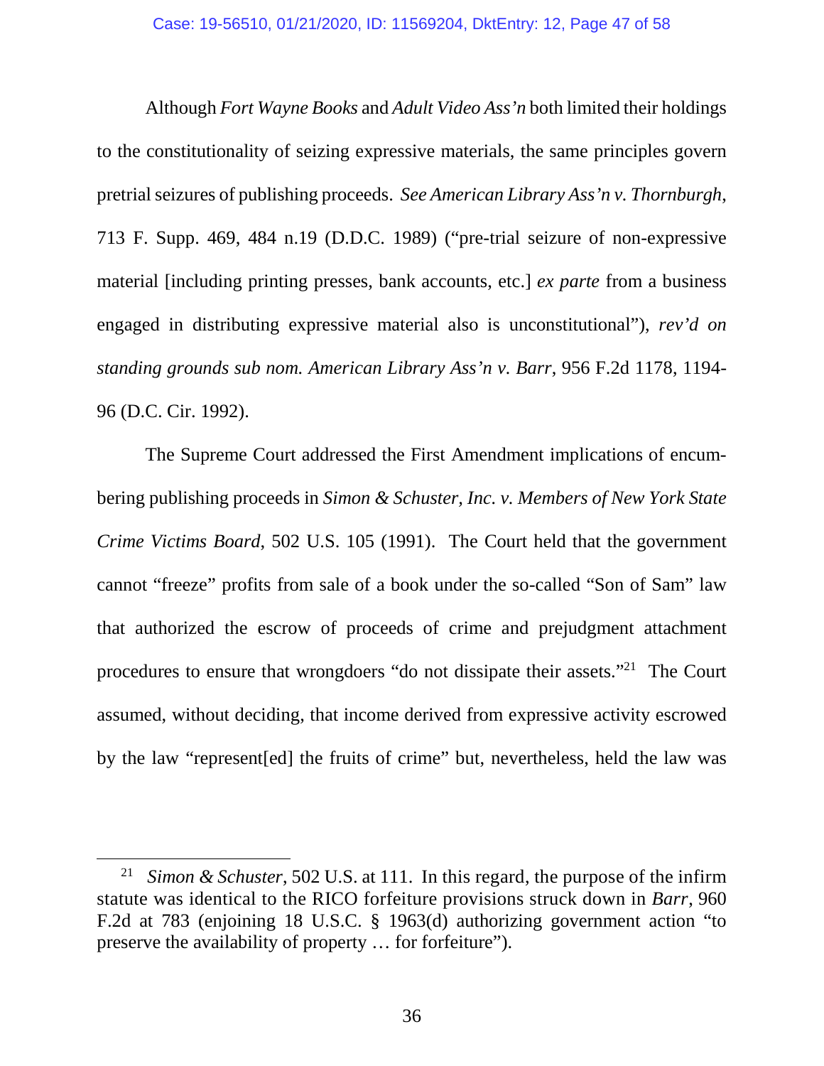Although *Fort Wayne Books* and *Adult Video Ass'n* both limited their holdings to the constitutionality of seizing expressive materials, the same principles govern pretrial seizures of publishing proceeds. *See American Library Ass'n v. Thornburgh*, 713 F. Supp. 469, 484 n.19 (D.D.C. 1989) ("pre-trial seizure of non-expressive material [including printing presses, bank accounts, etc.] *ex parte* from a business engaged in distributing expressive material also is unconstitutional"), *rev'd on standing grounds sub nom. American Library Ass'n v. Barr*, 956 F.2d 1178, 1194-96 (D.C. Cir. 1992).

The Supreme Court addressed the First Amendment implications of encumbering publishing proceeds in *Simon & Schuster, Inc. v. Members of New York State Crime Victims Board*, 502 U.S. 105 (1991). The Court held that the government cannot "freeze" profits from sale of a book under the so-called "Son of Sam" law that authorized the escrow of proceeds of crime and prejudgment attachment procedures to ensure that wrongdoers "do not dissipate their assets."[21] The Court assumed, without deciding, that income derived from expressive activity escrowed by the law "represent[ed] the fruits of crime" but, nevertheless, held the law was

[21] *Simon & Schuster*, 502 U.S. at 111. In this regard, the purpose of the infirm statute was identical to the RICO forfeiture provisions struck down in *Barr*, 960 F.2d at 783 (enjoining 18 U.S.C. § 1963(d) authorizing government action "to preserve the availability of property … for forfeiture").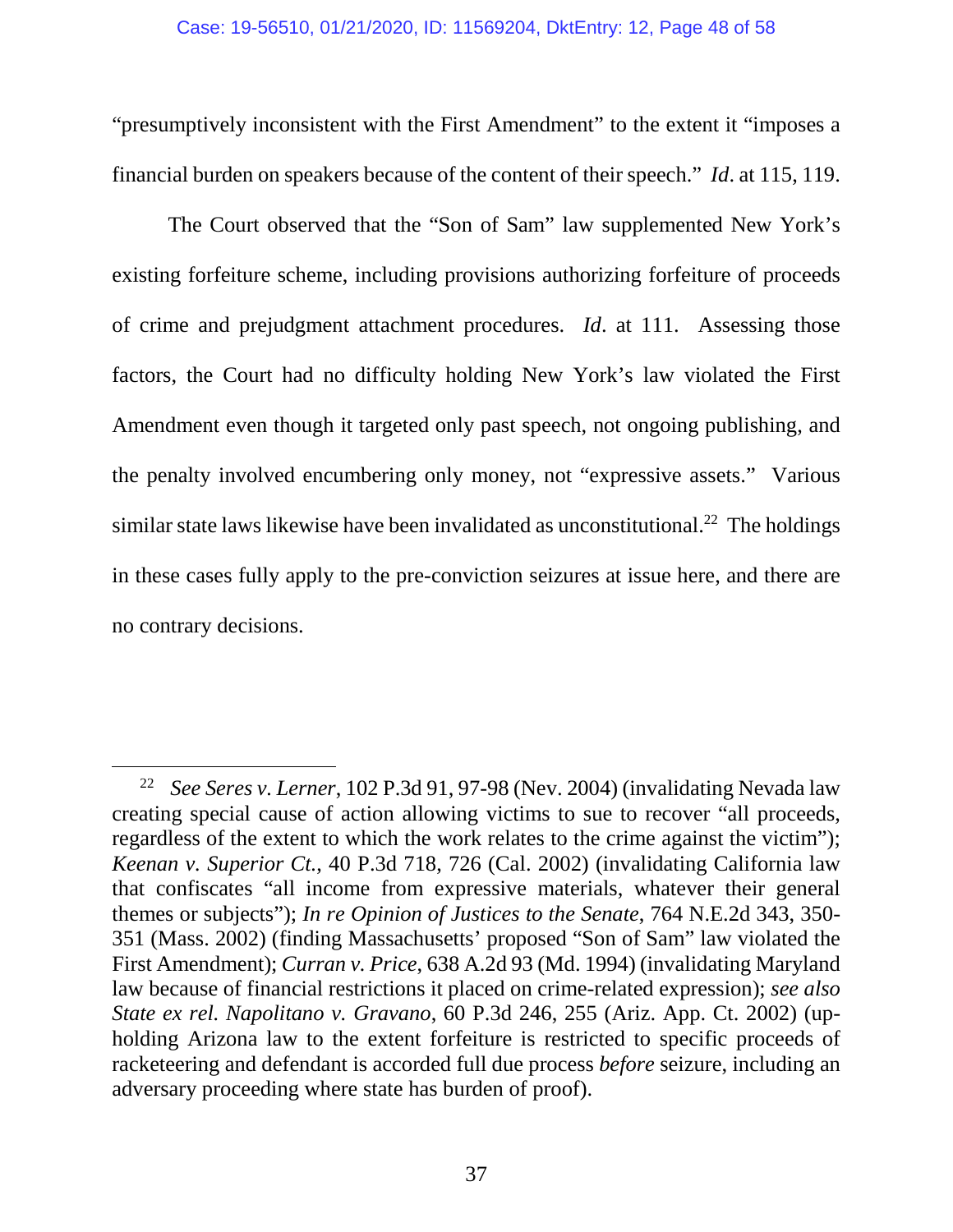"presumptively inconsistent with the First Amendment" to the extent it "imposes a financial burden on speakers because of the content of their speech." *Id*. at 115, 119.

The Court observed that the "Son of Sam" law supplemented New York's existing forfeiture scheme, including provisions authorizing forfeiture of proceeds of crime and prejudgment attachment procedures. *Id*. at 111. Assessing those factors, the Court had no difficulty holding New York's law violated the First Amendment even though it targeted only past speech, not ongoing publishing, and the penalty involved encumbering only money, not "expressive assets." Various similar state laws likewise have been invalidated as unconstitutional.[22] The holdings in these cases fully apply to the pre-conviction seizures at issue here, and there are no contrary decisions.

---

[22] *See Seres v. Lerner*, 102 P.3d 91, 97-98 (Nev. 2004) (invalidating Nevada law creating special cause of action allowing victims to sue to recover "all proceeds, regardless of the extent to which the work relates to the crime against the victim"); *Keenan v. Superior Ct.*, 40 P.3d 718, 726 (Cal. 2002) (invalidating California law that confiscates "all income from expressive materials, whatever their general themes or subjects"); *In re Opinion of Justices to the Senate*, 764 N.E.2d 343, 350-351 (Mass. 2002) (finding Massachusetts' proposed "Son of Sam" law violated the First Amendment); *Curran v. Price*, 638 A.2d 93 (Md. 1994) (invalidating Maryland law because of financial restrictions it placed on crime-related expression); *see also State ex rel. Napolitano v. Gravano*, 60 P.3d 246, 255 (Ariz. App. Ct. 2002) (upholding Arizona law to the extent forfeiture is restricted to specific proceeds of racketeering and defendant is accorded full due process *before* seizure, including an adversary proceeding where state has burden of proof).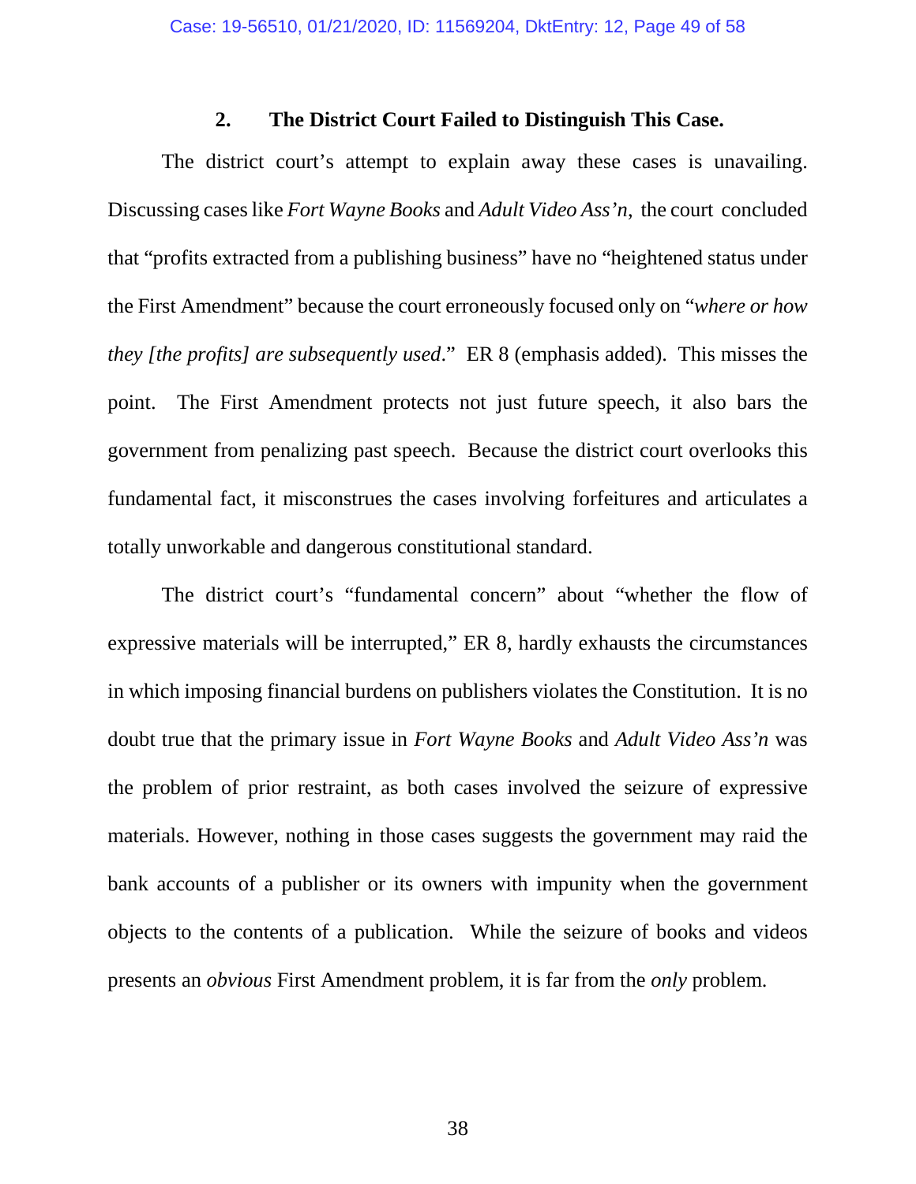### 2. The District Court Failed to Distinguish This Case.

The district court's attempt to explain away these cases is unavailing. Discussing cases like *Fort Wayne Books* and *Adult Video Ass'n*, the court concluded that "profits extracted from a publishing business" have no "heightened status under the First Amendment" because the court erroneously focused only on "*where or how they [the profits] are subsequently used*." ER 8 (emphasis added). This misses the point. The First Amendment protects not just future speech, it also bars the government from penalizing past speech. Because the district court overlooks this fundamental fact, it misconstrues the cases involving forfeitures and articulates a totally unworkable and dangerous constitutional standard.

The district court's "fundamental concern" about "whether the flow of expressive materials will be interrupted," ER 8, hardly exhausts the circumstances in which imposing financial burdens on publishers violates the Constitution. It is no doubt true that the primary issue in *Fort Wayne Books* and *Adult Video Ass'n* was the problem of prior restraint, as both cases involved the seizure of expressive materials. However, nothing in those cases suggests the government may raid the bank accounts of a publisher or its owners with impunity when the government objects to the contents of a publication. While the seizure of books and videos presents an *obvious* First Amendment problem, it is far from the *only* problem.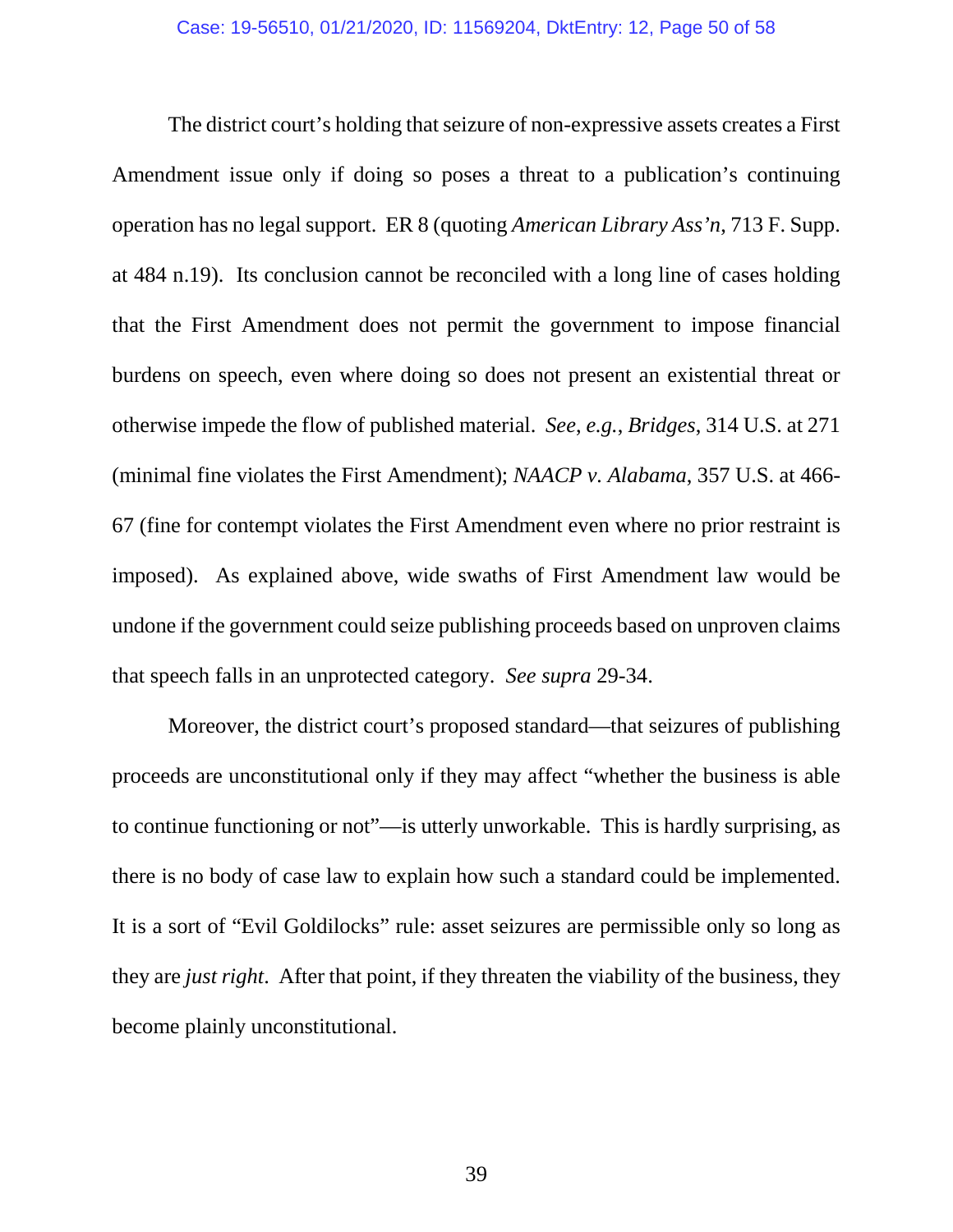The district court's holding that seizure of non-expressive assets creates a First Amendment issue only if doing so poses a threat to a publication's continuing operation has no legal support. ER 8 (quoting *American Library Ass'n*, 713 F. Supp. at 484 n.19). Its conclusion cannot be reconciled with a long line of cases holding that the First Amendment does not permit the government to impose financial burdens on speech, even where doing so does not present an existential threat or otherwise impede the flow of published material. *See*, *e.g.*, *Bridges*, 314 U.S. at 271 (minimal fine violates the First Amendment); *NAACP v. Alabama*, 357 U.S. at 466-67 (fine for contempt violates the First Amendment even where no prior restraint is imposed). As explained above, wide swaths of First Amendment law would be undone if the government could seize publishing proceeds based on unproven claims that speech falls in an unprotected category. *See supra* 29-34.

Moreover, the district court's proposed standard—that seizures of publishing proceeds are unconstitutional only if they may affect "whether the business is able to continue functioning or not"—is utterly unworkable. This is hardly surprising, as there is no body of case law to explain how such a standard could be implemented. It is a sort of "Evil Goldilocks" rule: asset seizures are permissible only so long as they are *just right*. After that point, if they threaten the viability of the business, they become plainly unconstitutional.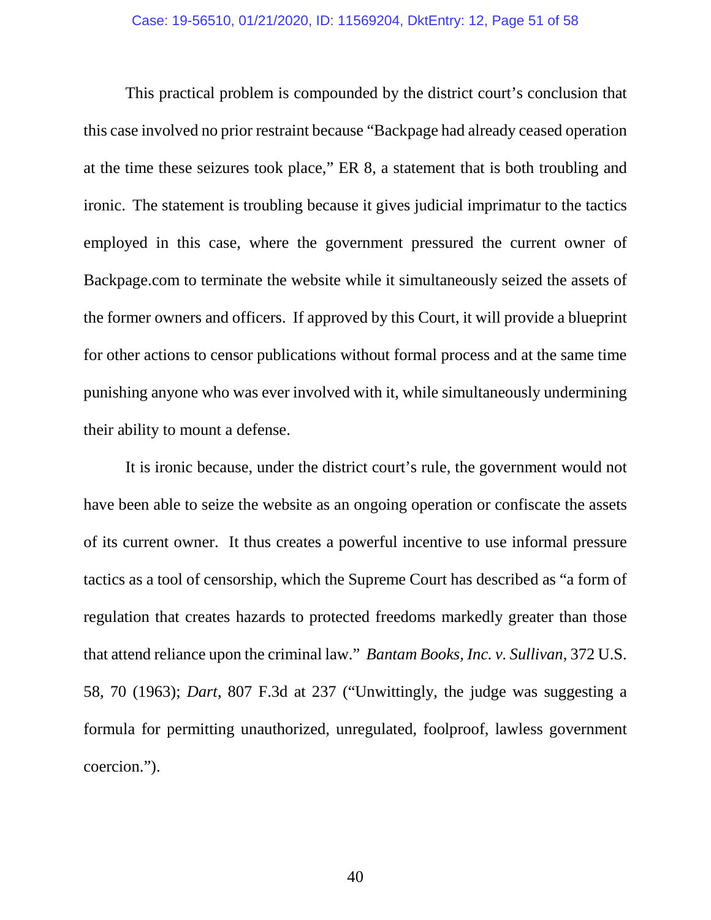This practical problem is compounded by the district court's conclusion that this case involved no prior restraint because "Backpage had already ceased operation at the time these seizures took place," ER 8, a statement that is both troubling and ironic. The statement is troubling because it gives judicial imprimatur to the tactics employed in this case, where the government pressured the current owner of Backpage.com to terminate the website while it simultaneously seized the assets of the former owners and officers. If approved by this Court, it will provide a blueprint for other actions to censor publications without formal process and at the same time punishing anyone who was ever involved with it, while simultaneously undermining their ability to mount a defense.

It is ironic because, under the district court's rule, the government would not have been able to seize the website as an ongoing operation or confiscate the assets of its current owner. It thus creates a powerful incentive to use informal pressure tactics as a tool of censorship, which the Supreme Court has described as "a form of regulation that creates hazards to protected freedoms markedly greater than those that attend reliance upon the criminal law." *Bantam Books, Inc. v. Sullivan*, 372 U.S. 58, 70 (1963); *Dart*, 807 F.3d at 237 ("Unwittingly, the judge was suggesting a formula for permitting unauthorized, unregulated, foolproof, lawless government coercion.").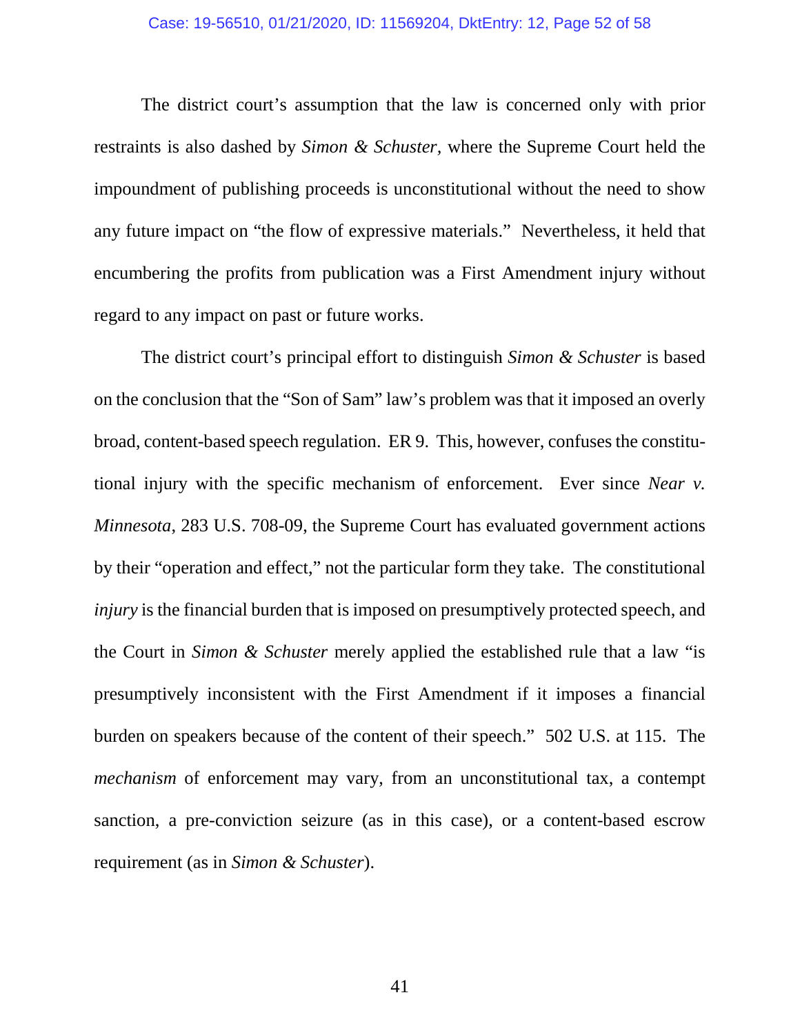The district court's assumption that the law is concerned only with prior restraints is also dashed by *Simon & Schuster,* where the Supreme Court held the impoundment of publishing proceeds is unconstitutional without the need to show any future impact on "the flow of expressive materials." Nevertheless, it held that encumbering the profits from publication was a First Amendment injury without regard to any impact on past or future works.

The district court's principal effort to distinguish *Simon & Schuster* is based on the conclusion that the "Son of Sam" law's problem was that it imposed an overly broad, content-based speech regulation. ER 9. This, however, confuses the constitutional injury with the specific mechanism of enforcement. Ever since *Near v. Minnesota*, 283 U.S. 708-09, the Supreme Court has evaluated government actions by their "operation and effect," not the particular form they take. The constitutional *injury* is the financial burden that is imposed on presumptively protected speech, and the Court in *Simon & Schuster* merely applied the established rule that a law "is presumptively inconsistent with the First Amendment if it imposes a financial burden on speakers because of the content of their speech." 502 U.S. at 115. The *mechanism* of enforcement may vary, from an unconstitutional tax, a contempt sanction, a pre-conviction seizure (as in this case), or a content-based escrow requirement (as in *Simon & Schuster*).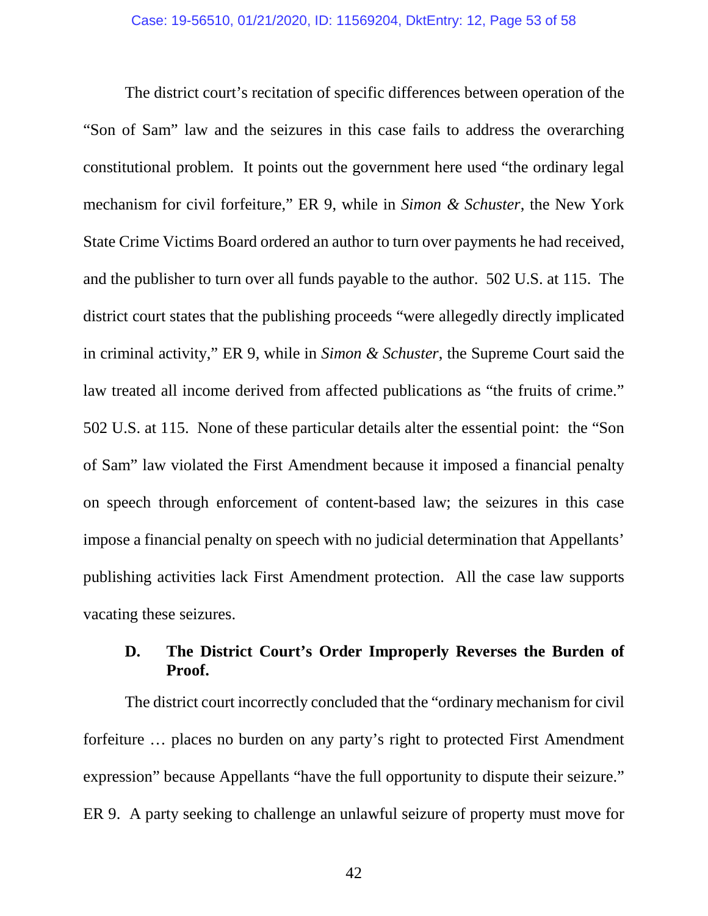The district court's recitation of specific differences between operation of the "Son of Sam" law and the seizures in this case fails to address the overarching constitutional problem. It points out the government here used "the ordinary legal mechanism for civil forfeiture," ER 9, while in *Simon & Schuster*, the New York State Crime Victims Board ordered an author to turn over payments he had received, and the publisher to turn over all funds payable to the author. 502 U.S. at 115. The district court states that the publishing proceeds "were allegedly directly implicated in criminal activity," ER 9, while in *Simon & Schuster*, the Supreme Court said the law treated all income derived from affected publications as "the fruits of crime." 502 U.S. at 115. None of these particular details alter the essential point: the "Son of Sam" law violated the First Amendment because it imposed a financial penalty on speech through enforcement of content-based law; the seizures in this case impose a financial penalty on speech with no judicial determination that Appellants' publishing activities lack First Amendment protection. All the case law supports vacating these seizures.

### D. The District Court's Order Improperly Reverses the Burden of Proof.

The district court incorrectly concluded that the "ordinary mechanism for civil forfeiture … places no burden on any party's right to protected First Amendment expression" because Appellants "have the full opportunity to dispute their seizure." ER 9. A party seeking to challenge an unlawful seizure of property must move for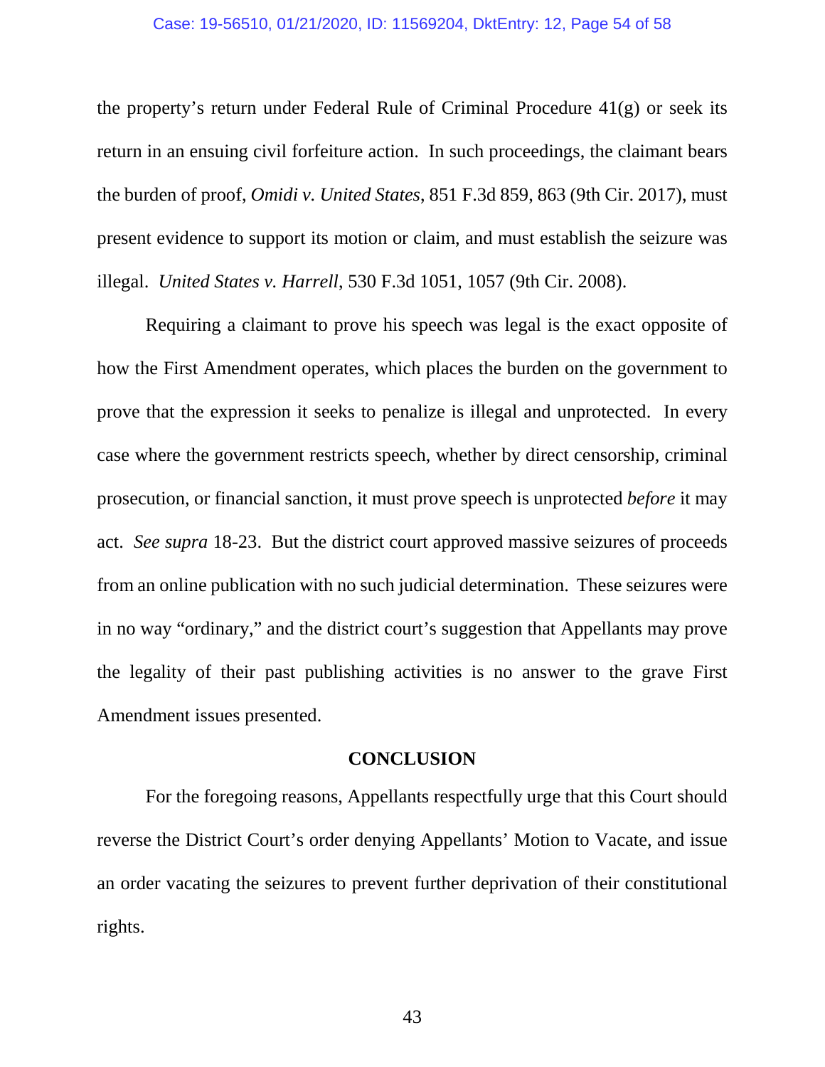the property's return under Federal Rule of Criminal Procedure 41(g) or seek its return in an ensuing civil forfeiture action. In such proceedings, the claimant bears the burden of proof, *Omidi v. United States*, 851 F.3d 859, 863 (9th Cir. 2017), must present evidence to support its motion or claim, and must establish the seizure was illegal. *United States v. Harrell*, 530 F.3d 1051, 1057 (9th Cir. 2008).

Requiring a claimant to prove his speech was legal is the exact opposite of how the First Amendment operates, which places the burden on the government to prove that the expression it seeks to penalize is illegal and unprotected. In every case where the government restricts speech, whether by direct censorship, criminal prosecution, or financial sanction, it must prove speech is unprotected *before* it may act. *See supra* 18-23. But the district court approved massive seizures of proceeds from an online publication with no such judicial determination. These seizures were in no way "ordinary," and the district court's suggestion that Appellants may prove the legality of their past publishing activities is no answer to the grave First Amendment issues presented.

## CONCLUSION

For the foregoing reasons, Appellants respectfully urge that this Court should reverse the District Court's order denying Appellants' Motion to Vacate, and issue an order vacating the seizures to prevent further deprivation of their constitutional rights.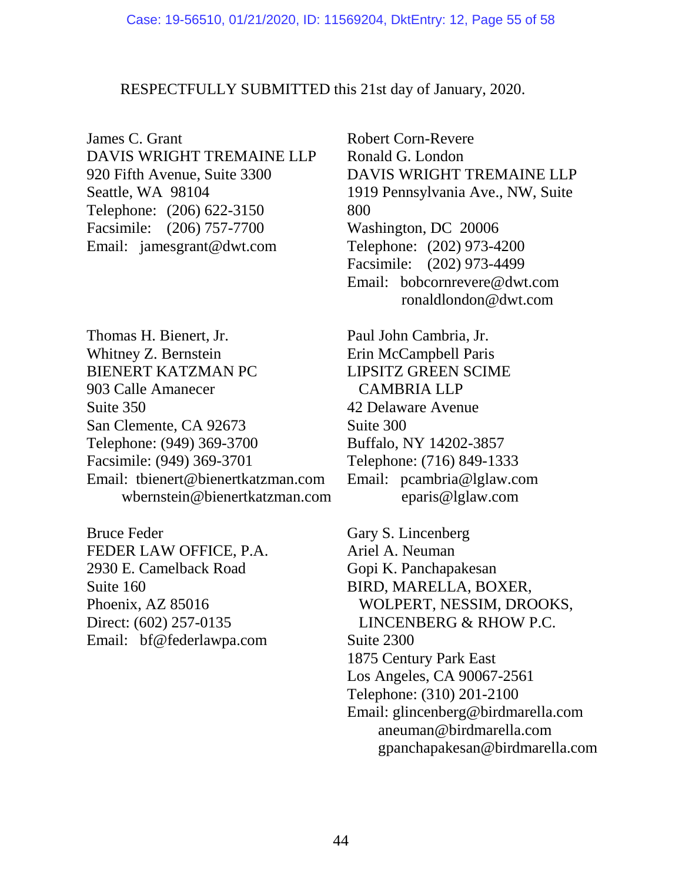RESPECTFULLY SUBMITTED this 21st day of January, 2020.

James C. Grant
DAVIS WRIGHT TREMAINE LLP
920 Fifth Avenue, Suite 3300
Seattle, WA 98104
Telephone: (206) 622-3150
Facsimile: (206) 757-7700
Email: jamesgrant@dwt.com

Robert Corn-Revere
Ronald G. London
DAVIS WRIGHT TREMAINE LLP
1919 Pennsylvania Ave., NW, Suite 800
Washington, DC 20006
Telephone: (202) 973-4200
Facsimile: (202) 973-4499
Email: bobcornrevere@dwt.com
ronaldlondon@dwt.com

Thomas H. Bienert, Jr.
Whitney Z. Bernstein
BIENERT KATZMAN PC
903 Calle Amanecer
Suite 350
San Clemente, CA 92673
Telephone: (949) 369-3700
Facsimile: (949) 369-3701
Email: tbienert@bienertkatzman.com
wbernstein@bienertkatzman.com

Paul John Cambria, Jr.
Erin McCampbell Paris
LIPSITZ GREEN SCIME CAMBRIA LLP
42 Delaware Avenue
Suite 300
Buffalo, NY 14202-3857
Telephone: (716) 849-1333
Email: pcambria@lglaw.com
eparis@lglaw.com

Bruce Feder
FEDER LAW OFFICE, P.A.
2930 E. Camelback Road
Suite 160
Phoenix, AZ 85016
Direct: (602) 257-0135
Email: bf@federlawpa.com

Gary S. Lincenberg
Ariel A. Neuman
Gopi K. Panchapakesan
BIRD, MARELLA, BOXER, WOLPERT, NESSIM, DROOKS, LINCENBERG & RHOW P.C.
Suite 2300
1875 Century Park East
Los Angeles, CA 90067-2561
Telephone: (310) 201-2100
Email: glincenberg@birdmarella.com
aneuman@birdmarella.com
gpanchapakesan@birdmarella.com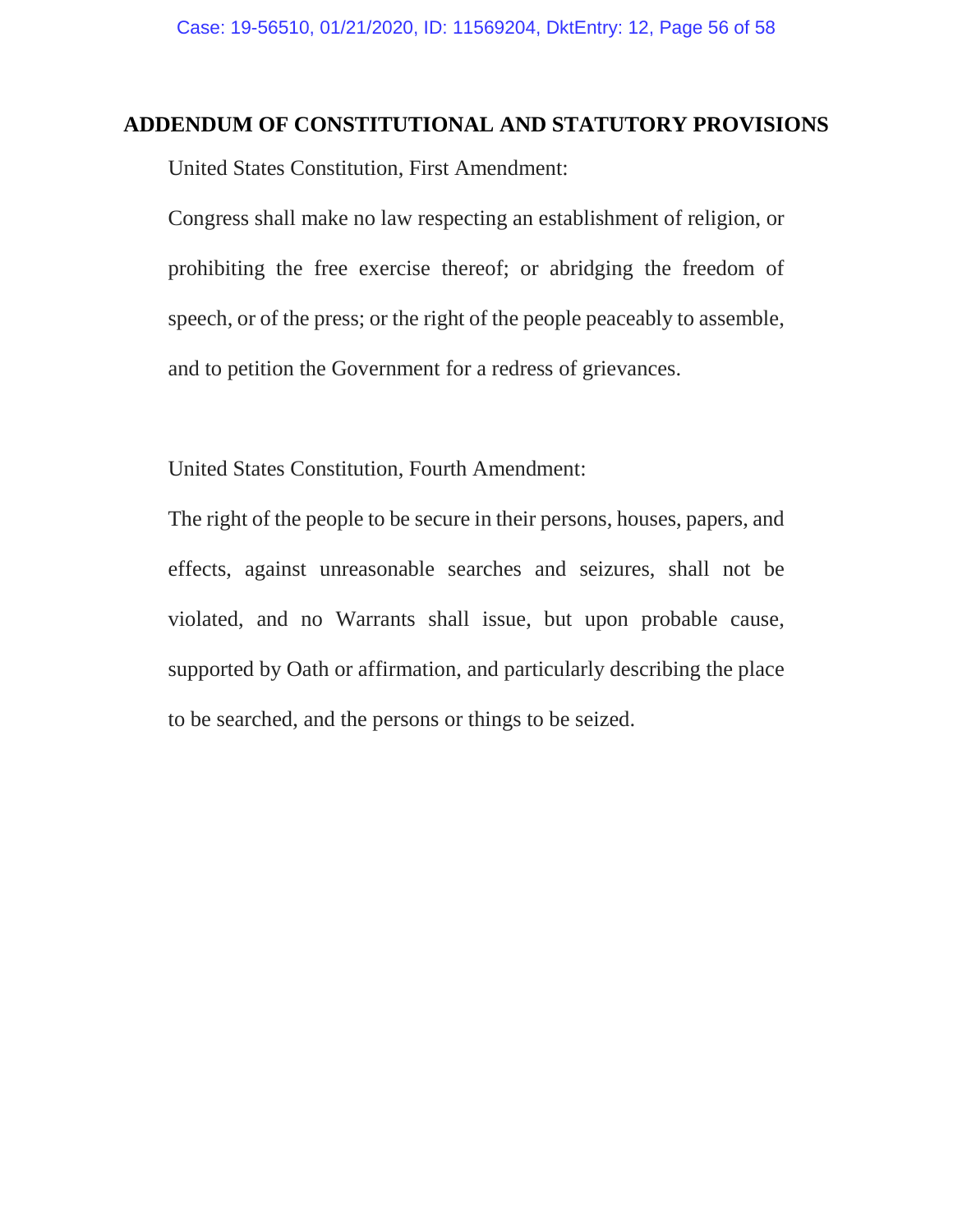## ADDENDUM OF CONSTITUTIONAL AND STATUTORY PROVISIONS

United States Constitution, First Amendment:

Congress shall make no law respecting an establishment of religion, or prohibiting the free exercise thereof; or abridging the freedom of speech, or of the press; or the right of the people peaceably to assemble, and to petition the Government for a redress of grievances.

United States Constitution, Fourth Amendment:

The right of the people to be secure in their persons, houses, papers, and effects, against unreasonable searches and seizures, shall not be violated, and no Warrants shall issue, but upon probable cause, supported by Oath or affirmation, and particularly describing the place to be searched, and the persons or things to be seized.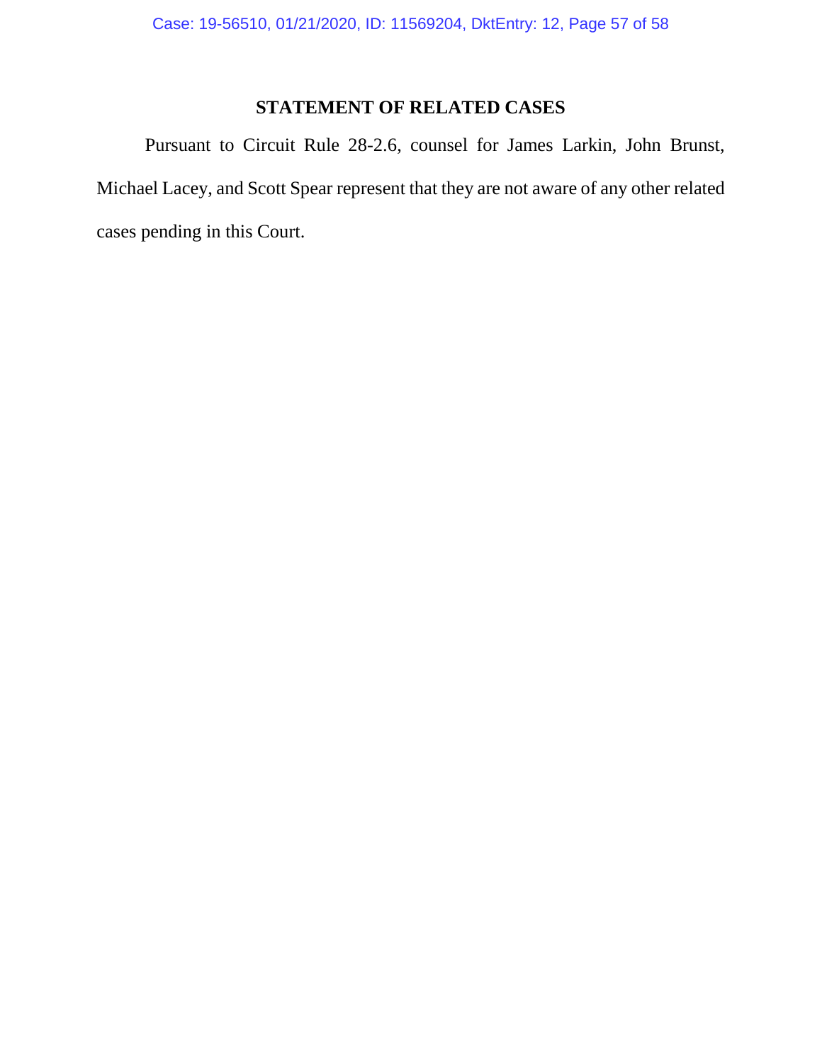## STATEMENT OF RELATED CASES

Pursuant to Circuit Rule 28-2.6, counsel for James Larkin, John Brunst, Michael Lacey, and Scott Spear represent that they are not aware of any other related cases pending in this Court.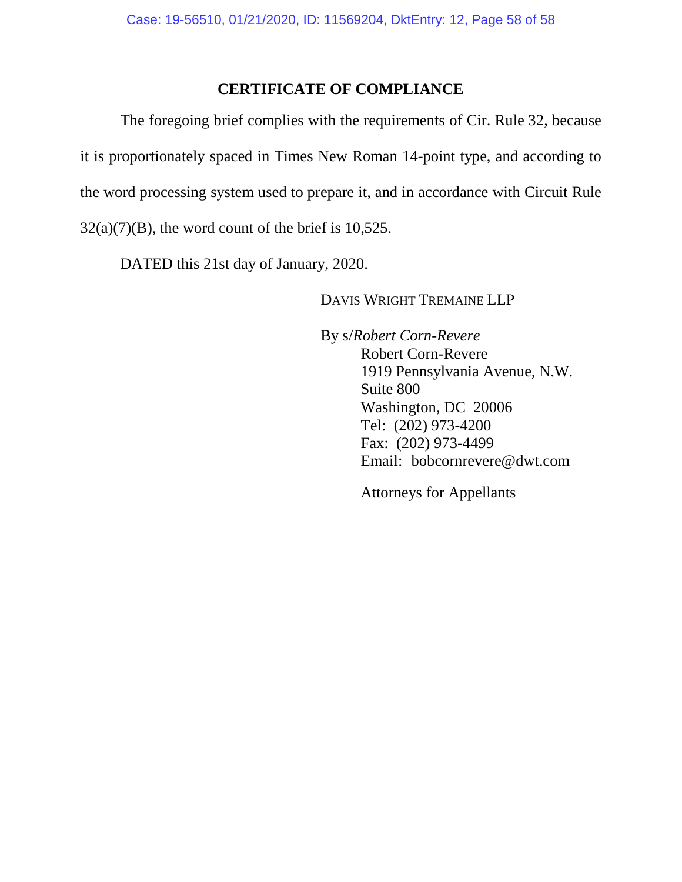## CERTIFICATE OF COMPLIANCE

The foregoing brief complies with the requirements of Cir. Rule 32, because it is proportionately spaced in Times New Roman 14-point type, and according to the word processing system used to prepare it, and in accordance with Circuit Rule 32(a)(7)(B), the word count of the brief is 10,525.

DATED this 21st day of January, 2020.

DAVIS WRIGHT TREMAINE LLP

By s/*Robert Corn-Revere*

Robert Corn-Revere
1919 Pennsylvania Avenue, N.W.
Suite 800
Washington, DC 20006
Tel: (202) 973-4200
Fax: (202) 973-4499
Email: bobcornrevere@dwt.com

Attorneys for Appellants